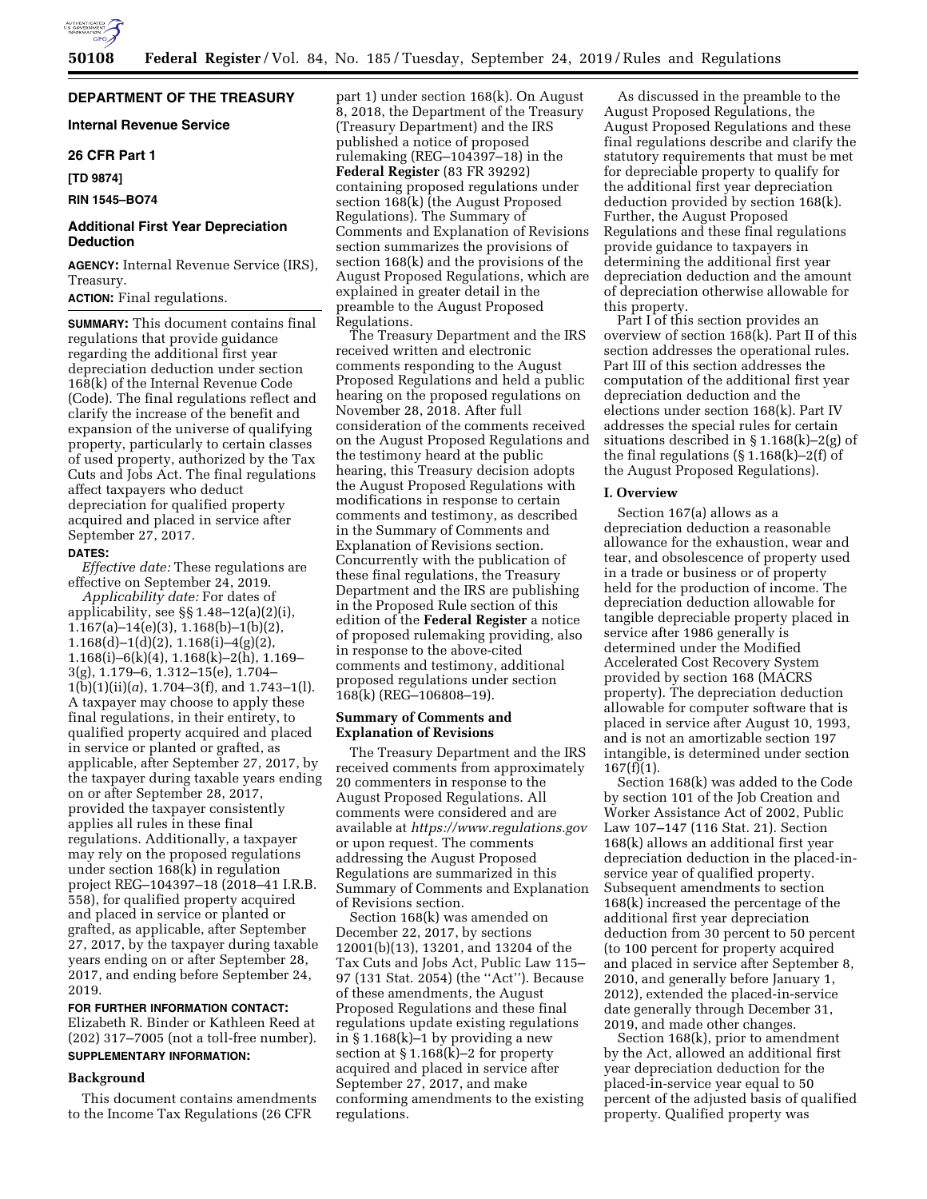## DEPARTMENT OF THE TREASURY

### Internal Revenue Service

### 26 CFR Part 1

**[TD 9874]**

**RIN 1545–BO74**

### Additional First Year Depreciation Deduction

**AGENCY:** Internal Revenue Service (IRS), Treasury.

**ACTION:** Final regulations.

**SUMMARY:** This document contains final regulations that provide guidance regarding the additional first year depreciation deduction under section 168(k) of the Internal Revenue Code (Code). The final regulations reflect and clarify the increase of the benefit and expansion of the universe of qualifying property, particularly to certain classes of used property, authorized by the Tax Cuts and Jobs Act. The final regulations affect taxpayers who deduct depreciation for qualified property acquired and placed in service after September 27, 2017.

**DATES:**

*Effective date:* These regulations are effective on September 24, 2019.

*Applicability date:* For dates of applicability, see §§ 1.48–12(a)(2)(i), 1.167(a)–14(e)(3), 1.168(b)–1(b)(2), 1.168(d)–1(d)(2), 1.168(i)–4(g)(2), 1.168(i)–6(k)(4), 1.168(k)–2(h), 1.169–3(g), 1.179–6, 1.312–15(e), 1.704–1(b)(1)(ii)(*a*), 1.704–3(f), and 1.743–1(l). A taxpayer may choose to apply these final regulations, in their entirety, to qualified property acquired and placed in service or planted or grafted, as applicable, after September 27, 2017, by the taxpayer during taxable years ending on or after September 28, 2017, provided the taxpayer consistently applies all rules in these final regulations. Additionally, a taxpayer may rely on the proposed regulations under section 168(k) in regulation project REG–104397–18 (2018–41 I.R.B. 558), for qualified property acquired and placed in service or planted or grafted, as applicable, after September 27, 2017, by the taxpayer during taxable years ending on or after September 28, 2017, and ending before September 24, 2019.

**FOR FURTHER INFORMATION CONTACT:** Elizabeth R. Binder or Kathleen Reed at (202) 317–7005 (not a toll-free number).

**SUPPLEMENTARY INFORMATION:**

### Background

This document contains amendments to the Income Tax Regulations (26 CFR part 1) under section 168(k). On August 8, 2018, the Department of the Treasury (Treasury Department) and the IRS published a notice of proposed rulemaking (REG–104397–18) in the **Federal Register** (83 FR 39292) containing proposed regulations under section 168(k) (the August Proposed Regulations). The Summary of Comments and Explanation of Revisions section summarizes the provisions of section 168(k) and the provisions of the August Proposed Regulations, which are explained in greater detail in the preamble to the August Proposed Regulations.

The Treasury Department and the IRS received written and electronic comments responding to the August Proposed Regulations and held a public hearing on the proposed regulations on November 28, 2018. After full consideration of the comments received on the August Proposed Regulations and the testimony heard at the public hearing, this Treasury decision adopts the August Proposed Regulations with modifications in response to certain comments and testimony, as described in the Summary of Comments and Explanation of Revisions section. Concurrently with the publication of these final regulations, the Treasury Department and the IRS are publishing in the Proposed Rule section of this edition of the **Federal Register** a notice of proposed rulemaking providing, also in response to the above-cited comments and testimony, additional proposed regulations under section 168(k) (REG–106808–19).

### Summary of Comments and Explanation of Revisions

The Treasury Department and the IRS received comments from approximately 20 commenters in response to the August Proposed Regulations. All comments were considered and are available at *https://www.regulations.gov* or upon request. The comments addressing the August Proposed Regulations are summarized in this Summary of Comments and Explanation of Revisions section.

Section 168(k) was amended on December 22, 2017, by sections 12001(b)(13), 13201, and 13204 of the Tax Cuts and Jobs Act, Public Law 115–97 (131 Stat. 2054) (the ''Act''). Because of these amendments, the August Proposed Regulations and these final regulations update existing regulations in § 1.168(k)–1 by providing a new section at § 1.168(k)–2 for property acquired and placed in service after September 27, 2017, and make conforming amendments to the existing regulations.

As discussed in the preamble to the August Proposed Regulations, the August Proposed Regulations and these final regulations describe and clarify the statutory requirements that must be met for depreciable property to qualify for the additional first year depreciation deduction provided by section 168(k). Further, the August Proposed Regulations and these final regulations provide guidance to taxpayers in determining the additional first year depreciation deduction and the amount of depreciation otherwise allowable for this property.

Part I of this section provides an overview of section 168(k). Part II of this section addresses the operational rules. Part III of this section addresses the computation of the additional first year depreciation deduction and the elections under section 168(k). Part IV addresses the special rules for certain situations described in § 1.168(k)–2(g) of the final regulations (§ 1.168(k)–2(f) of the August Proposed Regulations).

#### I. Overview

Section 167(a) allows as a depreciation deduction a reasonable allowance for the exhaustion, wear and tear, and obsolescence of property used in a trade or business or of property held for the production of income. The depreciation deduction allowable for tangible depreciable property placed in service after 1986 generally is determined under the Modified Accelerated Cost Recovery System provided by section 168 (MACRS property). The depreciation deduction allowable for computer software that is placed in service after August 10, 1993, and is not an amortizable section 197 intangible, is determined under section 167(f)(1).

Section 168(k) was added to the Code by section 101 of the Job Creation and Worker Assistance Act of 2002, Public Law 107–147 (116 Stat. 21). Section 168(k) allows an additional first year depreciation deduction in the placed-in-service year of qualified property. Subsequent amendments to section 168(k) increased the percentage of the additional first year depreciation deduction from 30 percent to 50 percent (to 100 percent for property acquired and placed in service after September 8, 2010, and generally before January 1, 2012), extended the placed-in-service date generally through December 31, 2019, and made other changes.

Section 168(k), prior to amendment by the Act, allowed an additional first year depreciation deduction for the placed-in-service year equal to 50 percent of the adjusted basis of qualified property. Qualified property was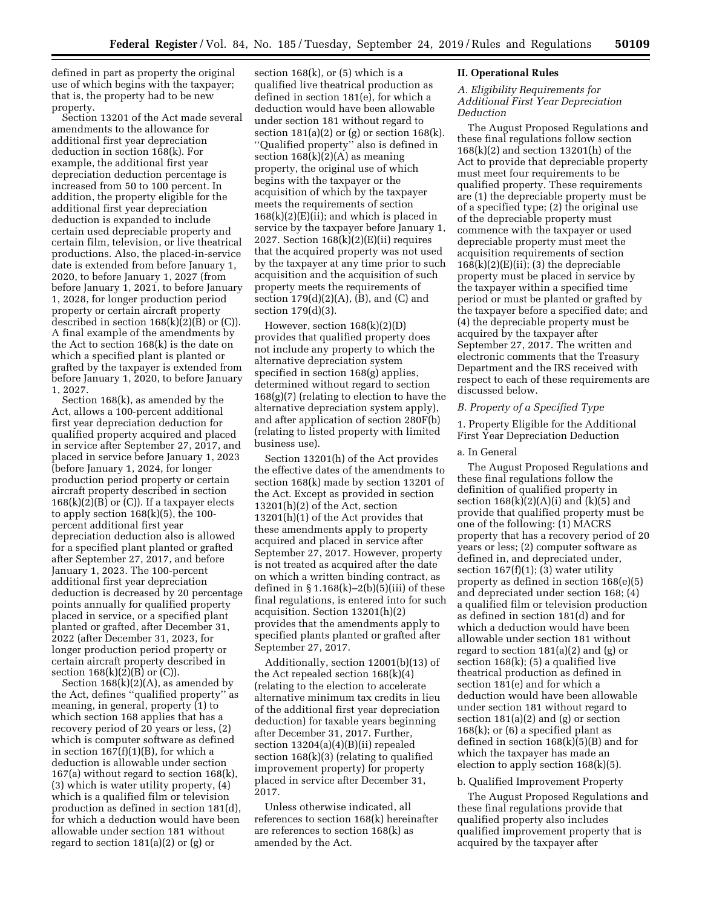defined in part as property the original use of which begins with the taxpayer; that is, the property had to be new property.

Section 13201 of the Act made several amendments to the allowance for additional first year depreciation deduction in section 168(k). For example, the additional first year depreciation deduction percentage is increased from 50 to 100 percent. In addition, the property eligible for the additional first year depreciation deduction is expanded to include certain used depreciable property and certain film, television, or live theatrical productions. Also, the placed-in-service date is extended from before January 1, 2020, to before January 1, 2027 (from before January 1, 2021, to before January 1, 2028, for longer production period property or certain aircraft property described in section 168(k)(2)(B) or (C)). A final example of the amendments by the Act to section 168(k) is the date on which a specified plant is planted or grafted by the taxpayer is extended from before January 1, 2020, to before January 1, 2027.

Section 168(k), as amended by the Act, allows a 100-percent additional first year depreciation deduction for qualified property acquired and placed in service after September 27, 2017, and placed in service before January 1, 2023 (before January 1, 2024, for longer production period property or certain aircraft property described in section 168(k)(2)(B) or (C)). If a taxpayer elects to apply section 168(k)(5), the 100-percent additional first year depreciation deduction also is allowed for a specified plant planted or grafted after September 27, 2017, and before January 1, 2023. The 100-percent additional first year depreciation deduction is decreased by 20 percentage points annually for qualified property placed in service, or a specified plant planted or grafted, after December 31, 2022 (after December 31, 2023, for longer production period property or certain aircraft property described in section 168(k)(2)(B) or (C)).

Section 168(k)(2)(A), as amended by the Act, defines ''qualified property'' as meaning, in general, property (1) to which section 168 applies that has a recovery period of 20 years or less, (2) which is computer software as defined in section 167(f)(1)(B), for which a deduction is allowable under section 167(a) without regard to section 168(k), (3) which is water utility property, (4) which is a qualified film or television production as defined in section 181(d), for which a deduction would have been allowable under section 181 without regard to section 181(a)(2) or (g) or section 168(k), or (5) which is a qualified live theatrical production as defined in section 181(e), for which a deduction would have been allowable under section 181 without regard to section 181(a)(2) or (g) or section 168(k). ''Qualified property'' also is defined in section 168(k)(2)(A) as meaning property, the original use of which begins with the taxpayer or the acquisition of which by the taxpayer meets the requirements of section 168(k)(2)(E)(ii); and which is placed in service by the taxpayer before January 1, 2027. Section 168(k)(2)(E)(ii) requires that the acquired property was not used by the taxpayer at any time prior to such acquisition and the acquisition of such property meets the requirements of section 179(d)(2)(A), (B), and (C) and section 179(d)(3).

However, section 168(k)(2)(D) provides that qualified property does not include any property to which the alternative depreciation system specified in section 168(g) applies, determined without regard to section 168(g)(7) (relating to election to have the alternative depreciation system apply), and after application of section 280F(b) (relating to listed property with limited business use).

Section 13201(h) of the Act provides the effective dates of the amendments to section 168(k) made by section 13201 of the Act. Except as provided in section 13201(h)(2) of the Act, section 13201(h)(1) of the Act provides that these amendments apply to property acquired and placed in service after September 27, 2017. However, property is not treated as acquired after the date on which a written binding contract, as defined in § 1.168(k)–2(b)(5)(iii) of these final regulations, is entered into for such acquisition. Section 13201(h)(2) provides that the amendments apply to specified plants planted or grafted after September 27, 2017.

Additionally, section 12001(b)(13) of the Act repealed section 168(k)(4) (relating to the election to accelerate alternative minimum tax credits in lieu of the additional first year depreciation deduction) for taxable years beginning after December 31, 2017. Further, section 13204(a)(4)(B)(ii) repealed section 168(k)(3) (relating to qualified improvement property) for property placed in service after December 31, 2017.

Unless otherwise indicated, all references to section 168(k) hereinafter are references to section 168(k) as amended by the Act.

## II. Operational Rules

### *A. Eligibility Requirements for Additional First Year Depreciation Deduction*

The August Proposed Regulations and these final regulations follow section 168(k)(2) and section 13201(h) of the Act to provide that depreciable property must meet four requirements to be qualified property. These requirements are (1) the depreciable property must be of a specified type; (2) the original use of the depreciable property must commence with the taxpayer or used depreciable property must meet the acquisition requirements of section 168(k)(2)(E)(ii); (3) the depreciable property must be placed in service by the taxpayer within a specified time period or must be planted or grafted by the taxpayer before a specified date; and (4) the depreciable property must be acquired by the taxpayer after September 27, 2017. The written and electronic comments that the Treasury Department and the IRS received with respect to each of these requirements are discussed below.

### *B. Property of a Specified Type*

#### 1. Property Eligible for the Additional First Year Depreciation Deduction

##### a. In General

The August Proposed Regulations and these final regulations follow the definition of qualified property in section 168(k)(2)(A)(i) and (k)(5) and provide that qualified property must be one of the following: (1) MACRS property that has a recovery period of 20 years or less; (2) computer software as defined in, and depreciated under, section 167(f)(1); (3) water utility property as defined in section 168(e)(5) and depreciated under section 168; (4) a qualified film or television production as defined in section 181(d) and for which a deduction would have been allowable under section 181 without regard to section 181(a)(2) and (g) or section 168(k); (5) a qualified live theatrical production as defined in section 181(e) and for which a deduction would have been allowable under section 181 without regard to section 181(a)(2) and (g) or section 168(k); or (6) a specified plant as defined in section 168(k)(5)(B) and for which the taxpayer has made an election to apply section 168(k)(5).

##### b. Qualified Improvement Property

The August Proposed Regulations and these final regulations provide that qualified property also includes qualified improvement property that is acquired by the taxpayer after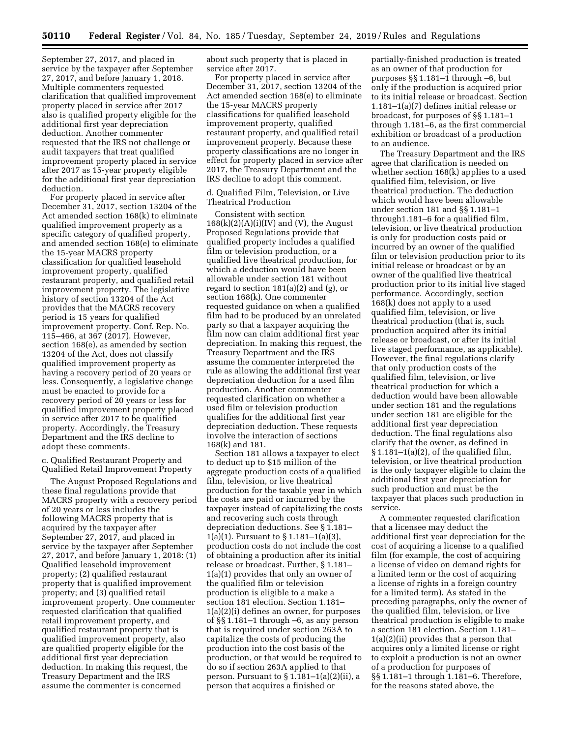September 27, 2017, and placed in service by the taxpayer after September 27, 2017, and before January 1, 2018. Multiple commenters requested clarification that qualified improvement property placed in service after 2017 also is qualified property eligible for the additional first year depreciation deduction. Another commenter requested that the IRS not challenge or audit taxpayers that treat qualified improvement property placed in service after 2017 as 15-year property eligible for the additional first year depreciation deduction.

For property placed in service after December 31, 2017, section 13204 of the Act amended section 168(k) to eliminate qualified improvement property as a specific category of qualified property, and amended section 168(e) to eliminate the 15-year MACRS property classification for qualified leasehold improvement property, qualified restaurant property, and qualified retail improvement property. The legislative history of section 13204 of the Act provides that the MACRS recovery period is 15 years for qualified improvement property. Conf. Rep. No. 115–466, at 367 (2017). However, section 168(e), as amended by section 13204 of the Act, does not classify qualified improvement property as having a recovery period of 20 years or less. Consequently, a legislative change must be enacted to provide for a recovery period of 20 years or less for qualified improvement property placed in service after 2017 to be qualified property. Accordingly, the Treasury Department and the IRS decline to adopt these comments.

c. Qualified Restaurant Property and Qualified Retail Improvement Property

The August Proposed Regulations and these final regulations provide that MACRS property with a recovery period of 20 years or less includes the following MACRS property that is acquired by the taxpayer after September 27, 2017, and placed in service by the taxpayer after September 27, 2017, and before January 1, 2018: (1) Qualified leasehold improvement property; (2) qualified restaurant property that is qualified improvement property; and (3) qualified retail improvement property. One commenter requested clarification that qualified retail improvement property, and qualified restaurant property that is qualified improvement property, also are qualified property eligible for the additional first year depreciation deduction. In making this request, the Treasury Department and the IRS assume the commenter is concerned about such property that is placed in service after 2017.

For property placed in service after December 31, 2017, section 13204 of the Act amended section 168(e) to eliminate the 15-year MACRS property classifications for qualified leasehold improvement property, qualified restaurant property, and qualified retail improvement property. Because these property classifications are no longer in effect for property placed in service after 2017, the Treasury Department and the IRS decline to adopt this comment.

d. Qualified Film, Television, or Live Theatrical Production

Consistent with section 168(k)(2)(A)(i)(IV) and (V), the August Proposed Regulations provide that qualified property includes a qualified film or television production, or a qualified live theatrical production, for which a deduction would have been allowable under section 181 without regard to section 181(a)(2) and (g), or section 168(k). One commenter requested guidance on when a qualified film had to be produced by an unrelated party so that a taxpayer acquiring the film now can claim additional first year depreciation. In making this request, the Treasury Department and the IRS assume the commenter interpreted the rule as allowing the additional first year depreciation deduction for a used film production. Another commenter requested clarification on whether a used film or television production qualifies for the additional first year depreciation deduction. These requests involve the interaction of sections 168(k) and 181.

Section 181 allows a taxpayer to elect to deduct up to $15 million of the aggregate production costs of a qualified film, television, or live theatrical production for the taxable year in which the costs are paid or incurred by the taxpayer instead of capitalizing the costs and recovering such costs through depreciation deductions. See § 1.181–1(a)(1). Pursuant to § 1.181–1(a)(3), production costs do not include the cost of obtaining a production after its initial release or broadcast. Further, § 1.181–1(a)(1) provides that only an owner of the qualified film or television production is eligible to a make a section 181 election. Section 1.181–1(a)(2)(i) defines an owner, for purposes of §§ 1.181–1 through –6, as any person that is required under section 263A to capitalize the costs of producing the production into the cost basis of the production, or that would be required to do so if section 263A applied to that person. Pursuant to § 1.181–1(a)(2)(ii), a person that acquires a finished or partially-finished production is treated as an owner of that production for purposes §§ 1.181–1 through –6, but only if the production is acquired prior to its initial release or broadcast. Section 1.181–1(a)(7) defines initial release or broadcast, for purposes of §§ 1.181–1 through 1.181–6, as the first commercial exhibition or broadcast of a production to an audience.

The Treasury Department and the IRS agree that clarification is needed on whether section 168(k) applies to a used qualified film, television, or live theatrical production. The deduction which would have been allowable under section 181 and §§ 1.181–1 through1.181–6 for a qualified film, television, or live theatrical production is only for production costs paid or incurred by an owner of the qualified film or television production prior to its initial release or broadcast or by an owner of the qualified live theatrical production prior to its initial live staged performance. Accordingly, section 168(k) does not apply to a used qualified film, television, or live theatrical production (that is, such production acquired after its initial release or broadcast, or after its initial live staged performance, as applicable). However, the final regulations clarify that only production costs of the qualified film, television, or live theatrical production for which a deduction would have been allowable under section 181 and the regulations under section 181 are eligible for the additional first year depreciation deduction. The final regulations also clarify that the owner, as defined in § 1.181–1(a)(2), of the qualified film, television, or live theatrical production is the only taxpayer eligible to claim the additional first year depreciation for such production and must be the taxpayer that places such production in service.

A commenter requested clarification that a licensee may deduct the additional first year depreciation for the cost of acquiring a license to a qualified film (for example, the cost of acquiring a license of video on demand rights for a limited term or the cost of acquiring a license of rights in a foreign country for a limited term). As stated in the preceding paragraphs, only the owner of the qualified film, television, or live theatrical production is eligible to make a section 181 election. Section 1.181–1(a)(2)(ii) provides that a person that acquires only a limited license or right to exploit a production is not an owner of a production for purposes of §§ 1.181–1 through 1.181–6. Therefore, for the reasons stated above, the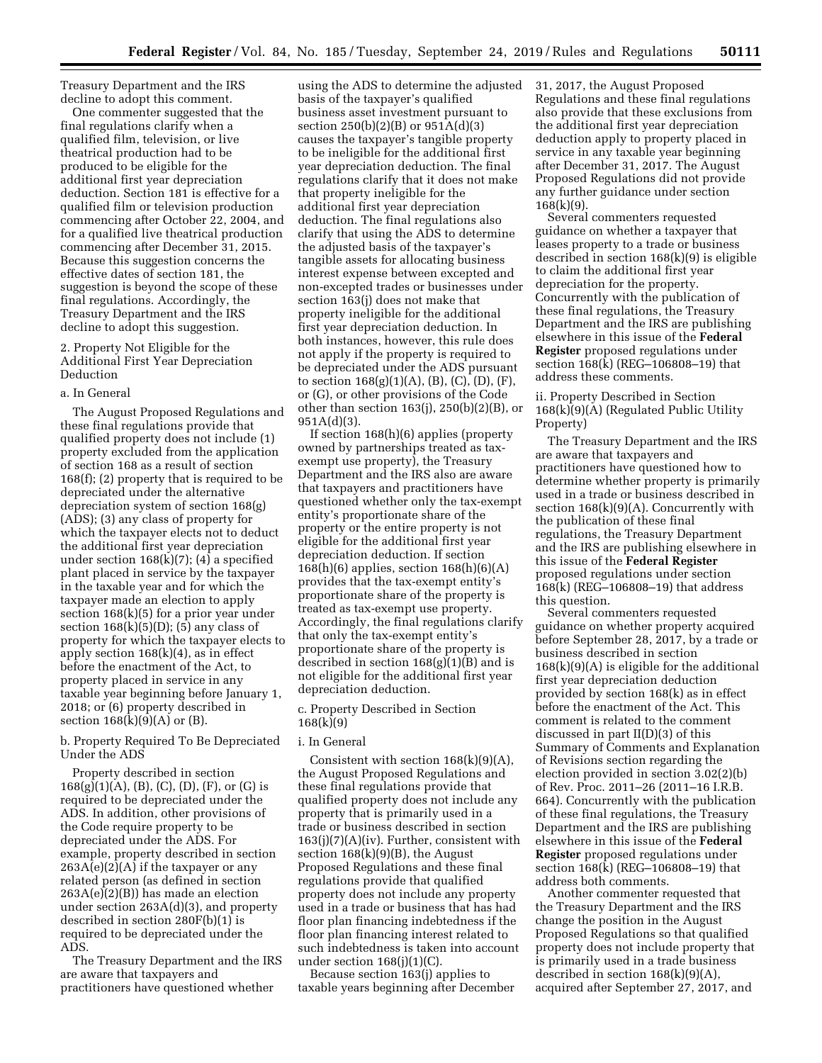Treasury Department and the IRS decline to adopt this comment.

One commenter suggested that the final regulations clarify when a qualified film, television, or live theatrical production had to be produced to be eligible for the additional first year depreciation deduction. Section 181 is effective for a qualified film or television production commencing after October 22, 2004, and for a qualified live theatrical production commencing after December 31, 2015. Because this suggestion concerns the effective dates of section 181, the suggestion is beyond the scope of these final regulations. Accordingly, the Treasury Department and the IRS decline to adopt this suggestion.

2. Property Not Eligible for the Additional First Year Depreciation Deduction

a. In General

The August Proposed Regulations and these final regulations provide that qualified property does not include (1) property excluded from the application of section 168 as a result of section 168(f); (2) property that is required to be depreciated under the alternative depreciation system of section 168(g) (ADS); (3) any class of property for which the taxpayer elects not to deduct the additional first year depreciation under section 168(k)(7); (4) a specified plant placed in service by the taxpayer in the taxable year and for which the taxpayer made an election to apply section 168(k)(5) for a prior year under section 168(k)(5)(D); (5) any class of property for which the taxpayer elects to apply section 168(k)(4), as in effect before the enactment of the Act, to property placed in service in any taxable year beginning before January 1, 2018; or (6) property described in section 168(k)(9)(A) or (B).

b. Property Required To Be Depreciated Under the ADS

Property described in section 168(g)(1)(A), (B), (C), (D), (F), or (G) is required to be depreciated under the ADS. In addition, other provisions of the Code require property to be depreciated under the ADS. For example, property described in section 263A(e)(2)(A) if the taxpayer or any related person (as defined in section 263A(e)(2)(B)) has made an election under section 263A(d)(3), and property described in section 280F(b)(1) is required to be depreciated under the ADS.

The Treasury Department and the IRS are aware that taxpayers and practitioners have questioned whether using the ADS to determine the adjusted basis of the taxpayer's qualified business asset investment pursuant to section 250(b)(2)(B) or 951A(d)(3) causes the taxpayer's tangible property to be ineligible for the additional first year depreciation deduction. The final regulations clarify that it does not make that property ineligible for the additional first year depreciation deduction. The final regulations also clarify that using the ADS to determine the adjusted basis of the taxpayer's tangible assets for allocating business interest expense between excepted and non-excepted trades or businesses under section 163(j) does not make that property ineligible for the additional first year depreciation deduction. In both instances, however, this rule does not apply if the property is required to be depreciated under the ADS pursuant to section 168(g)(1)(A), (B), (C), (D), (F), or (G), or other provisions of the Code other than section 163(j), 250(b)(2)(B), or 951A(d)(3).

If section 168(h)(6) applies (property owned by partnerships treated as tax-exempt use property), the Treasury Department and the IRS also are aware that taxpayers and practitioners have questioned whether only the tax-exempt entity's proportionate share of the property or the entire property is not eligible for the additional first year depreciation deduction. If section 168(h)(6) applies, section 168(h)(6)(A) provides that the tax-exempt entity's proportionate share of the property is treated as tax-exempt use property. Accordingly, the final regulations clarify that only the tax-exempt entity's proportionate share of the property is described in section 168(g)(1)(B) and is not eligible for the additional first year depreciation deduction.

c. Property Described in Section 168(k)(9)

i. In General

Consistent with section 168(k)(9)(A), the August Proposed Regulations and these final regulations provide that qualified property does not include any property that is primarily used in a trade or business described in section 163(j)(7)(A)(iv). Further, consistent with section 168(k)(9)(B), the August Proposed Regulations and these final regulations provide that qualified property does not include any property used in a trade or business that has had floor plan financing indebtedness if the floor plan financing interest related to such indebtedness is taken into account under section 168(j)(1)(C).

Because section 163(j) applies to taxable years beginning after December 31, 2017, the August Proposed Regulations and these final regulations also provide that these exclusions from the additional first year depreciation deduction apply to property placed in service in any taxable year beginning after December 31, 2017. The August Proposed Regulations did not provide any further guidance under section 168(k)(9).

Several commenters requested guidance on whether a taxpayer that leases property to a trade or business described in section 168(k)(9) is eligible to claim the additional first year depreciation for the property. Concurrently with the publication of these final regulations, the Treasury Department and the IRS are publishing elsewhere in this issue of the **Federal Register** proposed regulations under section 168(k) (REG–106808–19) that address these comments.

ii. Property Described in Section 168(k)(9)(A) (Regulated Public Utility Property)

The Treasury Department and the IRS are aware that taxpayers and practitioners have questioned how to determine whether property is primarily used in a trade or business described in section 168(k)(9)(A). Concurrently with the publication of these final regulations, the Treasury Department and the IRS are publishing elsewhere in this issue of the **Federal Register** proposed regulations under section 168(k) (REG–106808–19) that address this question.

Several commenters requested guidance on whether property acquired before September 28, 2017, by a trade or business described in section 168(k)(9)(A) is eligible for the additional first year depreciation deduction provided by section 168(k) as in effect before the enactment of the Act. This comment is related to the comment discussed in part II(D)(3) of this Summary of Comments and Explanation of Revisions section regarding the election provided in section 3.02(2)(b) of Rev. Proc. 2011–26 (2011–16 I.R.B. 664). Concurrently with the publication of these final regulations, the Treasury Department and the IRS are publishing elsewhere in this issue of the **Federal Register** proposed regulations under section 168(k) (REG–106808–19) that address both comments.

Another commenter requested that the Treasury Department and the IRS change the position in the August Proposed Regulations so that qualified property does not include property that is primarily used in a trade business described in section 168(k)(9)(A), acquired after September 27, 2017, and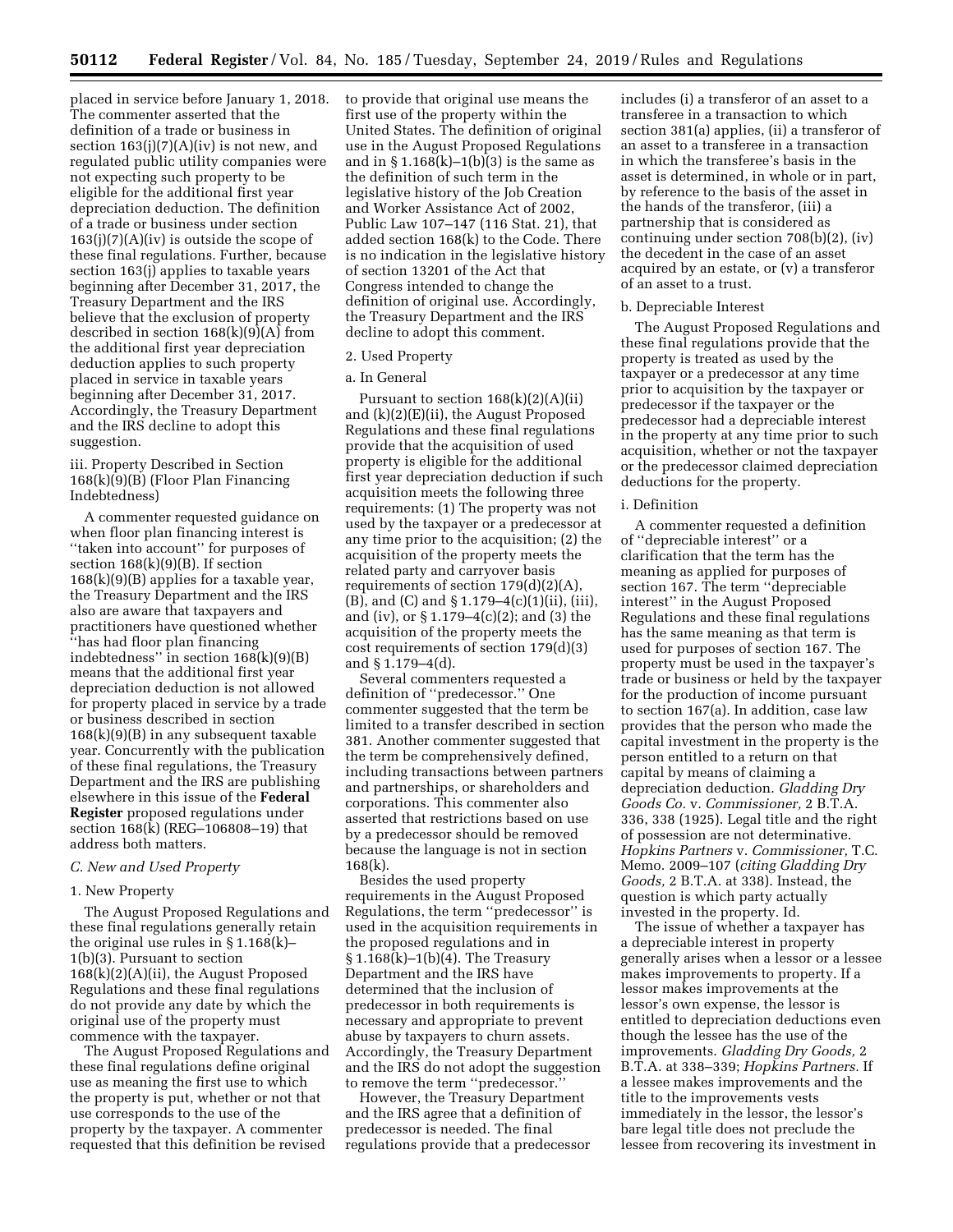placed in service before January 1, 2018. The commenter asserted that the definition of a trade or business in section 163(j)(7)(A)(iv) is not new, and regulated public utility companies were not expecting such property to be eligible for the additional first year depreciation deduction. The definition of a trade or business under section 163(j)(7)(A)(iv) is outside the scope of these final regulations. Further, because section 163(j) applies to taxable years beginning after December 31, 2017, the Treasury Department and the IRS believe that the exclusion of property described in section 168(k)(9)(A) from the additional first year depreciation deduction applies to such property placed in service in taxable years beginning after December 31, 2017. Accordingly, the Treasury Department and the IRS decline to adopt this suggestion.

iii. Property Described in Section 168(k)(9)(B) (Floor Plan Financing Indebtedness)

A commenter requested guidance on when floor plan financing interest is ''taken into account'' for purposes of section 168(k)(9)(B). If section 168(k)(9)(B) applies for a taxable year, the Treasury Department and the IRS also are aware that taxpayers and practitioners have questioned whether ''has had floor plan financing indebtedness'' in section 168(k)(9)(B) means that the additional first year depreciation deduction is not allowed for property placed in service by a trade or business described in section 168(k)(9)(B) in any subsequent taxable year. Concurrently with the publication of these final regulations, the Treasury Department and the IRS are publishing elsewhere in this issue of the **Federal Register** proposed regulations under section 168(k) (REG–106808–19) that address both matters.

*C. New and Used Property*

1. New Property

The August Proposed Regulations and these final regulations generally retain the original use rules in § 1.168(k)–1(b)(3). Pursuant to section 168(k)(2)(A)(ii), the August Proposed Regulations and these final regulations do not provide any date by which the original use of the property must commence with the taxpayer.

The August Proposed Regulations and these final regulations define original use as meaning the first use to which the property is put, whether or not that use corresponds to the use of the property by the taxpayer. A commenter requested that this definition be revised to provide that original use means the first use of the property within the United States. The definition of original use in the August Proposed Regulations and in § 1.168(k)–1(b)(3) is the same as the definition of such term in the legislative history of the Job Creation and Worker Assistance Act of 2002, Public Law 107–147 (116 Stat. 21), that added section 168(k) to the Code. There is no indication in the legislative history of section 13201 of the Act that Congress intended to change the definition of original use. Accordingly, the Treasury Department and the IRS decline to adopt this comment.

2. Used Property

a. In General

Pursuant to section 168(k)(2)(A)(ii) and (k)(2)(E)(ii), the August Proposed Regulations and these final regulations provide that the acquisition of used property is eligible for the additional first year depreciation deduction if such acquisition meets the following three requirements: (1) The property was not used by the taxpayer or a predecessor at any time prior to the acquisition; (2) the acquisition of the property meets the related party and carryover basis requirements of section 179(d)(2)(A), (B), and (C) and § 1.179–4(c)(1)(ii), (iii), and (iv), or § 1.179–4(c)(2); and (3) the acquisition of the property meets the cost requirements of section 179(d)(3) and § 1.179–4(d).

Several commenters requested a definition of ''predecessor.'' One commenter suggested that the term be limited to a transfer described in section 381. Another commenter suggested that the term be comprehensively defined, including transactions between partners and partnerships, or shareholders and corporations. This commenter also asserted that restrictions based on use by a predecessor should be removed because the language is not in section 168(k).

Besides the used property requirements in the August Proposed Regulations, the term ''predecessor'' is used in the acquisition requirements in the proposed regulations and in § 1.168(k)–1(b)(4). The Treasury Department and the IRS have determined that the inclusion of predecessor in both requirements is necessary and appropriate to prevent abuse by taxpayers to churn assets. Accordingly, the Treasury Department and the IRS do not adopt the suggestion to remove the term ''predecessor.''

However, the Treasury Department and the IRS agree that a definition of predecessor is needed. The final regulations provide that a predecessor includes (i) a transferor of an asset to a transferee in a transaction to which section 381(a) applies, (ii) a transferor of an asset to a transferee in a transaction in which the transferee's basis in the asset is determined, in whole or in part, by reference to the basis of the asset in the hands of the transferor, (iii) a partnership that is considered as continuing under section 708(b)(2), (iv) the decedent in the case of an asset acquired by an estate, or (v) a transferor of an asset to a trust.

b. Depreciable Interest

The August Proposed Regulations and these final regulations provide that the property is treated as used by the taxpayer or a predecessor at any time prior to acquisition by the taxpayer or predecessor if the taxpayer or the predecessor had a depreciable interest in the property at any time prior to such acquisition, whether or not the taxpayer or the predecessor claimed depreciation deductions for the property.

i. Definition

A commenter requested a definition of ''depreciable interest'' or a clarification that the term has the meaning as applied for purposes of section 167. The term ''depreciable interest'' in the August Proposed Regulations and these final regulations has the same meaning as that term is used for purposes of section 167. The property must be used in the taxpayer's trade or business or held by the taxpayer for the production of income pursuant to section 167(a). In addition, case law provides that the person who made the capital investment in the property is the person entitled to a return on that capital by means of claiming a depreciation deduction. *Gladding Dry Goods Co.* v. *Commissioner,* 2 B.T.A. 336, 338 (1925). Legal title and the right of possession are not determinative. *Hopkins Partners* v. *Commissioner,* T.C. Memo. 2009–107 (*citing Gladding Dry Goods,* 2 B.T.A. at 338). Instead, the question is which party actually invested in the property. Id.

The issue of whether a taxpayer has a depreciable interest in property generally arises when a lessor or a lessee makes improvements to property. If a lessor makes improvements at the lessor's own expense, the lessor is entitled to depreciation deductions even though the lessee has the use of the improvements. *Gladding Dry Goods,* 2 B.T.A. at 338–339; *Hopkins Partners.* If a lessee makes improvements and the title to the improvements vests immediately in the lessor, the lessor's bare legal title does not preclude the lessee from recovering its investment in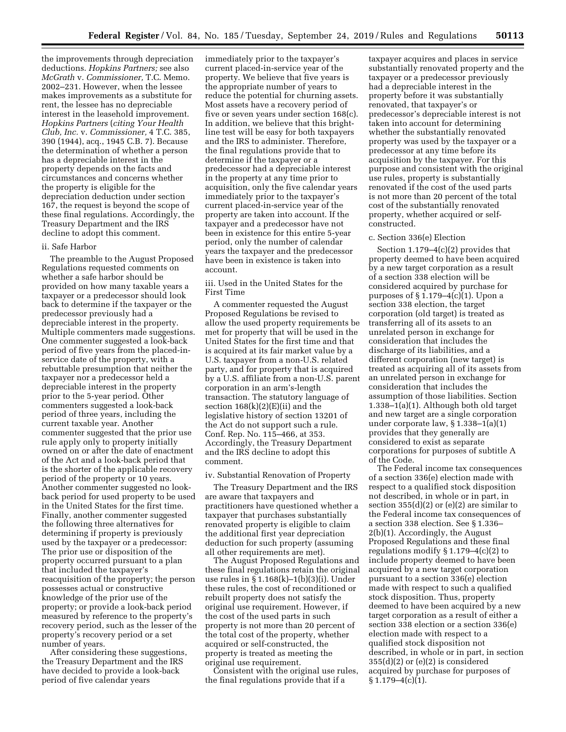the improvements through depreciation deductions. *Hopkins Partners;* see also *McGrath* v. *Commissioner,* T.C. Memo. 2002–231. However, when the lessee makes improvements as a substitute for rent, the lessee has no depreciable interest in the leasehold improvement. *Hopkins Partners* (*citing Your Health Club, Inc.* v. *Commissioner,* 4 T.C. 385, 390 (1944), acq., 1945 C.B. 7). Because the determination of whether a person has a depreciable interest in the property depends on the facts and circumstances and concerns whether the property is eligible for the depreciation deduction under section 167, the request is beyond the scope of these final regulations. Accordingly, the Treasury Department and the IRS decline to adopt this comment.

ii. Safe Harbor

The preamble to the August Proposed Regulations requested comments on whether a safe harbor should be provided on how many taxable years a taxpayer or a predecessor should look back to determine if the taxpayer or the predecessor previously had a depreciable interest in the property. Multiple commenters made suggestions. One commenter suggested a look-back period of five years from the placed-in-service date of the property, with a rebuttable presumption that neither the taxpayer nor a predecessor held a depreciable interest in the property prior to the 5-year period. Other commenters suggested a look-back period of three years, including the current taxable year. Another commenter suggested that the prior use rule apply only to property initially owned on or after the date of enactment of the Act and a look-back period that is the shorter of the applicable recovery period of the property or 10 years. Another commenter suggested no look-back period for used property to be used in the United States for the first time. Finally, another commenter suggested the following three alternatives for determining if property is previously used by the taxpayer or a predecessor: The prior use or disposition of the property occurred pursuant to a plan that included the taxpayer's reacquisition of the property; the person possesses actual or constructive knowledge of the prior use of the property; or provide a look-back period measured by reference to the property's recovery period, such as the lesser of the property's recovery period or a set number of years.

After considering these suggestions, the Treasury Department and the IRS have decided to provide a look-back period of five calendar years immediately prior to the taxpayer's current placed-in-service year of the property. We believe that five years is the appropriate number of years to reduce the potential for churning assets. Most assets have a recovery period of five or seven years under section 168(c). In addition, we believe that this bright-line test will be easy for both taxpayers and the IRS to administer. Therefore, the final regulations provide that to determine if the taxpayer or a predecessor had a depreciable interest in the property at any time prior to acquisition, only the five calendar years immediately prior to the taxpayer's current placed-in-service year of the property are taken into account. If the taxpayer and a predecessor have not been in existence for this entire 5-year period, only the number of calendar years the taxpayer and the predecessor have been in existence is taken into account.

iii. Used in the United States for the First Time

A commenter requested the August Proposed Regulations be revised to allow the used property requirements be met for property that will be used in the United States for the first time and that is acquired at its fair market value by a U.S. taxpayer from a non-U.S. related party, and for property that is acquired by a U.S. affiliate from a non-U.S. parent corporation in an arm's-length transaction. The statutory language of section 168(k)(2)(E)(ii) and the legislative history of section 13201 of the Act do not support such a rule. Conf. Rep. No. 115–466, at 353. Accordingly, the Treasury Department and the IRS decline to adopt this comment.

iv. Substantial Renovation of Property

The Treasury Department and the IRS are aware that taxpayers and practitioners have questioned whether a taxpayer that purchases substantially renovated property is eligible to claim the additional first year depreciation deduction for such property (assuming all other requirements are met).

The August Proposed Regulations and these final regulations retain the original use rules in § 1.168(k)–1(b)(3)(i). Under these rules, the cost of reconditioned or rebuilt property does not satisfy the original use requirement. However, if the cost of the used parts in such property is not more than 20 percent of the total cost of the property, whether acquired or self-constructed, the property is treated as meeting the original use requirement.

Consistent with the original use rules, the final regulations provide that if a taxpayer acquires and places in service substantially renovated property and the taxpayer or a predecessor previously had a depreciable interest in the property before it was substantially renovated, that taxpayer's or predecessor's depreciable interest is not taken into account for determining whether the substantially renovated property was used by the taxpayer or a predecessor at any time before its acquisition by the taxpayer. For this purpose and consistent with the original use rules, property is substantially renovated if the cost of the used parts is not more than 20 percent of the total cost of the substantially renovated property, whether acquired or self-constructed.

c. Section 336(e) Election

Section 1.179–4(c)(2) provides that property deemed to have been acquired by a new target corporation as a result of a section 338 election will be considered acquired by purchase for purposes of § 1.179–4(c)(1). Upon a section 338 election, the target corporation (old target) is treated as transferring all of its assets to an unrelated person in exchange for consideration that includes the discharge of its liabilities, and a different corporation (new target) is treated as acquiring all of its assets from an unrelated person in exchange for consideration that includes the assumption of those liabilities. Section 1.338–1(a)(1). Although both old target and new target are a single corporation under corporate law, § 1.338–1(a)(1) provides that they generally are considered to exist as separate corporations for purposes of subtitle A of the Code.

The Federal income tax consequences of a section 336(e) election made with respect to a qualified stock disposition not described, in whole or in part, in section 355(d)(2) or (e)(2) are similar to the Federal income tax consequences of a section 338 election. See § 1.336–2(b)(1). Accordingly, the August Proposed Regulations and these final regulations modify § 1.179–4(c)(2) to include property deemed to have been acquired by a new target corporation pursuant to a section 336(e) election made with respect to such a qualified stock disposition. Thus, property deemed to have been acquired by a new target corporation as a result of either a section 338 election or a section 336(e) election made with respect to a qualified stock disposition not described, in whole or in part, in section 355(d)(2) or (e)(2) is considered acquired by purchase for purposes of § 1.179–4(c)(1).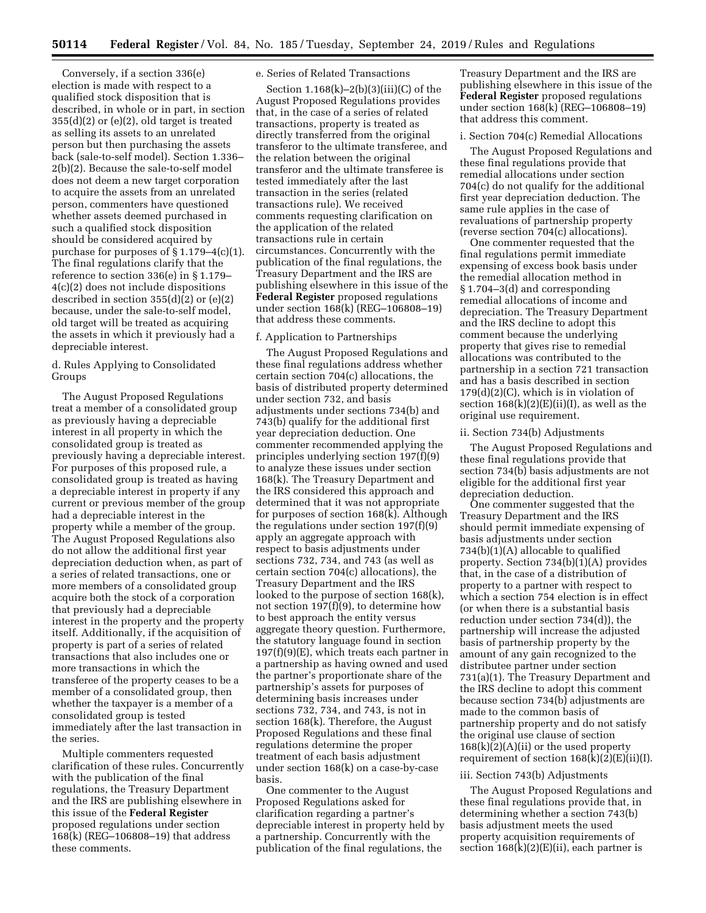Conversely, if a section 336(e) election is made with respect to a qualified stock disposition that is described, in whole or in part, in section 355(d)(2) or (e)(2), old target is treated as selling its assets to an unrelated person but then purchasing the assets back (sale-to-self model). Section 1.336–2(b)(2). Because the sale-to-self model does not deem a new target corporation to acquire the assets from an unrelated person, commenters have questioned whether assets deemed purchased in such a qualified stock disposition should be considered acquired by purchase for purposes of § 1.179–4(c)(1). The final regulations clarify that the reference to section 336(e) in § 1.179–4(c)(2) does not include dispositions described in section 355(d)(2) or (e)(2) because, under the sale-to-self model, old target will be treated as acquiring the assets in which it previously had a depreciable interest.

d. Rules Applying to Consolidated Groups

The August Proposed Regulations treat a member of a consolidated group as previously having a depreciable interest in all property in which the consolidated group is treated as previously having a depreciable interest. For purposes of this proposed rule, a consolidated group is treated as having a depreciable interest in property if any current or previous member of the group had a depreciable interest in the property while a member of the group. The August Proposed Regulations also do not allow the additional first year depreciation deduction when, as part of a series of related transactions, one or more members of a consolidated group acquire both the stock of a corporation that previously had a depreciable interest in the property and the property itself. Additionally, if the acquisition of property is part of a series of related transactions that also includes one or more transactions in which the transferee of the property ceases to be a member of a consolidated group, then whether the taxpayer is a member of a consolidated group is tested immediately after the last transaction in the series.

Multiple commenters requested clarification of these rules. Concurrently with the publication of the final regulations, the Treasury Department and the IRS are publishing elsewhere in this issue of the **Federal Register** proposed regulations under section 168(k) (REG–106808–19) that address these comments.

e. Series of Related Transactions

Section 1.168(k)–2(b)(3)(iii)(C) of the August Proposed Regulations provides that, in the case of a series of related transactions, property is treated as directly transferred from the original transferor to the ultimate transferee, and the relation between the original transferor and the ultimate transferee is tested immediately after the last transaction in the series (related transactions rule). We received comments requesting clarification on the application of the related transactions rule in certain circumstances. Concurrently with the publication of the final regulations, the Treasury Department and the IRS are publishing elsewhere in this issue of the **Federal Register** proposed regulations under section 168(k) (REG–106808–19) that address these comments.

f. Application to Partnerships

The August Proposed Regulations and these final regulations address whether certain section 704(c) allocations, the basis of distributed property determined under section 732, and basis adjustments under sections 734(b) and 743(b) qualify for the additional first year depreciation deduction. One commenter recommended applying the principles underlying section 197(f)(9) to analyze these issues under section 168(k). The Treasury Department and the IRS considered this approach and determined that it was not appropriate for purposes of section 168(k). Although the regulations under section 197(f)(9) apply an aggregate approach with respect to basis adjustments under sections 732, 734, and 743 (as well as certain section 704(c) allocations), the Treasury Department and the IRS looked to the purpose of section 168(k), not section 197(f)(9), to determine how to best approach the entity versus aggregate theory question. Furthermore, the statutory language found in section 197(f)(9)(E), which treats each partner in a partnership as having owned and used the partner's proportionate share of the partnership's assets for purposes of determining basis increases under sections 732, 734, and 743, is not in section 168(k). Therefore, the August Proposed Regulations and these final regulations determine the proper treatment of each basis adjustment under section 168(k) on a case-by-case basis.

One commenter to the August Proposed Regulations asked for clarification regarding a partner's depreciable interest in property held by a partnership. Concurrently with the publication of the final regulations, the Treasury Department and the IRS are publishing elsewhere in this issue of the **Federal Register** proposed regulations under section 168(k) (REG–106808–19) that address this comment.

i. Section 704(c) Remedial Allocations

The August Proposed Regulations and these final regulations provide that remedial allocations under section 704(c) do not qualify for the additional first year depreciation deduction. The same rule applies in the case of revaluations of partnership property (reverse section 704(c) allocations).

One commenter requested that the final regulations permit immediate expensing of excess book basis under the remedial allocation method in § 1.704–3(d) and corresponding remedial allocations of income and depreciation. The Treasury Department and the IRS decline to adopt this comment because the underlying property that gives rise to remedial allocations was contributed to the partnership in a section 721 transaction and has a basis described in section 179(d)(2)(C), which is in violation of section 168(k)(2)(E)(ii)(I), as well as the original use requirement.

ii. Section 734(b) Adjustments

The August Proposed Regulations and these final regulations provide that section 734(b) basis adjustments are not eligible for the additional first year depreciation deduction.

One commenter suggested that the Treasury Department and the IRS should permit immediate expensing of basis adjustments under section 734(b)(1)(A) allocable to qualified property. Section 734(b)(1)(A) provides that, in the case of a distribution of property to a partner with respect to which a section 754 election is in effect (or when there is a substantial basis reduction under section 734(d)), the partnership will increase the adjusted basis of partnership property by the amount of any gain recognized to the distributee partner under section 731(a)(1). The Treasury Department and the IRS decline to adopt this comment because section 734(b) adjustments are made to the common basis of partnership property and do not satisfy the original use clause of section 168(k)(2)(A)(ii) or the used property requirement of section 168(k)(2)(E)(ii)(I).

iii. Section 743(b) Adjustments

The August Proposed Regulations and these final regulations provide that, in determining whether a section 743(b) basis adjustment meets the used property acquisition requirements of section 168(k)(2)(E)(ii), each partner is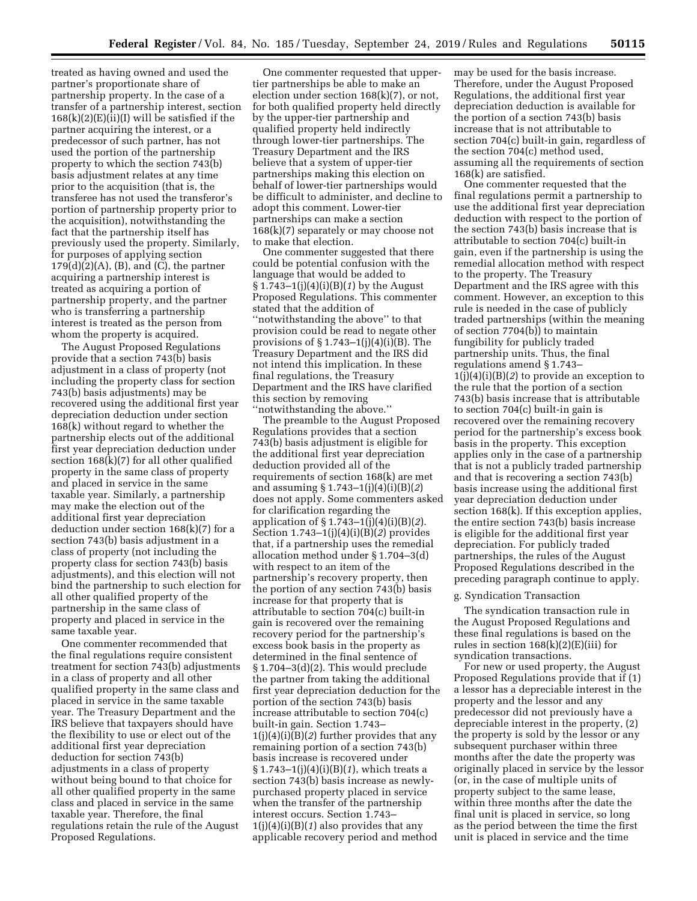treated as having owned and used the partner's proportionate share of partnership property. In the case of a transfer of a partnership interest, section 168(k)(2)(E)(ii)(I) will be satisfied if the partner acquiring the interest, or a predecessor of such partner, has not used the portion of the partnership property to which the section 743(b) basis adjustment relates at any time prior to the acquisition (that is, the transferee has not used the transferor's portion of partnership property prior to the acquisition), notwithstanding the fact that the partnership itself has previously used the property. Similarly, for purposes of applying section 179(d)(2)(A), (B), and (C), the partner acquiring a partnership interest is treated as acquiring a portion of partnership property, and the partner who is transferring a partnership interest is treated as the person from whom the property is acquired.

The August Proposed Regulations provide that a section 743(b) basis adjustment in a class of property (not including the property class for section 743(b) basis adjustments) may be recovered using the additional first year depreciation deduction under section 168(k) without regard to whether the partnership elects out of the additional first year depreciation deduction under section 168(k)(7) for all other qualified property in the same class of property and placed in service in the same taxable year. Similarly, a partnership may make the election out of the additional first year depreciation deduction under section 168(k)(7) for a section 743(b) basis adjustment in a class of property (not including the property class for section 743(b) basis adjustments), and this election will not bind the partnership to such election for all other qualified property of the partnership in the same class of property and placed in service in the same taxable year.

One commenter recommended that the final regulations require consistent treatment for section 743(b) adjustments in a class of property and all other qualified property in the same class and placed in service in the same taxable year. The Treasury Department and the IRS believe that taxpayers should have the flexibility to use or elect out of the additional first year depreciation deduction for section 743(b) adjustments in a class of property without being bound to that choice for all other qualified property in the same class and placed in service in the same taxable year. Therefore, the final regulations retain the rule of the August Proposed Regulations.

One commenter requested that upper-tier partnerships be able to make an election under section 168(k)(7), or not, for both qualified property held directly by the upper-tier partnership and qualified property held indirectly through lower-tier partnerships. The Treasury Department and the IRS believe that a system of upper-tier partnerships making this election on behalf of lower-tier partnerships would be difficult to administer, and decline to adopt this comment. Lower-tier partnerships can make a section 168(k)(7) separately or may choose not to make that election.

One commenter suggested that there could be potential confusion with the language that would be added to § 1.743–1(j)(4)(i)(B)(*1*) by the August Proposed Regulations. This commenter stated that the addition of "notwithstanding the above" to that provision could be read to negate other provisions of § 1.743–1(j)(4)(i)(B). The Treasury Department and the IRS did not intend this implication. In these final regulations, the Treasury Department and the IRS have clarified this section by removing "notwithstanding the above."

The preamble to the August Proposed Regulations provides that a section 743(b) basis adjustment is eligible for the additional first year depreciation deduction provided all of the requirements of section 168(k) are met and assuming § 1.743–1(j)(4)(i)(B)(*2*) does not apply. Some commenters asked for clarification regarding the application of § 1.743–1(j)(4)(i)(B)(*2*). Section 1.743–1(j)(4)(i)(B)(*2*) provides that, if a partnership uses the remedial allocation method under § 1.704–3(d) with respect to an item of the partnership's recovery property, then the portion of any section 743(b) basis increase for that property that is attributable to section 704(c) built-in gain is recovered over the remaining recovery period for the partnership's excess book basis in the property as determined in the final sentence of § 1.704–3(d)(2). This would preclude the partner from taking the additional first year depreciation deduction for the portion of the section 743(b) basis increase attributable to section 704(c) built-in gain. Section 1.743–1(j)(4)(i)(B)(*2*) further provides that any remaining portion of a section 743(b) basis increase is recovered under § 1.743–1(j)(4)(i)(B)(*1*), which treats a section 743(b) basis increase as newly-purchased property placed in service when the transfer of the partnership interest occurs. Section 1.743–1(j)(4)(i)(B)(*1*) also provides that any applicable recovery period and method may be used for the basis increase. Therefore, under the August Proposed Regulations, the additional first year depreciation deduction is available for the portion of a section 743(b) basis increase that is not attributable to section 704(c) built-in gain, regardless of the section 704(c) method used, assuming all the requirements of section 168(k) are satisfied.

One commenter requested that the final regulations permit a partnership to use the additional first year depreciation deduction with respect to the portion of the section 743(b) basis increase that is attributable to section 704(c) built-in gain, even if the partnership is using the remedial allocation method with respect to the property. The Treasury Department and the IRS agree with this comment. However, an exception to this rule is needed in the case of publicly traded partnerships (within the meaning of section 7704(b)) to maintain fungibility for publicly traded partnership units. Thus, the final regulations amend § 1.743–1(j)(4)(i)(B)(*2*) to provide an exception to the rule that the portion of a section 743(b) basis increase that is attributable to section 704(c) built-in gain is recovered over the remaining recovery period for the partnership's excess book basis in the property. This exception applies only in the case of a partnership that is not a publicly traded partnership and that is recovering a section 743(b) basis increase using the additional first year depreciation deduction under section 168(k). If this exception applies, the entire section 743(b) basis increase is eligible for the additional first year depreciation. For publicly traded partnerships, the rules of the August Proposed Regulations described in the preceding paragraph continue to apply.

g. Syndication Transaction

The syndication transaction rule in the August Proposed Regulations and these final regulations is based on the rules in section 168(k)(2)(E)(iii) for syndication transactions.

For new or used property, the August Proposed Regulations provide that if (1) a lessor has a depreciable interest in the property and the lessor and any predecessor did not previously have a depreciable interest in the property, (2) the property is sold by the lessor or any subsequent purchaser within three months after the date the property was originally placed in service by the lessor (or, in the case of multiple units of property subject to the same lease, within three months after the date the final unit is placed in service, so long as the period between the time the first unit is placed in service and the time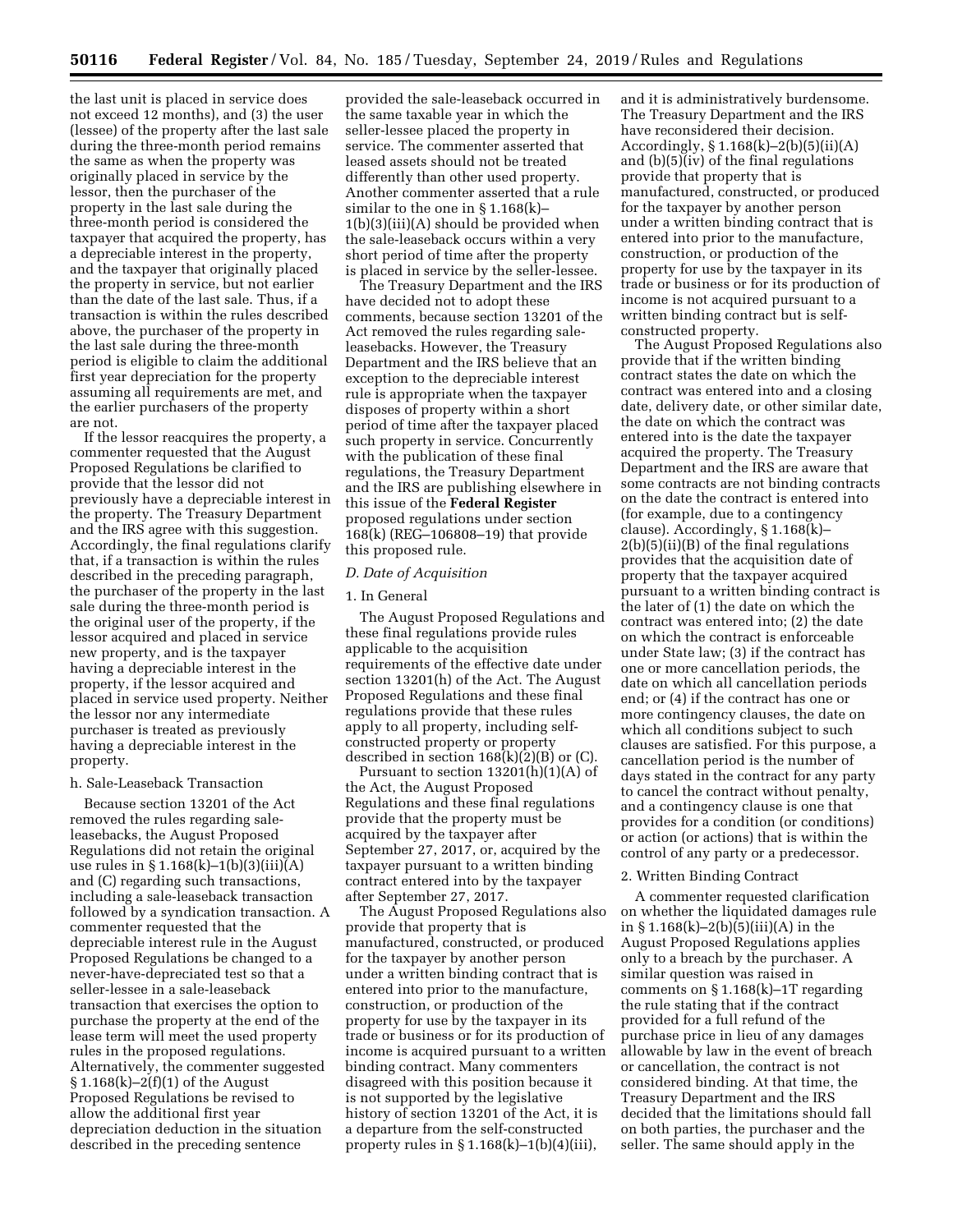the last unit is placed in service does not exceed 12 months), and (3) the user (lessee) of the property after the last sale during the three-month period remains the same as when the property was originally placed in service by the lessor, then the purchaser of the property in the last sale during the three-month period is considered the taxpayer that acquired the property, has a depreciable interest in the property, and the taxpayer that originally placed the property in service, but not earlier than the date of the last sale. Thus, if a transaction is within the rules described above, the purchaser of the property in the last sale during the three-month period is eligible to claim the additional first year depreciation for the property assuming all requirements are met, and the earlier purchasers of the property are not.

If the lessor reacquires the property, a commenter requested that the August Proposed Regulations be clarified to provide that the lessor did not previously have a depreciable interest in the property. The Treasury Department and the IRS agree with this suggestion. Accordingly, the final regulations clarify that, if a transaction is within the rules described in the preceding paragraph, the purchaser of the property in the last sale during the three-month period is the original user of the property, if the lessor acquired and placed in service new property, and is the taxpayer having a depreciable interest in the property, if the lessor acquired and placed in service used property. Neither the lessor nor any intermediate purchaser is treated as previously having a depreciable interest in the property.

h. Sale-Leaseback Transaction

Because section 13201 of the Act removed the rules regarding sale-leasebacks, the August Proposed Regulations did not retain the original use rules in § 1.168(k)–1(b)(3)(iii)(A) and (C) regarding such transactions, including a sale-leaseback transaction followed by a syndication transaction. A commenter requested that the depreciable interest rule in the August Proposed Regulations be changed to a never-have-depreciated test so that a seller-lessee in a sale-leaseback transaction that exercises the option to purchase the property at the end of the lease term will meet the used property rules in the proposed regulations. Alternatively, the commenter suggested § 1.168(k)–2(f)(1) of the August Proposed Regulations be revised to allow the additional first year depreciation deduction in the situation described in the preceding sentence provided the sale-leaseback occurred in the same taxable year in which the seller-lessee placed the property in service. The commenter asserted that leased assets should not be treated differently than other used property. Another commenter asserted that a rule similar to the one in § 1.168(k)–1(b)(3)(iii)(A) should be provided when the sale-leaseback occurs within a very short period of time after the property is placed in service by the seller-lessee.

The Treasury Department and the IRS have decided not to adopt these comments, because section 13201 of the Act removed the rules regarding sale-leasebacks. However, the Treasury Department and the IRS believe that an exception to the depreciable interest rule is appropriate when the taxpayer disposes of property within a short period of time after the taxpayer placed such property in service. Concurrently with the publication of these final regulations, the Treasury Department and the IRS are publishing elsewhere in this issue of the **Federal Register** proposed regulations under section 168(k) (REG–106808–19) that provide this proposed rule.

*D. Date of Acquisition*

1. In General

The August Proposed Regulations and these final regulations provide rules applicable to the acquisition requirements of the effective date under section 13201(h) of the Act. The August Proposed Regulations and these final regulations provide that these rules apply to all property, including self-constructed property or property described in section 168(k)(2)(B) or (C).

Pursuant to section 13201(h)(1)(A) of the Act, the August Proposed Regulations and these final regulations provide that the property must be acquired by the taxpayer after September 27, 2017, or, acquired by the taxpayer pursuant to a written binding contract entered into by the taxpayer after September 27, 2017.

The August Proposed Regulations also provide that property that is manufactured, constructed, or produced for the taxpayer by another person under a written binding contract that is entered into prior to the manufacture, construction, or production of the property for use by the taxpayer in its trade or business or for its production of income is acquired pursuant to a written binding contract. Many commenters disagreed with this position because it is not supported by the legislative history of section 13201 of the Act, it is a departure from the self-constructed property rules in § 1.168(k)–1(b)(4)(iii), and it is administratively burdensome. The Treasury Department and the IRS have reconsidered their decision. Accordingly, § 1.168(k)–2(b)(5)(ii)(A) and (b)(5)(iv) of the final regulations provide that property that is manufactured, constructed, or produced for the taxpayer by another person under a written binding contract that is entered into prior to the manufacture, construction, or production of the property for use by the taxpayer in its trade or business or for its production of income is not acquired pursuant to a written binding contract but is self-constructed property.

The August Proposed Regulations also provide that if the written binding contract states the date on which the contract was entered into and a closing date, delivery date, or other similar date, the date on which the contract was entered into is the date the taxpayer acquired the property. The Treasury Department and the IRS are aware that some contracts are not binding contracts on the date the contract is entered into (for example, due to a contingency clause). Accordingly, § 1.168(k)–2(b)(5)(ii)(B) of the final regulations provides that the acquisition date of property that the taxpayer acquired pursuant to a written binding contract is the later of (1) the date on which the contract was entered into; (2) the date on which the contract is enforceable under State law; (3) if the contract has one or more cancellation periods, the date on which all cancellation periods end; or (4) if the contract has one or more contingency clauses, the date on which all conditions subject to such clauses are satisfied. For this purpose, a cancellation period is the number of days stated in the contract for any party to cancel the contract without penalty, and a contingency clause is one that provides for a condition (or conditions) or action (or actions) that is within the control of any party or a predecessor.

2. Written Binding Contract

A commenter requested clarification on whether the liquidated damages rule in § 1.168(k)–2(b)(5)(iii)(A) in the August Proposed Regulations applies only to a breach by the purchaser. A similar question was raised in comments on § 1.168(k)–1T regarding the rule stating that if the contract provided for a full refund of the purchase price in lieu of any damages allowable by law in the event of breach or cancellation, the contract is not considered binding. At that time, the Treasury Department and the IRS decided that the limitations should fall on both parties, the purchaser and the seller. The same should apply in the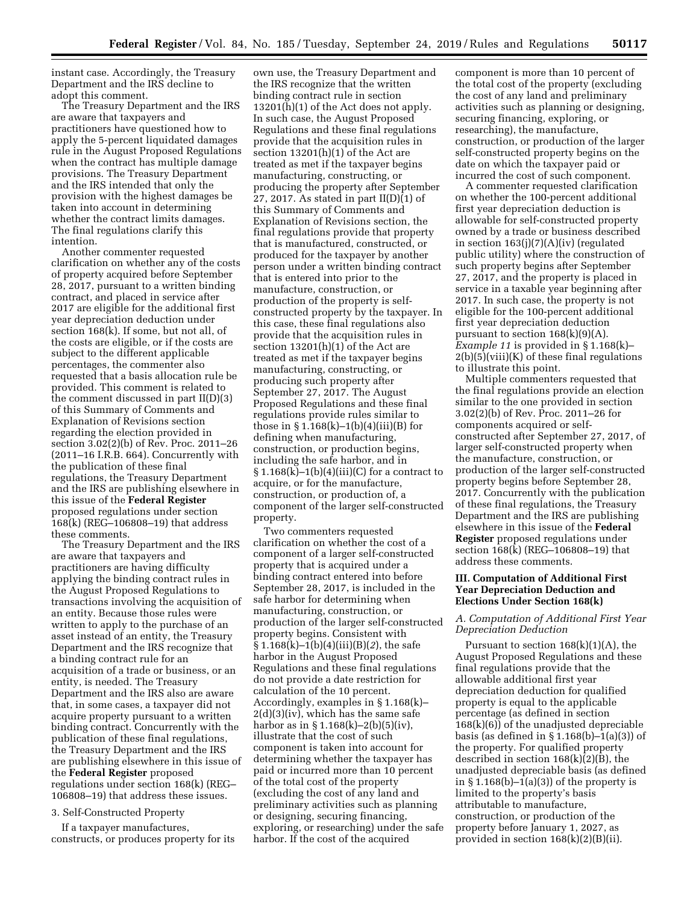instant case. Accordingly, the Treasury Department and the IRS decline to adopt this comment.

The Treasury Department and the IRS are aware that taxpayers and practitioners have questioned how to apply the 5-percent liquidated damages rule in the August Proposed Regulations when the contract has multiple damage provisions. The Treasury Department and the IRS intended that only the provision with the highest damages be taken into account in determining whether the contract limits damages. The final regulations clarify this intention.

Another commenter requested clarification on whether any of the costs of property acquired before September 28, 2017, pursuant to a written binding contract, and placed in service after 2017 are eligible for the additional first year depreciation deduction under section 168(k). If some, but not all, of the costs are eligible, or if the costs are subject to the different applicable percentages, the commenter also requested that a basis allocation rule be provided. This comment is related to the comment discussed in part II(D)(3) of this Summary of Comments and Explanation of Revisions section regarding the election provided in section 3.02(2)(b) of Rev. Proc. 2011–26 (2011–16 I.R.B. 664). Concurrently with the publication of these final regulations, the Treasury Department and the IRS are publishing elsewhere in this issue of the **Federal Register** proposed regulations under section 168(k) (REG–106808–19) that address these comments.

The Treasury Department and the IRS are aware that taxpayers and practitioners are having difficulty applying the binding contract rules in the August Proposed Regulations to transactions involving the acquisition of an entity. Because those rules were written to apply to the purchase of an asset instead of an entity, the Treasury Department and the IRS recognize that a binding contract rule for an acquisition of a trade or business, or an entity, is needed. The Treasury Department and the IRS also are aware that, in some cases, a taxpayer did not acquire property pursuant to a written binding contract. Concurrently with the publication of these final regulations, the Treasury Department and the IRS are publishing elsewhere in this issue of the **Federal Register** proposed regulations under section 168(k) (REG–106808–19) that address these issues.

3. Self-Constructed Property

If a taxpayer manufactures, constructs, or produces property for its own use, the Treasury Department and the IRS recognize that the written binding contract rule in section 13201(h)(1) of the Act does not apply. In such case, the August Proposed Regulations and these final regulations provide that the acquisition rules in section 13201(h)(1) of the Act are treated as met if the taxpayer begins manufacturing, constructing, or producing the property after September 27, 2017. As stated in part II(D)(1) of this Summary of Comments and Explanation of Revisions section, the final regulations provide that property that is manufactured, constructed, or produced for the taxpayer by another person under a written binding contract that is entered into prior to the manufacture, construction, or production of the property is self-constructed property by the taxpayer. In this case, these final regulations also provide that the acquisition rules in section 13201(h)(1) of the Act are treated as met if the taxpayer begins manufacturing, constructing, or producing such property after September 27, 2017. The August Proposed Regulations and these final regulations provide rules similar to those in § 1.168(k)–1(b)(4)(iii)(B) for defining when manufacturing, construction, or production begins, including the safe harbor, and in § 1.168(k)–1(b)(4)(iii)(C) for a contract to acquire, or for the manufacture, construction, or production of, a component of the larger self-constructed property.

Two commenters requested clarification on whether the cost of a component of a larger self-constructed property that is acquired under a binding contract entered into before September 28, 2017, is included in the safe harbor for determining when manufacturing, construction, or production of the larger self-constructed property begins. Consistent with § 1.168(k)–1(b)(4)(iii)(B)(*2*), the safe harbor in the August Proposed Regulations and these final regulations do not provide a date restriction for calculation of the 10 percent. Accordingly, examples in § 1.168(k)–2(d)(3)(iv), which has the same safe harbor as in § 1.168(k)–2(b)(5)(iv), illustrate that the cost of such component is taken into account for determining whether the taxpayer has paid or incurred more than 10 percent of the total cost of the property (excluding the cost of any land and preliminary activities such as planning or designing, securing financing, exploring, or researching) under the safe harbor. If the cost of the acquired component is more than 10 percent of the total cost of the property (excluding the cost of any land and preliminary activities such as planning or designing, securing financing, exploring, or researching), the manufacture, construction, or production of the larger self-constructed property begins on the date on which the taxpayer paid or incurred the cost of such component.

A commenter requested clarification on whether the 100-percent additional first year depreciation deduction is allowable for self-constructed property owned by a trade or business described in section 163(j)(7)(A)(iv) (regulated public utility) where the construction of such property begins after September 27, 2017, and the property is placed in service in a taxable year beginning after 2017. In such case, the property is not eligible for the 100-percent additional first year depreciation deduction pursuant to section 168(k)(9)(A). *Example 11* is provided in § 1.168(k)–2(b)(5)(viii)(K) of these final regulations to illustrate this point.

Multiple commenters requested that the final regulations provide an election similar to the one provided in section 3.02(2)(b) of Rev. Proc. 2011–26 for components acquired or self-constructed after September 27, 2017, of larger self-constructed property when the manufacture, construction, or production of the larger self-constructed property begins before September 28, 2017. Concurrently with the publication of these final regulations, the Treasury Department and the IRS are publishing elsewhere in this issue of the **Federal Register** proposed regulations under section 168(k) (REG–106808–19) that address these comments.

### III. Computation of Additional First Year Depreciation Deduction and Elections Under Section 168(k)

#### *A. Computation of Additional First Year Depreciation Deduction*

Pursuant to section 168(k)(1)(A), the August Proposed Regulations and these final regulations provide that the allowable additional first year depreciation deduction for qualified property is equal to the applicable percentage (as defined in section 168(k)(6)) of the unadjusted depreciable basis (as defined in § 1.168(b)–1(a)(3)) of the property. For qualified property described in section 168(k)(2)(B), the unadjusted depreciable basis (as defined in § 1.168(b)–1(a)(3)) of the property is limited to the property's basis attributable to manufacture, construction, or production of the property before January 1, 2027, as provided in section 168(k)(2)(B)(ii).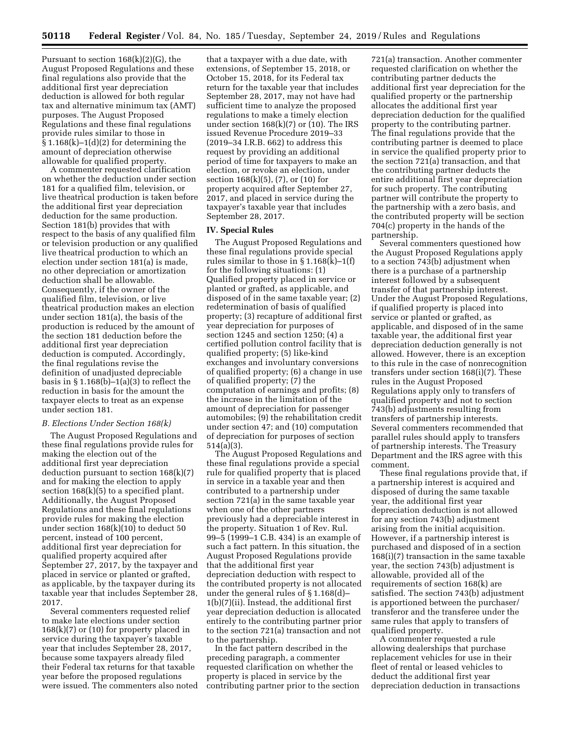Pursuant to section 168(k)(2)(G), the August Proposed Regulations and these final regulations also provide that the additional first year depreciation deduction is allowed for both regular tax and alternative minimum tax (AMT) purposes. The August Proposed Regulations and these final regulations provide rules similar to those in § 1.168(k)–1(d)(2) for determining the amount of depreciation otherwise allowable for qualified property.

A commenter requested clarification on whether the deduction under section 181 for a qualified film, television, or live theatrical production is taken before the additional first year depreciation deduction for the same production. Section 181(b) provides that with respect to the basis of any qualified film or television production or any qualified live theatrical production to which an election under section 181(a) is made, no other depreciation or amortization deduction shall be allowable. Consequently, if the owner of the qualified film, television, or live theatrical production makes an election under section 181(a), the basis of the production is reduced by the amount of the section 181 deduction before the additional first year depreciation deduction is computed. Accordingly, the final regulations revise the definition of unadjusted depreciable basis in § 1.168(b)–1(a)(3) to reflect the reduction in basis for the amount the taxpayer elects to treat as an expense under section 181.

### *B. Elections Under Section 168(k)*

The August Proposed Regulations and these final regulations provide rules for making the election out of the additional first year depreciation deduction pursuant to section 168(k)(7) and for making the election to apply section 168(k)(5) to a specified plant. Additionally, the August Proposed Regulations and these final regulations provide rules for making the election under section 168(k)(10) to deduct 50 percent, instead of 100 percent, additional first year depreciation for qualified property acquired after September 27, 2017, by the taxpayer and placed in service or planted or grafted, as applicable, by the taxpayer during its taxable year that includes September 28, 2017.

Several commenters requested relief to make late elections under section 168(k)(7) or (10) for property placed in service during the taxpayer's taxable year that includes September 28, 2017, because some taxpayers already filed their Federal tax returns for that taxable year before the proposed regulations were issued. The commenters also noted that a taxpayer with a due date, with extensions, of September 15, 2018, or October 15, 2018, for its Federal tax return for the taxable year that includes September 28, 2017, may not have had sufficient time to analyze the proposed regulations to make a timely election under section 168(k)(7) or (10). The IRS issued Revenue Procedure 2019–33 (2019–34 I.R.B. 662) to address this request by providing an additional period of time for taxpayers to make an election, or revoke an election, under section 168(k)(5), (7), or (10) for property acquired after September 27, 2017, and placed in service during the taxpayer's taxable year that includes September 28, 2017.

## IV. Special Rules

The August Proposed Regulations and these final regulations provide special rules similar to those in § 1.168(k)–1(f) for the following situations: (1) Qualified property placed in service or planted or grafted, as applicable, and disposed of in the same taxable year; (2) redetermination of basis of qualified property; (3) recapture of additional first year depreciation for purposes of section 1245 and section 1250; (4) a certified pollution control facility that is qualified property; (5) like-kind exchanges and involuntary conversions of qualified property; (6) a change in use of qualified property; (7) the computation of earnings and profits; (8) the increase in the limitation of the amount of depreciation for passenger automobiles; (9) the rehabilitation credit under section 47; and (10) computation of depreciation for purposes of section 514(a)(3).

The August Proposed Regulations and these final regulations provide a special rule for qualified property that is placed in service in a taxable year and then contributed to a partnership under section 721(a) in the same taxable year when one of the other partners previously had a depreciable interest in the property. Situation 1 of Rev. Rul. 99–5 (1999–1 C.B. 434) is an example of such a fact pattern. In this situation, the August Proposed Regulations provide that the additional first year depreciation deduction with respect to the contributed property is not allocated under the general rules of § 1.168(d)–1(b)(7)(ii). Instead, the additional first year depreciation deduction is allocated entirely to the contributing partner prior to the section 721(a) transaction and not to the partnership.

In the fact pattern described in the preceding paragraph, a commenter requested clarification on whether the property is placed in service by the contributing partner prior to the section 721(a) transaction. Another commenter requested clarification on whether the contributing partner deducts the additional first year depreciation for the qualified property or the partnership allocates the additional first year depreciation deduction for the qualified property to the contributing partner. The final regulations provide that the contributing partner is deemed to place in service the qualified property prior to the section 721(a) transaction, and that the contributing partner deducts the entire additional first year depreciation for such property. The contributing partner will contribute the property to the partnership with a zero basis, and the contributed property will be section 704(c) property in the hands of the partnership.

Several commenters questioned how the August Proposed Regulations apply to a section 743(b) adjustment when there is a purchase of a partnership interest followed by a subsequent transfer of that partnership interest. Under the August Proposed Regulations, if qualified property is placed into service or planted or grafted, as applicable, and disposed of in the same taxable year, the additional first year depreciation deduction generally is not allowed. However, there is an exception to this rule in the case of nonrecognition transfers under section 168(i)(7). These rules in the August Proposed Regulations apply only to transfers of qualified property and not to section 743(b) adjustments resulting from transfers of partnership interests. Several commenters recommended that parallel rules should apply to transfers of partnership interests. The Treasury Department and the IRS agree with this comment.

These final regulations provide that, if a partnership interest is acquired and disposed of during the same taxable year, the additional first year depreciation deduction is not allowed for any section 743(b) adjustment arising from the initial acquisition. However, if a partnership interest is purchased and disposed of in a section 168(i)(7) transaction in the same taxable year, the section 743(b) adjustment is allowable, provided all of the requirements of section 168(k) are satisfied. The section 743(b) adjustment is apportioned between the purchaser/transferor and the transferee under the same rules that apply to transfers of qualified property.

A commenter requested a rule allowing dealerships that purchase replacement vehicles for use in their fleet of rental or leased vehicles to deduct the additional first year depreciation deduction in transactions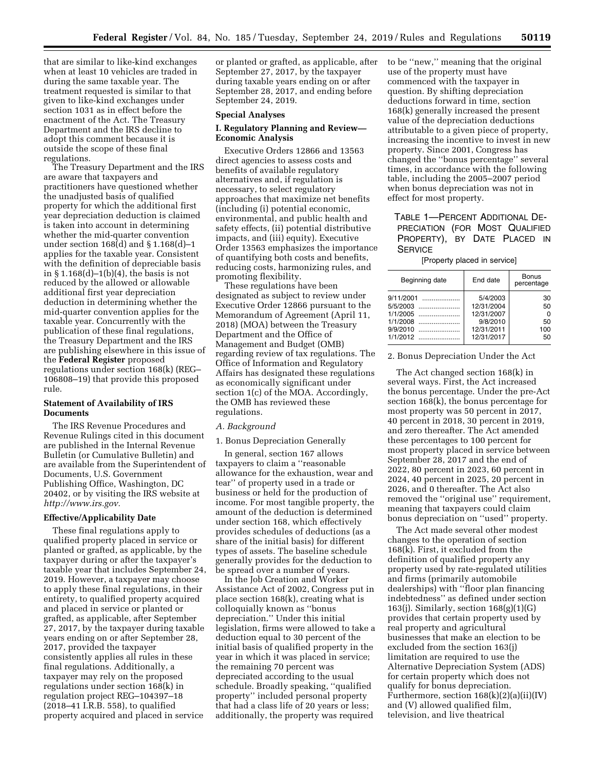that are similar to like-kind exchanges when at least 10 vehicles are traded in during the same taxable year. The treatment requested is similar to that given to like-kind exchanges under section 1031 as in effect before the enactment of the Act. The Treasury Department and the IRS decline to adopt this comment because it is outside the scope of these final regulations.

The Treasury Department and the IRS are aware that taxpayers and practitioners have questioned whether the unadjusted basis of qualified property for which the additional first year depreciation deduction is claimed is taken into account in determining whether the mid-quarter convention under section 168(d) and § 1.168(d)–1 applies for the taxable year. Consistent with the definition of depreciable basis in § 1.168(d)–1(b)(4), the basis is not reduced by the allowed or allowable additional first year depreciation deduction in determining whether the mid-quarter convention applies for the taxable year. Concurrently with the publication of these final regulations, the Treasury Department and the IRS are publishing elsewhere in this issue of the **Federal Register** proposed regulations under section 168(k) (REG–106808–19) that provide this proposed rule.

## Statement of Availability of IRS Documents

The IRS Revenue Procedures and Revenue Rulings cited in this document are published in the Internal Revenue Bulletin (or Cumulative Bulletin) and are available from the Superintendent of Documents, U.S. Government Publishing Office, Washington, DC 20402, or by visiting the IRS website at *http://www.irs.gov.*

## Effective/Applicability Date

These final regulations apply to qualified property placed in service or planted or grafted, as applicable, by the taxpayer during or after the taxpayer's taxable year that includes September 24, 2019. However, a taxpayer may choose to apply these final regulations, in their entirety, to qualified property acquired and placed in service or planted or grafted, as applicable, after September 27, 2017, by the taxpayer during taxable years ending on or after September 28, 2017, provided the taxpayer consistently applies all rules in these final regulations. Additionally, a taxpayer may rely on the proposed regulations under section 168(k) in regulation project REG–104397–18 (2018–41 I.R.B. 558), to qualified property acquired and placed in service or planted or grafted, as applicable, after September 27, 2017, by the taxpayer during taxable years ending on or after September 28, 2017, and ending before September 24, 2019.

## Special Analyses

### I. Regulatory Planning and Review—Economic Analysis

Executive Orders 12866 and 13563 direct agencies to assess costs and benefits of available regulatory alternatives and, if regulation is necessary, to select regulatory approaches that maximize net benefits (including (i) potential economic, environmental, and public health and safety effects, (ii) potential distributive impacts, and (iii) equity). Executive Order 13563 emphasizes the importance of quantifying both costs and benefits, reducing costs, harmonizing rules, and promoting flexibility.

These regulations have been designated as subject to review under Executive Order 12866 pursuant to the Memorandum of Agreement (April 11, 2018) (MOA) between the Treasury Department and the Office of Management and Budget (OMB) regarding review of tax regulations. The Office of Information and Regulatory Affairs has designated these regulations as economically significant under section 1(c) of the MOA. Accordingly, the OMB has reviewed these regulations.

#### *A. Background*

1. Bonus Depreciation Generally

In general, section 167 allows taxpayers to claim a "reasonable allowance for the exhaustion, wear and tear" of property used in a trade or business or held for the production of income. For most tangible property, the amount of the deduction is determined under section 168, which effectively provides schedules of deductions (as a share of the initial basis) for different types of assets. The baseline schedule generally provides for the deduction to be spread over a number of years.

In the Job Creation and Worker Assistance Act of 2002, Congress put in place section 168(k), creating what is colloquially known as "bonus depreciation." Under this initial legislation, firms were allowed to take a deduction equal to 30 percent of the initial basis of qualified property in the year in which it was placed in service; the remaining 70 percent was depreciated according to the usual schedule. Broadly speaking, "qualified property" included personal property that had a class life of 20 years or less; additionally, the property was required to be "new," meaning that the original use of the property must have commenced with the taxpayer in question. By shifting depreciation deductions forward in time, section 168(k) generally increased the present value of the depreciation deductions attributable to a given piece of property, increasing the incentive to invest in new property. Since 2001, Congress has changed the "bonus percentage" several times, in accordance with the following table, including the 2005–2007 period when bonus depreciation was not in effect for most property.

TABLE 1—PERCENT ADDITIONAL DEPRECIATION (FOR MOST QUALIFIED PROPERTY), BY DATE PLACED IN SERVICE

[Property placed in service]

| Beginning date | End date | Bonus percentage |
| --- | --- | --- |
| 9/11/2001 | 5/4/2003 | 30 |
| 5/5/2003 | 12/31/2004 | 50 |
| 1/1/2005 | 12/31/2007 | 0 |
| 1/1/2008 | 9/8/2010 | 50 |
| 9/9/2010 | 12/31/2011 | 100 |
| 1/1/2012 | 12/31/2017 | 50 |

2. Bonus Depreciation Under the Act

The Act changed section 168(k) in several ways. First, the Act increased the bonus percentage. Under the pre-Act section 168(k), the bonus percentage for most property was 50 percent in 2017, 40 percent in 2018, 30 percent in 2019, and zero thereafter. The Act amended these percentages to 100 percent for most property placed in service between September 28, 2017 and the end of 2022, 80 percent in 2023, 60 percent in 2024, 40 percent in 2025, 20 percent in 2026, and 0 thereafter. The Act also removed the "original use" requirement, meaning that taxpayers could claim bonus depreciation on "used" property.

The Act made several other modest changes to the operation of section 168(k). First, it excluded from the definition of qualified property any property used by rate-regulated utilities and firms (primarily automobile dealerships) with "floor plan financing indebtedness" as defined under section 163(j). Similarly, section 168(g)(1)(G) provides that certain property used by real property and agricultural businesses that make an election to be excluded from the section 163(j) limitation are required to use the Alternative Depreciation System (ADS) for certain property which does not qualify for bonus depreciation. Furthermore, section 168(k)(2)(a)(ii)(IV) and (V) allowed qualified film, television, and live theatrical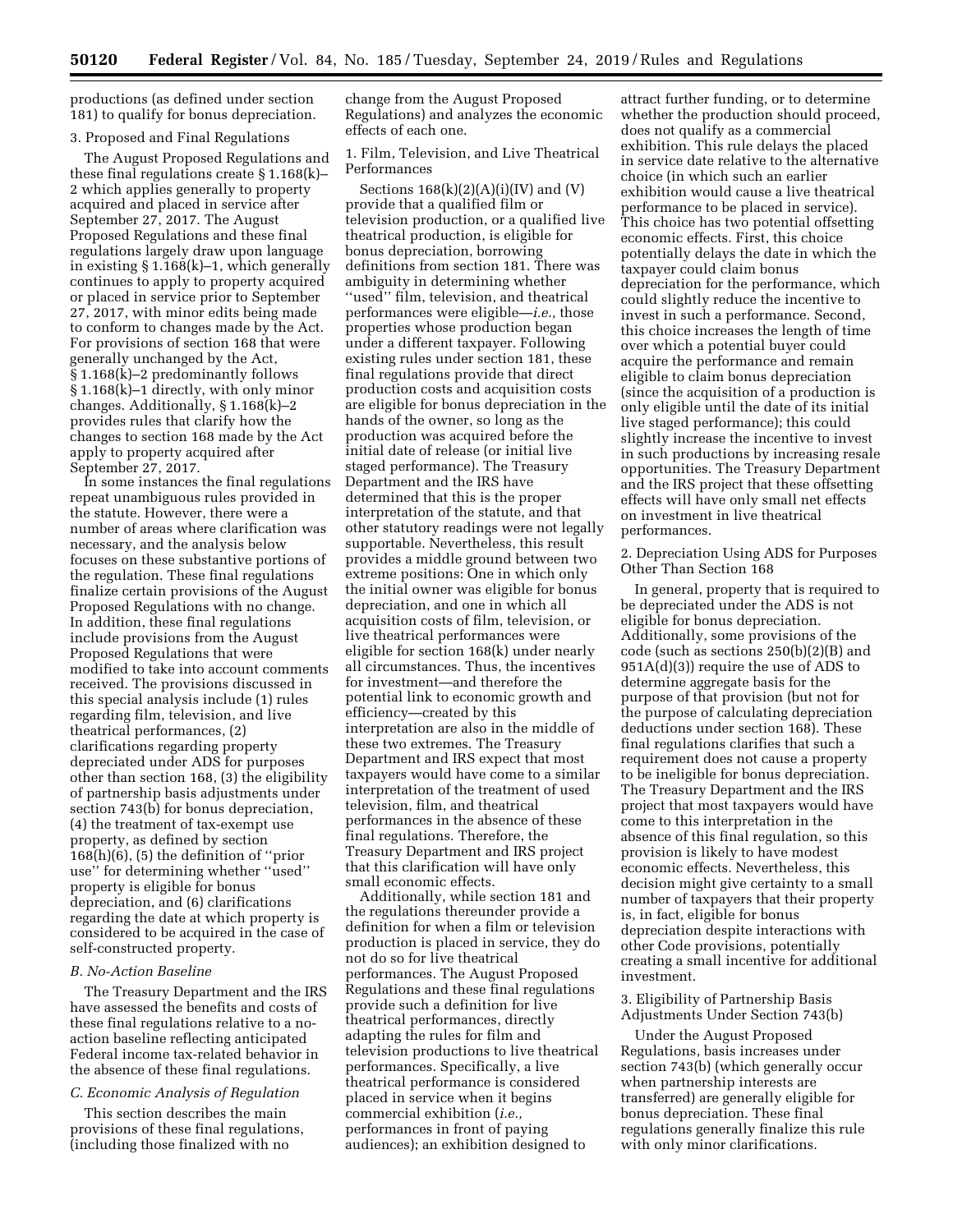productions (as defined under section 181) to qualify for bonus depreciation.

3. Proposed and Final Regulations

The August Proposed Regulations and these final regulations create § 1.168(k)–2 which applies generally to property acquired and placed in service after September 27, 2017. The August Proposed Regulations and these final regulations largely draw upon language in existing § 1.168(k)–1, which generally continues to apply to property acquired or placed in service prior to September 27, 2017, with minor edits being made to conform to changes made by the Act. For provisions of section 168 that were generally unchanged by the Act, § 1.168(k)–2 predominantly follows § 1.168(k)–1 directly, with only minor changes. Additionally, § 1.168(k)–2 provides rules that clarify how the changes to section 168 made by the Act apply to property acquired after September 27, 2017.

In some instances the final regulations repeat unambiguous rules provided in the statute. However, there were a number of areas where clarification was necessary, and the analysis below focuses on these substantive portions of the regulation. These final regulations finalize certain provisions of the August Proposed Regulations with no change. In addition, these final regulations include provisions from the August Proposed Regulations that were modified to take into account comments received. The provisions discussed in this special analysis include (1) rules regarding film, television, and live theatrical performances, (2) clarifications regarding property depreciated under ADS for purposes other than section 168, (3) the eligibility of partnership basis adjustments under section 743(b) for bonus depreciation, (4) the treatment of tax-exempt use property, as defined by section 168(h)(6), (5) the definition of ''prior use'' for determining whether ''used'' property is eligible for bonus depreciation, and (6) clarifications regarding the date at which property is considered to be acquired in the case of self-constructed property.

### *B. No-Action Baseline*

The Treasury Department and the IRS have assessed the benefits and costs of these final regulations relative to a no-action baseline reflecting anticipated Federal income tax-related behavior in the absence of these final regulations.

### *C. Economic Analysis of Regulation*

This section describes the main provisions of these final regulations, (including those finalized with no change from the August Proposed Regulations) and analyzes the economic effects of each one.

1. Film, Television, and Live Theatrical Performances

Sections 168(k)(2)(A)(i)(IV) and (V) provide that a qualified film or television production, or a qualified live theatrical production, is eligible for bonus depreciation, borrowing definitions from section 181. There was ambiguity in determining whether ''used'' film, television, and theatrical performances were eligible—*i.e.,* those properties whose production began under a different taxpayer. Following existing rules under section 181, these final regulations provide that direct production costs and acquisition costs are eligible for bonus depreciation in the hands of the owner, so long as the production was acquired before the initial date of release (or initial live staged performance). The Treasury Department and the IRS have determined that this is the proper interpretation of the statute, and that other statutory readings were not legally supportable. Nevertheless, this result provides a middle ground between two extreme positions: One in which only the initial owner was eligible for bonus depreciation, and one in which all acquisition costs of film, television, or live theatrical performances were eligible for section 168(k) under nearly all circumstances. Thus, the incentives for investment—and therefore the potential link to economic growth and efficiency—created by this interpretation are also in the middle of these two extremes. The Treasury Department and IRS expect that most taxpayers would have come to a similar interpretation of the treatment of used television, film, and theatrical performances in the absence of these final regulations. Therefore, the Treasury Department and IRS project that this clarification will have only small economic effects.

Additionally, while section 181 and the regulations thereunder provide a definition for when a film or television production is placed in service, they do not do so for live theatrical performances. The August Proposed Regulations and these final regulations provide such a definition for live theatrical performances, directly adapting the rules for film and television productions to live theatrical performances. Specifically, a live theatrical performance is considered placed in service when it begins commercial exhibition (*i.e.,* performances in front of paying audiences); an exhibition designed to attract further funding, or to determine whether the production should proceed, does not qualify as a commercial exhibition. This rule delays the placed in service date relative to the alternative choice (in which such an earlier exhibition would cause a live theatrical performance to be placed in service). This choice has two potential offsetting economic effects. First, this choice potentially delays the date in which the taxpayer could claim bonus depreciation for the performance, which could slightly reduce the incentive to invest in such a performance. Second, this choice increases the length of time over which a potential buyer could acquire the performance and remain eligible to claim bonus depreciation (since the acquisition of a production is only eligible until the date of its initial live staged performance); this could slightly increase the incentive to invest in such productions by increasing resale opportunities. The Treasury Department and the IRS project that these offsetting effects will have only small net effects on investment in live theatrical performances.

2. Depreciation Using ADS for Purposes Other Than Section 168

In general, property that is required to be depreciated under the ADS is not eligible for bonus depreciation. Additionally, some provisions of the code (such as sections 250(b)(2)(B) and 951A(d)(3)) require the use of ADS to determine aggregate basis for the purpose of that provision (but not for the purpose of calculating depreciation deductions under section 168). These final regulations clarifies that such a requirement does not cause a property to be ineligible for bonus depreciation. The Treasury Department and the IRS project that most taxpayers would have come to this interpretation in the absence of this final regulation, so this provision is likely to have modest economic effects. Nevertheless, this decision might give certainty to a small number of taxpayers that their property is, in fact, eligible for bonus depreciation despite interactions with other Code provisions, potentially creating a small incentive for additional investment.

3. Eligibility of Partnership Basis Adjustments Under Section 743(b)

Under the August Proposed Regulations, basis increases under section 743(b) (which generally occur when partnership interests are transferred) are generally eligible for bonus depreciation. These final regulations generally finalize this rule with only minor clarifications.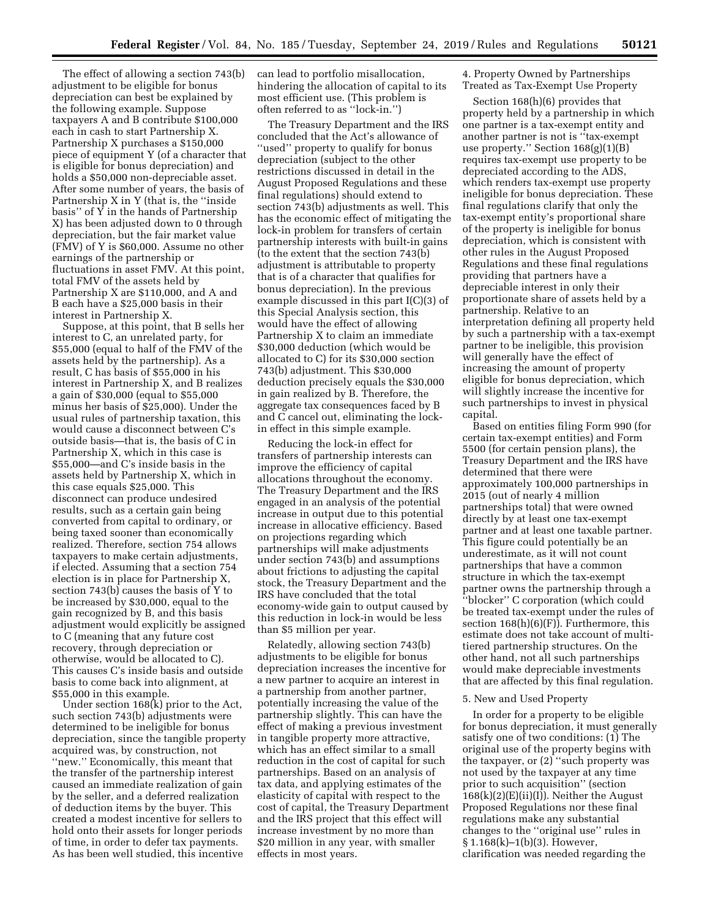The effect of allowing a section 743(b) adjustment to be eligible for bonus depreciation can best be explained by the following example. Suppose taxpayers A and B contribute $100,000 each in cash to start Partnership X. Partnership X purchases a $150,000 piece of equipment Y (of a character that is eligible for bonus depreciation) and holds a $50,000 non-depreciable asset. After some number of years, the basis of Partnership X in Y (that is, the ''inside basis'' of Y in the hands of Partnership X) has been adjusted down to 0 through depreciation, but the fair market value (FMV) of Y is $60,000. Assume no other earnings of the partnership or fluctuations in asset FMV. At this point, total FMV of the assets held by Partnership X are $110,000, and A and B each have a $25,000 basis in their interest in Partnership X.

Suppose, at this point, that B sells her interest to C, an unrelated party, for $55,000 (equal to half of the FMV of the assets held by the partnership). As a result, C has basis of $55,000 in his interest in Partnership X, and B realizes a gain of $30,000 (equal to $55,000 minus her basis of $25,000). Under the usual rules of partnership taxation, this would cause a disconnect between C's outside basis—that is, the basis of C in Partnership X, which in this case is $55,000—and C's inside basis in the assets held by Partnership X, which in this case equals $25,000. This disconnect can produce undesired results, such as a certain gain being converted from capital to ordinary, or being taxed sooner than economically realized. Therefore, section 754 allows taxpayers to make certain adjustments, if elected. Assuming that a section 754 election is in place for Partnership X, section 743(b) causes the basis of Y to be increased by $30,000, equal to the gain recognized by B, and this basis adjustment would explicitly be assigned to C (meaning that any future cost recovery, through depreciation or otherwise, would be allocated to C). This causes C's inside basis and outside basis to come back into alignment, at $55,000 in this example.

Under section 168(k) prior to the Act, such section 743(b) adjustments were determined to be ineligible for bonus depreciation, since the tangible property acquired was, by construction, not ''new.'' Economically, this meant that the transfer of the partnership interest caused an immediate realization of gain by the seller, and a deferred realization of deduction items by the buyer. This created a modest incentive for sellers to hold onto their assets for longer periods of time, in order to defer tax payments. As has been well studied, this incentive can lead to portfolio misallocation, hindering the allocation of capital to its most efficient use. (This problem is often referred to as ''lock-in.'')

The Treasury Department and the IRS concluded that the Act's allowance of ''used'' property to qualify for bonus depreciation (subject to the other restrictions discussed in detail in the August Proposed Regulations and these final regulations) should extend to section 743(b) adjustments as well. This has the economic effect of mitigating the lock-in problem for transfers of certain partnership interests with built-in gains (to the extent that the section 743(b) adjustment is attributable to property that is of a character that qualifies for bonus depreciation). In the previous example discussed in this part I(C)(3) of this Special Analysis section, this would have the effect of allowing Partnership X to claim an immediate $30,000 deduction (which would be allocated to C) for its $30,000 section 743(b) adjustment. This $30,000 deduction precisely equals the $30,000 in gain realized by B. Therefore, the aggregate tax consequences faced by B and C cancel out, eliminating the lock-in effect in this simple example.

Reducing the lock-in effect for transfers of partnership interests can improve the efficiency of capital allocations throughout the economy. The Treasury Department and the IRS engaged in an analysis of the potential increase in output due to this potential increase in allocative efficiency. Based on projections regarding which partnerships will make adjustments under section 743(b) and assumptions about frictions to adjusting the capital stock, the Treasury Department and the IRS have concluded that the total economy-wide gain to output caused by this reduction in lock-in would be less than $5 million per year.

Relatedly, allowing section 743(b) adjustments to be eligible for bonus depreciation increases the incentive for a new partner to acquire an interest in a partnership from another partner, potentially increasing the value of the partnership slightly. This can have the effect of making a previous investment in tangible property more attractive, which has an effect similar to a small reduction in the cost of capital for such partnerships. Based on an analysis of tax data, and applying estimates of the elasticity of capital with respect to the cost of capital, the Treasury Department and the IRS project that this effect will increase investment by no more than $20 million in any year, with smaller effects in most years.

4. Property Owned by Partnerships Treated as Tax-Exempt Use Property

Section 168(h)(6) provides that property held by a partnership in which one partner is a tax-exempt entity and another partner is not is ''tax-exempt use property.'' Section 168(g)(1)(B) requires tax-exempt use property to be depreciated according to the ADS, which renders tax-exempt use property ineligible for bonus depreciation. These final regulations clarify that only the tax-exempt entity's proportional share of the property is ineligible for bonus depreciation, which is consistent with other rules in the August Proposed Regulations and these final regulations providing that partners have a depreciable interest in only their proportionate share of assets held by a partnership. Relative to an interpretation defining all property held by such a partnership with a tax-exempt partner to be ineligible, this provision will generally have the effect of increasing the amount of property eligible for bonus depreciation, which will slightly increase the incentive for such partnerships to invest in physical capital.

Based on entities filing Form 990 (for certain tax-exempt entities) and Form 5500 (for certain pension plans), the Treasury Department and the IRS have determined that there were approximately 100,000 partnerships in 2015 (out of nearly 4 million partnerships total) that were owned directly by at least one tax-exempt partner and at least one taxable partner. This figure could potentially be an underestimate, as it will not count partnerships that have a common structure in which the tax-exempt partner owns the partnership through a ''blocker'' C corporation (which could be treated tax-exempt under the rules of section 168(h)(6)(F)). Furthermore, this estimate does not take account of multi-tiered partnership structures. On the other hand, not all such partnerships would make depreciable investments that are affected by this final regulation.

5. New and Used Property

In order for a property to be eligible for bonus depreciation, it must generally satisfy one of two conditions: (1) The original use of the property begins with the taxpayer, or (2) ''such property was not used by the taxpayer at any time prior to such acquisition'' (section 168(k)(2)(E)(ii)(I)). Neither the August Proposed Regulations nor these final regulations make any substantial changes to the ''original use'' rules in § 1.168(k)–1(b)(3). However, clarification was needed regarding the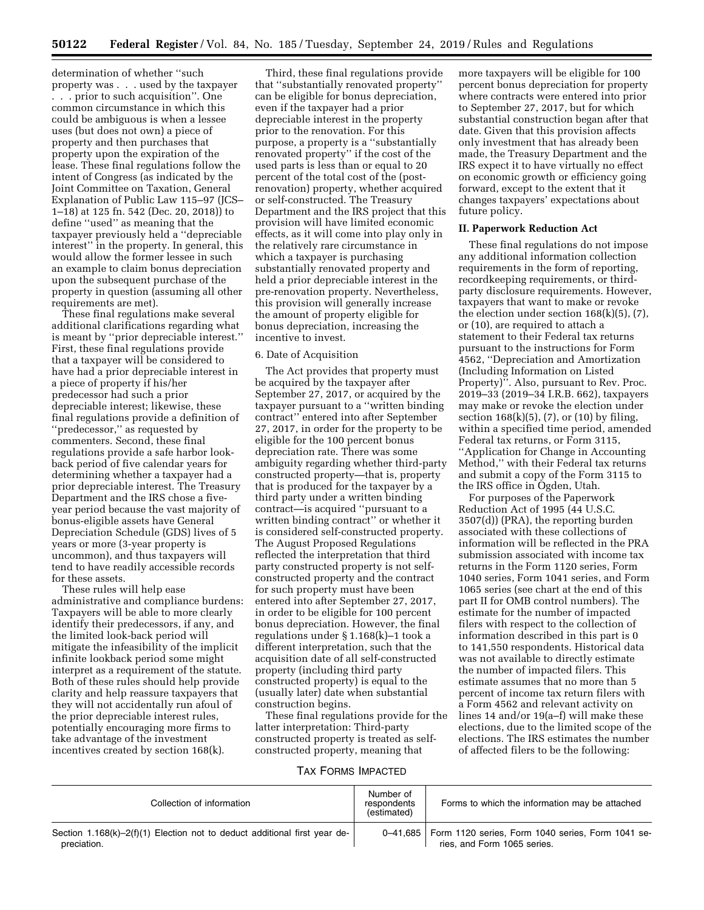determination of whether "such property was . . . used by the taxpayer . . . prior to such acquisition". One common circumstance in which this could be ambiguous is when a lessee uses (but does not own) a piece of property and then purchases that property upon the expiration of the lease. These final regulations follow the intent of Congress (as indicated by the Joint Committee on Taxation, General Explanation of Public Law 115–97 (JCS–1–18) at 125 fn. 542 (Dec. 20, 2018)) to define "used" as meaning that the taxpayer previously held a "depreciable interest" in the property. In general, this would allow the former lessee in such an example to claim bonus depreciation upon the subsequent purchase of the property in question (assuming all other requirements are met).

These final regulations make several additional clarifications regarding what is meant by "prior depreciable interest." First, these final regulations provide that a taxpayer will be considered to have had a prior depreciable interest in a piece of property if his/her predecessor had such a prior depreciable interest; likewise, these final regulations provide a definition of "predecessor," as requested by commenters. Second, these final regulations provide a safe harbor look-back period of five calendar years for determining whether a taxpayer had a prior depreciable interest. The Treasury Department and the IRS chose a five-year period because the vast majority of bonus-eligible assets have General Depreciation Schedule (GDS) lives of 5 years or more (3-year property is uncommon), and thus taxpayers will tend to have readily accessible records for these assets.

These rules will help ease administrative and compliance burdens: Taxpayers will be able to more clearly identify their predecessors, if any, and the limited look-back period will mitigate the infeasibility of the implicit infinite lookback period some might interpret as a requirement of the statute. Both of these rules should help provide clarity and help reassure taxpayers that they will not accidentally run afoul of the prior depreciable interest rules, potentially encouraging more firms to take advantage of the investment incentives created by section 168(k).

Third, these final regulations provide that "substantially renovated property" can be eligible for bonus depreciation, even if the taxpayer had a prior depreciable interest in the property prior to the renovation. For this purpose, a property is a "substantially renovated property" if the cost of the used parts is less than or equal to 20 percent of the total cost of the (post-renovation) property, whether acquired or self-constructed. The Treasury Department and the IRS project that this provision will have limited economic effects, as it will come into play only in the relatively rare circumstance in which a taxpayer is purchasing substantially renovated property and held a prior depreciable interest in the pre-renovation property. Nevertheless, this provision will generally increase the amount of property eligible for bonus depreciation, increasing the incentive to invest.

6. Date of Acquisition

The Act provides that property must be acquired by the taxpayer after September 27, 2017, or acquired by the taxpayer pursuant to a "written binding contract" entered into after September 27, 2017, in order for the property to be eligible for the 100 percent bonus depreciation rate. There was some ambiguity regarding whether third-party constructed property—that is, property that is produced for the taxpayer by a third party under a written binding contract—is acquired "pursuant to a written binding contract" or whether it is considered self-constructed property. The August Proposed Regulations reflected the interpretation that third party constructed property is not self-constructed property and the contract for such property must have been entered into after September 27, 2017, in order to be eligible for 100 percent bonus depreciation. However, the final regulations under § 1.168(k)–1 took a different interpretation, such that the acquisition date of all self-constructed property (including third party constructed property) is equal to the (usually later) date when substantial construction begins.

These final regulations provide for the latter interpretation: Third-party constructed property is treated as self-constructed property, meaning that more taxpayers will be eligible for 100 percent bonus depreciation for property where contracts were entered into prior to September 27, 2017, but for which substantial construction began after that date. Given that this provision affects only investment that has already been made, the Treasury Department and the IRS expect it to have virtually no effect on economic growth or efficiency going forward, except to the extent that it changes taxpayers' expectations about future policy.

## II. Paperwork Reduction Act

These final regulations do not impose any additional information collection requirements in the form of reporting, recordkeeping requirements, or third-party disclosure requirements. However, taxpayers that want to make or revoke the election under section 168(k)(5), (7), or (10), are required to attach a statement to their Federal tax returns pursuant to the instructions for Form 4562, "Depreciation and Amortization (Including Information on Listed Property)". Also, pursuant to Rev. Proc. 2019–33 (2019–34 I.R.B. 662), taxpayers may make or revoke the election under section 168(k)(5), (7), or (10) by filing, within a specified time period, amended Federal tax returns, or Form 3115, "Application for Change in Accounting Method," with their Federal tax returns and submit a copy of the Form 3115 to the IRS office in Ogden, Utah.

For purposes of the Paperwork Reduction Act of 1995 (44 U.S.C. 3507(d)) (PRA), the reporting burden associated with these collections of information will be reflected in the PRA submission associated with income tax returns in the Form 1120 series, Form 1040 series, Form 1041 series, and Form 1065 series (see chart at the end of this part II for OMB control numbers). The estimate for the number of impacted filers with respect to the collection of information described in this part is 0 to 141,550 respondents. Historical data was not available to directly estimate the number of impacted filers. This estimate assumes that no more than 5 percent of income tax return filers with a Form 4562 and relevant activity on lines 14 and/or 19(a–f) will make these elections, due to the limited scope of the elections. The IRS estimates the number of affected filers to be the following:

TAX FORMS IMPACTED

| Collection of information | Number of respondents (estimated) | Forms to which the information may be attached |
|---|---|---|
| Section 1.168(k)–2(f)(1) Election not to deduct additional first year depreciation. | 0–41,685 | Form 1120 series, Form 1040 series, Form 1041 series, and Form 1065 series. |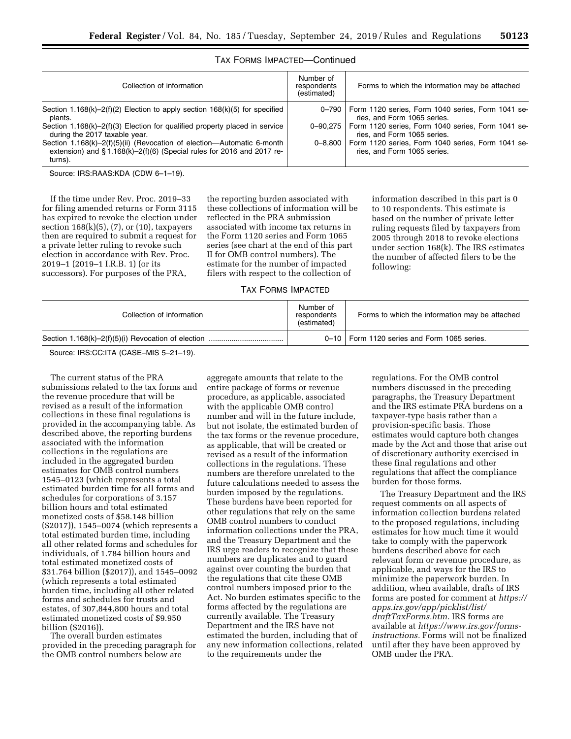TAX FORMS IMPACTED—Continued

| Collection of information | Number of respondents (estimated) | Forms to which the information may be attached |
| --- | --- | --- |
| Section 1.168(k)–2(f)(2) Election to apply section 168(k)(5) for specified plants. | 0–790 | Form 1120 series, Form 1040 series, Form 1041 series, and Form 1065 series. |
| Section 1.168(k)–2(f)(3) Election for qualified property placed in service during the 2017 taxable year. | 0–90,275 | Form 1120 series, Form 1040 series, Form 1041 series, and Form 1065 series. |
| Section 1.168(k)–2(f)(5)(ii) (Revocation of election—Automatic 6-month extension) and § 1.168(k)–2(f)(6) (Special rules for 2016 and 2017 returns). | 0–8,800 | Form 1120 series, Form 1040 series, Form 1041 series, and Form 1065 series. |

Source: IRS:RAAS:KDA (CDW 6–1–19).

If the time under Rev. Proc. 2019–33 for filing amended returns or Form 3115 has expired to revoke the election under section 168(k)(5), (7), or (10), taxpayers then are required to submit a request for a private letter ruling to revoke such election in accordance with Rev. Proc. 2019–1 (2019–1 I.R.B. 1) (or its successors). For purposes of the PRA, the reporting burden associated with these collections of information will be reflected in the PRA submission associated with income tax returns in the Form 1120 series and Form 1065 series (see chart at the end of this part II for OMB control numbers). The estimate for the number of impacted filers with respect to the collection of information described in this part is 0 to 10 respondents. This estimate is based on the number of private letter ruling requests filed by taxpayers from 2005 through 2018 to revoke elections under section 168(k). The IRS estimates the number of affected filers to be the following:

TAX FORMS IMPACTED

| Collection of information | Number of respondents (estimated) | Forms to which the information may be attached |
| --- | --- | --- |
| Section 1.168(k)–2(f)(5)(i) Revocation of election | 0–10 | Form 1120 series and Form 1065 series. |

Source: IRS:CC:ITA (CASE–MIS 5–21–19).

The current status of the PRA submissions related to the tax forms and the revenue procedure that will be revised as a result of the information collections in these final regulations is provided in the accompanying table. As described above, the reporting burdens associated with the information collections in the regulations are included in the aggregated burden estimates for OMB control numbers 1545–0123 (which represents a total estimated burden time for all forms and schedules for corporations of 3.157 billion hours and total estimated monetized costs of $58.148 billion ($2017)), 1545–0074 (which represents a total estimated burden time, including all other related forms and schedules for individuals, of 1.784 billion hours and total estimated monetized costs of $31.764 billion ($2017)), and 1545–0092 (which represents a total estimated burden time, including all other related forms and schedules for trusts and estates, of 307,844,800 hours and total estimated monetized costs of $9.950 billion ($2016)).

The overall burden estimates provided in the preceding paragraph for the OMB control numbers below are aggregate amounts that relate to the entire package of forms or revenue procedure, as applicable, associated with the applicable OMB control number and will in the future include, but not isolate, the estimated burden of the tax forms or the revenue procedure, as applicable, that will be created or revised as a result of the information collections in the regulations. These numbers are therefore unrelated to the future calculations needed to assess the burden imposed by the regulations. These burdens have been reported for other regulations that rely on the same OMB control numbers to conduct information collections under the PRA, and the Treasury Department and the IRS urge readers to recognize that these numbers are duplicates and to guard against over counting the burden that the regulations that cite these OMB control numbers imposed prior to the Act. No burden estimates specific to the forms affected by the regulations are currently available. The Treasury Department and the IRS have not estimated the burden, including that of any new information collections, related to the requirements under the regulations. For the OMB control numbers discussed in the preceding paragraphs, the Treasury Department and the IRS estimate PRA burdens on a taxpayer-type basis rather than a provision-specific basis. Those estimates would capture both changes made by the Act and those that arise out of discretionary authority exercised in these final regulations and other regulations that affect the compliance burden for those forms.

The Treasury Department and the IRS request comments on all aspects of information collection burdens related to the proposed regulations, including estimates for how much time it would take to comply with the paperwork burdens described above for each relevant form or revenue procedure, as applicable, and ways for the IRS to minimize the paperwork burden. In addition, when available, drafts of IRS forms are posted for comment at *https://apps.irs.gov/app/picklist/list/draftTaxForms.htm.* IRS forms are available at *https://www.irs.gov/forms-instructions.* Forms will not be finalized until after they have been approved by OMB under the PRA.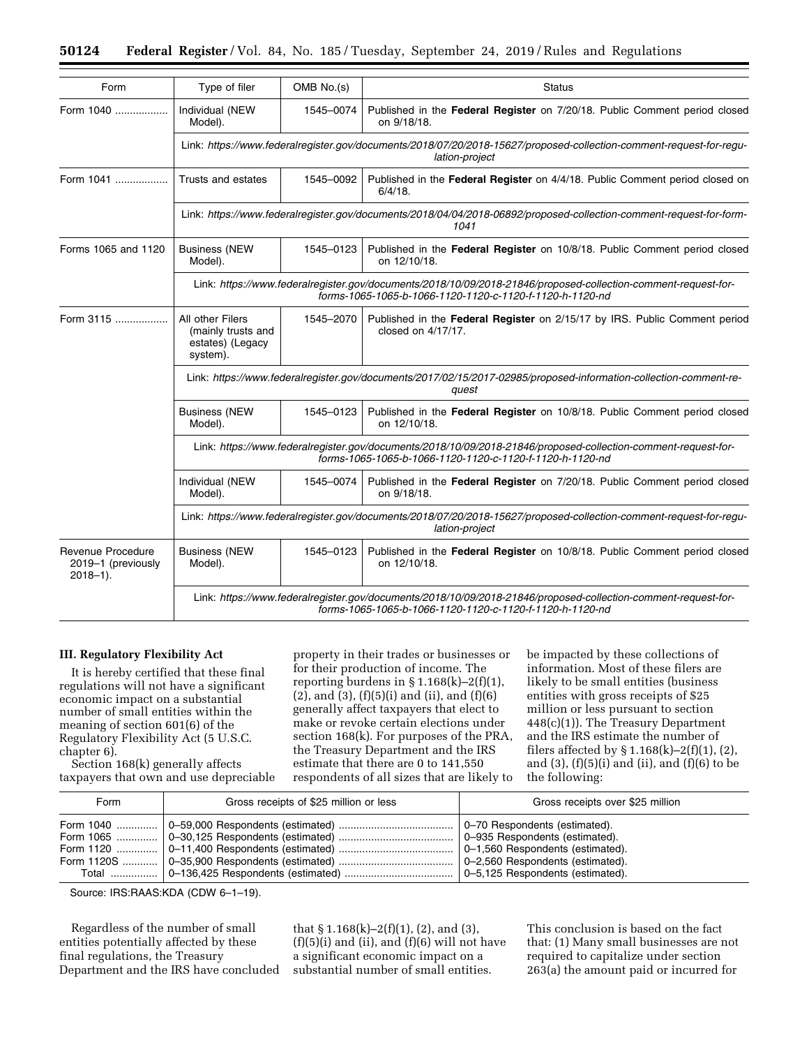| Form | Type of filer | OMB No.(s) | Status |
|---|---|---|---|
| Form 1040 | Individual (NEW Model). | 1545–0074 | Published in the **Federal Register** on 7/20/18. Public Comment period closed on 9/18/18. |
| | Link: *https://www.federalregister.gov/documents/2018/07/20/2018-15627/proposed-collection-comment-request-for-regulation-project* | | |
| Form 1041 | Trusts and estates | 1545–0092 | Published in the **Federal Register** on 4/4/18. Public Comment period closed on 6/4/18. |
| | Link: *https://www.federalregister.gov/documents/2018/04/04/2018-06892/proposed-collection-comment-request-for-form-1041* | | |
| Forms 1065 and 1120 | Business (NEW Model). | 1545–0123 | Published in the **Federal Register** on 10/8/18. Public Comment period closed on 12/10/18. |
| | Link: *https://www.federalregister.gov/documents/2018/10/09/2018-21846/proposed-collection-comment-request-for-forms-1065-1065-b-1066-1120-1120-c-1120-f-1120-h-1120-nd* | | |
| Form 3115 | All other Filers (mainly trusts and estates) (Legacy system). | 1545–2070 | Published in the **Federal Register** on 2/15/17 by IRS. Public Comment period closed on 4/17/17. |
| | Link: *https://www.federalregister.gov/documents/2017/02/15/2017-02985/proposed-information-collection-comment-request* | | |
| | Business (NEW Model). | 1545–0123 | Published in the **Federal Register** on 10/8/18. Public Comment period closed on 12/10/18. |
| | Link: *https://www.federalregister.gov/documents/2018/10/09/2018-21846/proposed-collection-comment-request-for-forms-1065-1065-b-1066-1120-1120-c-1120-f-1120-h-1120-nd* | | |
| | Individual (NEW Model). | 1545–0074 | Published in the **Federal Register** on 7/20/18. Public Comment period closed on 9/18/18. |
| | Link: *https://www.federalregister.gov/documents/2018/07/20/2018-15627/proposed-collection-comment-request-for-regulation-project* | | |
| Revenue Procedure 2019–1 (previously 2018–1). | Business (NEW Model). | 1545–0123 | Published in the **Federal Register** on 10/8/18. Public Comment period closed on 12/10/18. |
| | Link: *https://www.federalregister.gov/documents/2018/10/09/2018-21846/proposed-collection-comment-request-for-forms-1065-1065-b-1066-1120-1120-c-1120-f-1120-h-1120-nd* | | |

### III. Regulatory Flexibility Act

It is hereby certified that these final regulations will not have a significant economic impact on a substantial number of small entities within the meaning of section 601(6) of the Regulatory Flexibility Act (5 U.S.C. chapter 6).

Section 168(k) generally affects taxpayers that own and use depreciable property in their trades or businesses or for their production of income. The reporting burdens in § 1.168(k)–2(f)(1), (2), and (3), (f)(5)(i) and (ii), and (f)(6) generally affect taxpayers that elect to make or revoke certain elections under section 168(k). For purposes of the PRA, the Treasury Department and the IRS estimate that there are 0 to 141,550 respondents of all sizes that are likely to be impacted by these collections of information. Most of these filers are likely to be small entities (business entities with gross receipts of $25 million or less pursuant to section 448(c)(1)). The Treasury Department and the IRS estimate the number of filers affected by § 1.168(k)–2(f)(1), (2), and (3), (f)(5)(i) and (ii), and (f)(6) to be the following:

| Form | Gross receipts of $25 million or less | Gross receipts over $25 million |
|---|---|---|
| Form 1040 | 0–59,000 Respondents (estimated) | 0–70 Respondents (estimated). |
| Form 1065 | 0–30,125 Respondents (estimated) | 0–935 Respondents (estimated). |
| Form 1120 | 0–11,400 Respondents (estimated) | 0–1,560 Respondents (estimated). |
| Form 1120S | 0–35,900 Respondents (estimated) | 0–2,560 Respondents (estimated). |
| Total | 0–136,425 Respondents (estimated) | 0–5,125 Respondents (estimated). |

Source: IRS:RAAS:KDA (CDW 6–1–19).

Regardless of the number of small entities potentially affected by these final regulations, the Treasury Department and the IRS have concluded that § 1.168(k)–2(f)(1), (2), and (3), (f)(5)(i) and (ii), and (f)(6) will not have a significant economic impact on a substantial number of small entities. This conclusion is based on the fact that: (1) Many small businesses are not required to capitalize under section 263(a) the amount paid or incurred for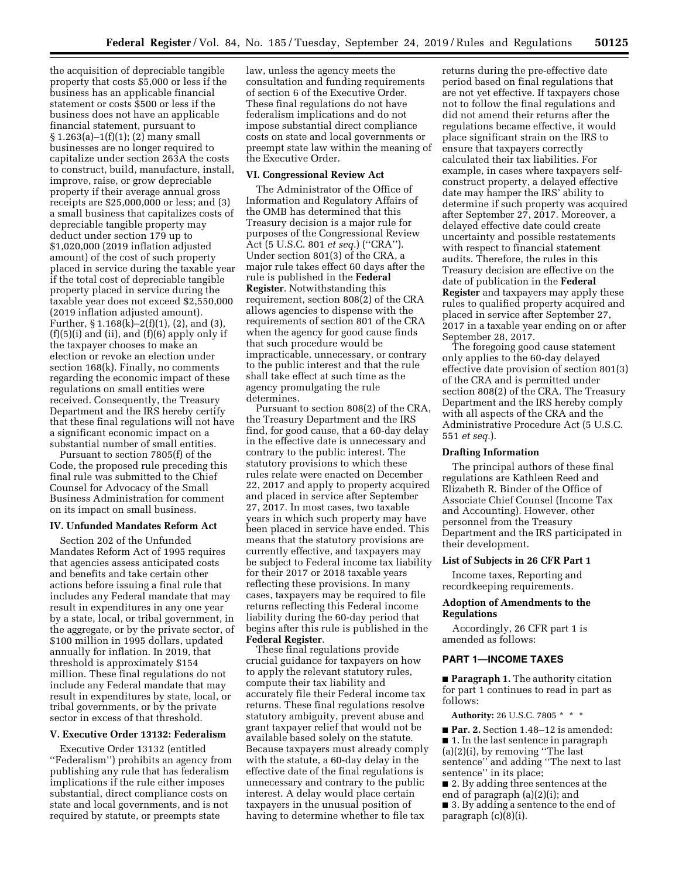the acquisition of depreciable tangible property that costs $5,000 or less if the business has an applicable financial statement or costs $500 or less if the business does not have an applicable financial statement, pursuant to § 1.263(a)–1(f)(1); (2) many small businesses are no longer required to capitalize under section 263A the costs to construct, build, manufacture, install, improve, raise, or grow depreciable property if their average annual gross receipts are $25,000,000 or less; and (3) a small business that capitalizes costs of depreciable tangible property may deduct under section 179 up to $1,020,000 (2019 inflation adjusted amount) of the cost of such property placed in service during the taxable year if the total cost of depreciable tangible property placed in service during the taxable year does not exceed $2,550,000 (2019 inflation adjusted amount). Further, § 1.168(k)–2(f)(1), (2), and (3), (f)(5)(i) and (ii), and (f)(6) apply only if the taxpayer chooses to make an election or revoke an election under section 168(k). Finally, no comments regarding the economic impact of these regulations on small entities were received. Consequently, the Treasury Department and the IRS hereby certify that these final regulations will not have a significant economic impact on a substantial number of small entities.

Pursuant to section 7805(f) of the Code, the proposed rule preceding this final rule was submitted to the Chief Counsel for Advocacy of the Small Business Administration for comment on its impact on small business.

### IV. Unfunded Mandates Reform Act

Section 202 of the Unfunded Mandates Reform Act of 1995 requires that agencies assess anticipated costs and benefits and take certain other actions before issuing a final rule that includes any Federal mandate that may result in expenditures in any one year by a state, local, or tribal government, in the aggregate, or by the private sector, of $100 million in 1995 dollars, updated annually for inflation. In 2019, that threshold is approximately $154 million. These final regulations do not include any Federal mandate that may result in expenditures by state, local, or tribal governments, or by the private sector in excess of that threshold.

### V. Executive Order 13132: Federalism

Executive Order 13132 (entitled "Federalism") prohibits an agency from publishing any rule that has federalism implications if the rule either imposes substantial, direct compliance costs on state and local governments, and is not required by statute, or preempts state law, unless the agency meets the consultation and funding requirements of section 6 of the Executive Order. These final regulations do not have federalism implications and do not impose substantial direct compliance costs on state and local governments or preempt state law within the meaning of the Executive Order.

### VI. Congressional Review Act

The Administrator of the Office of Information and Regulatory Affairs of the OMB has determined that this Treasury decision is a major rule for purposes of the Congressional Review Act (5 U.S.C. 801 *et seq.*) ("CRA"). Under section 801(3) of the CRA, a major rule takes effect 60 days after the rule is published in the **Federal Register**. Notwithstanding this requirement, section 808(2) of the CRA allows agencies to dispense with the requirements of section 801 of the CRA when the agency for good cause finds that such procedure would be impracticable, unnecessary, or contrary to the public interest and that the rule shall take effect at such time as the agency promulgating the rule determines.

Pursuant to section 808(2) of the CRA, the Treasury Department and the IRS find, for good cause, that a 60-day delay in the effective date is unnecessary and contrary to the public interest. The statutory provisions to which these rules relate were enacted on December 22, 2017 and apply to property acquired and placed in service after September 27, 2017. In most cases, two taxable years in which such property may have been placed in service have ended. This means that the statutory provisions are currently effective, and taxpayers may be subject to Federal income tax liability for their 2017 or 2018 taxable years reflecting these provisions. In many cases, taxpayers may be required to file returns reflecting this Federal income liability during the 60-day period that begins after this rule is published in the **Federal Register**.

These final regulations provide crucial guidance for taxpayers on how to apply the relevant statutory rules, compute their tax liability and accurately file their Federal income tax returns. These final regulations resolve statutory ambiguity, prevent abuse and grant taxpayer relief that would not be available based solely on the statute. Because taxpayers must already comply with the statute, a 60-day delay in the effective date of the final regulations is unnecessary and contrary to the public interest. A delay would place certain taxpayers in the unusual position of having to determine whether to file tax returns during the pre-effective date period based on final regulations that are not yet effective. If taxpayers chose not to follow the final regulations and did not amend their returns after the regulations became effective, it would place significant strain on the IRS to ensure that taxpayers correctly calculated their tax liabilities. For example, in cases where taxpayers self-construct property, a delayed effective date may hamper the IRS' ability to determine if such property was acquired after September 27, 2017. Moreover, a delayed effective date could create uncertainty and possible restatements with respect to financial statement audits. Therefore, the rules in this Treasury decision are effective on the date of publication in the **Federal Register** and taxpayers may apply these rules to qualified property acquired and placed in service after September 27, 2017 in a taxable year ending on or after September 28, 2017.

The foregoing good cause statement only applies to the 60-day delayed effective date provision of section 801(3) of the CRA and is permitted under section 808(2) of the CRA. The Treasury Department and the IRS hereby comply with all aspects of the CRA and the Administrative Procedure Act (5 U.S.C. 551 *et seq.*).

### Drafting Information

The principal authors of these final regulations are Kathleen Reed and Elizabeth R. Binder of the Office of Associate Chief Counsel (Income Tax and Accounting). However, other personnel from the Treasury Department and the IRS participated in their development.

### List of Subjects in 26 CFR Part 1

Income taxes, Reporting and recordkeeping requirements.

### Adoption of Amendments to the Regulations

Accordingly, 26 CFR part 1 is amended as follows:

## PART 1—INCOME TAXES

■ **Paragraph 1.** The authority citation for part 1 continues to read in part as follows:

**Authority:** 26 U.S.C. 7805 * * *

■ **Par. 2.** Section 1.48–12 is amended:

■ 1. In the last sentence in paragraph (a)(2)(i), by removing "The last sentence" and adding "The next to last sentence" in its place;

■ 2. By adding three sentences at the end of paragraph (a)(2)(i); and

■ 3. By adding a sentence to the end of paragraph (c)(8)(i).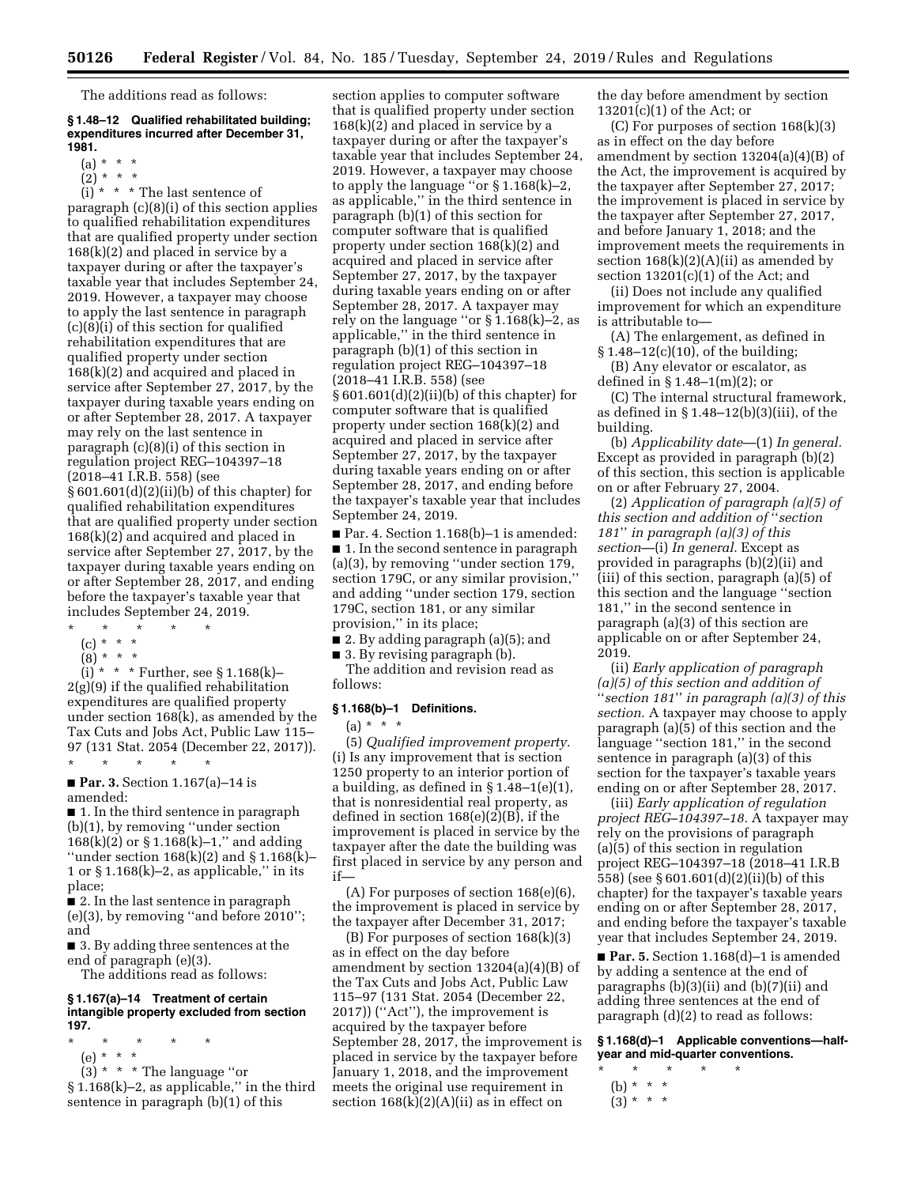The additions read as follows:

**§ 1.48–12 Qualified rehabilitated building; expenditures incurred after December 31, 1981.**

(a) * * *

(2) * * *

(i) * * * The last sentence of paragraph (c)(8)(i) of this section applies to qualified rehabilitation expenditures that are qualified property under section 168(k)(2) and placed in service by a taxpayer during or after the taxpayer's taxable year that includes September 24, 2019. However, a taxpayer may choose to apply the last sentence in paragraph (c)(8)(i) of this section for qualified rehabilitation expenditures that are qualified property under section 168(k)(2) and acquired and placed in service after September 27, 2017, by the taxpayer during taxable years ending on or after September 28, 2017. A taxpayer may rely on the last sentence in paragraph (c)(8)(i) of this section in regulation project REG–104397–18 (2018–41 I.R.B. 558) (see § 601.601(d)(2)(ii)(b) of this chapter) for qualified rehabilitation expenditures that are qualified property under section 168(k)(2) and acquired and placed in service after September 27, 2017, by the taxpayer during taxable years ending on or after September 28, 2017, and ending before the taxpayer's taxable year that includes September 24, 2019.

\* \* \* \* \*

(c) * * *

(8) * * *

(i) * * * Further, see § 1.168(k)–2(g)(9) if the qualified rehabilitation expenditures are qualified property under section 168(k), as amended by the Tax Cuts and Jobs Act, Public Law 115–97 (131 Stat. 2054 (December 22, 2017)).

\* \* \* \* \*

■ **Par. 3.** Section 1.167(a)–14 is amended:

■ 1. In the third sentence in paragraph (b)(1), by removing ''under section 168(k)(2) or § 1.168(k)–1,'' and adding ''under section 168(k)(2) and § 1.168(k)–1 or § 1.168(k)–2, as applicable,'' in its place;

■ 2. In the last sentence in paragraph (e)(3), by removing ''and before 2010''; and

■ 3. By adding three sentences at the end of paragraph (e)(3).

The additions read as follows:

**§ 1.167(a)–14 Treatment of certain intangible property excluded from section 197.**

\* \* \* \* \*

(e) * * *

(3) * * * The language ''or § 1.168(k)–2, as applicable,'' in the third sentence in paragraph (b)(1) of this section applies to computer software that is qualified property under section 168(k)(2) and placed in service by a taxpayer during or after the taxpayer's taxable year that includes September 24, 2019. However, a taxpayer may choose to apply the language ''or § 1.168(k)–2, as applicable,'' in the third sentence in paragraph (b)(1) of this section for computer software that is qualified property under section 168(k)(2) and acquired and placed in service after September 27, 2017, by the taxpayer during taxable years ending on or after September 28, 2017. A taxpayer may rely on the language ''or § 1.168(k)–2, as applicable,'' in the third sentence in paragraph (b)(1) of this section in regulation project REG–104397–18 (2018–41 I.R.B. 558) (see § 601.601(d)(2)(ii)(b) of this chapter) for computer software that is qualified property under section 168(k)(2) and acquired and placed in service after September 27, 2017, by the taxpayer during taxable years ending on or after September 28, 2017, and ending before the taxpayer's taxable year that includes September 24, 2019.

■ **Par. 4.** Section 1.168(b)–1 is amended:

■ 1. In the second sentence in paragraph (a)(3), by removing ''under section 179, section 179C, or any similar provision,'' and adding ''under section 179, section 179C, section 181, or any similar provision,'' in its place;

■ 2. By adding paragraph (a)(5); and

■ 3. By revising paragraph (b).

The addition and revision read as follows:

**§ 1.168(b)–1 Definitions.**

(a) * * *

(5) *Qualified improvement property.* (i) Is any improvement that is section 1250 property to an interior portion of a building, as defined in § 1.48–1(e)(1), that is nonresidential real property, as defined in section 168(e)(2)(B), if the improvement is placed in service by the taxpayer after the date the building was first placed in service by any person and if—

(A) For purposes of section 168(e)(6), the improvement is placed in service by the taxpayer after December 31, 2017;

(B) For purposes of section 168(k)(3) as in effect on the day before amendment by section 13204(a)(4)(B) of the Tax Cuts and Jobs Act, Public Law 115–97 (131 Stat. 2054 (December 22, 2017)) (''Act''), the improvement is acquired by the taxpayer before September 28, 2017, the improvement is placed in service by the taxpayer before January 1, 2018, and the improvement meets the original use requirement in section 168(k)(2)(A)(ii) as in effect on the day before amendment by section 13201(c)(1) of the Act; or

(C) For purposes of section 168(k)(3) as in effect on the day before amendment by section 13204(a)(4)(B) of the Act, the improvement is acquired by the taxpayer after September 27, 2017; the improvement is placed in service by the taxpayer after September 27, 2017, and before January 1, 2018; and the improvement meets the requirements in section 168(k)(2)(A)(ii) as amended by section 13201(c)(1) of the Act; and

(ii) Does not include any qualified improvement for which an expenditure is attributable to—

(A) The enlargement, as defined in § 1.48–12(c)(10), of the building;

(B) Any elevator or escalator, as defined in § 1.48–1(m)(2); or

(C) The internal structural framework, as defined in § 1.48–12(b)(3)(iii), of the building.

(b) *Applicability date*—(1) *In general.* Except as provided in paragraph (b)(2) of this section, this section is applicable on or after February 27, 2004.

(2) *Application of paragraph (a)(5) of this section and addition of ''section 181'' in paragraph (a)(3) of this section*—(i) *In general.* Except as provided in paragraphs (b)(2)(ii) and (iii) of this section, paragraph (a)(5) of this section and the language ''section 181,'' in the second sentence in paragraph (a)(3) of this section are applicable on or after September 24, 2019.

(ii) *Early application of paragraph (a)(5) of this section and addition of ''section 181'' in paragraph (a)(3) of this section.* A taxpayer may choose to apply paragraph (a)(5) of this section and the language ''section 181,'' in the second sentence in paragraph (a)(3) of this section for the taxpayer's taxable years ending on or after September 28, 2017.

(iii) *Early application of regulation project REG–104397–18.* A taxpayer may rely on the provisions of paragraph (a)(5) of this section in regulation project REG–104397–18 (2018–41 I.R.B 558) (see § 601.601(d)(2)(ii)(b) of this chapter) for the taxpayer's taxable years ending on or after September 28, 2017, and ending before the taxpayer's taxable year that includes September 24, 2019.

■ **Par. 5.** Section 1.168(d)–1 is amended by adding a sentence at the end of paragraphs (b)(3)(ii) and (b)(7)(ii) and adding three sentences at the end of paragraph (d)(2) to read as follows:

**§ 1.168(d)–1 Applicable conventions—half-year and mid-quarter conventions.**

\* \* \* \* \*

(b) * * *

(3) * * *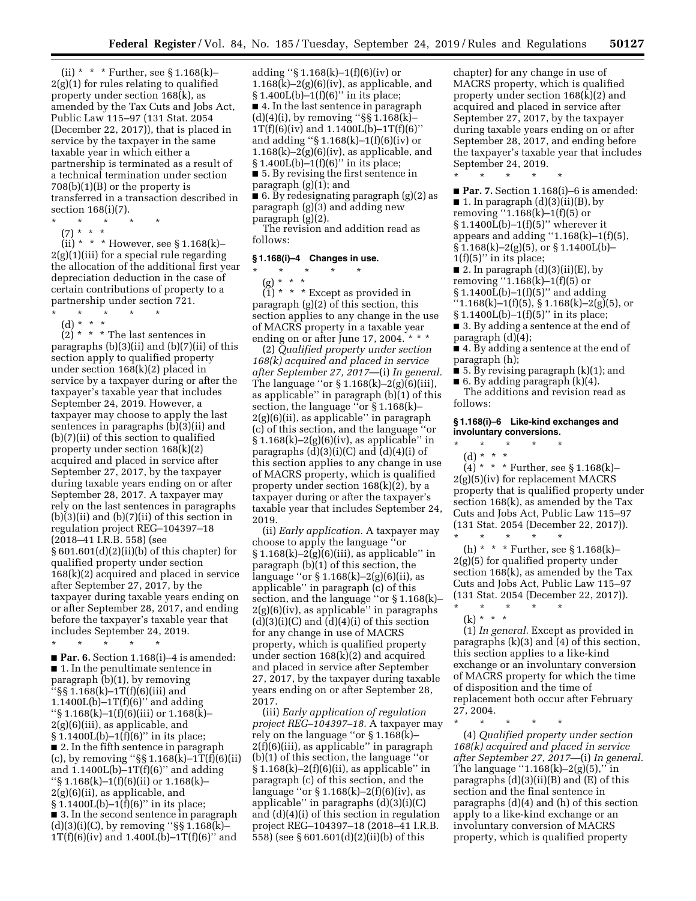(ii) * * * Further, see § 1.168(k)–2(g)(1) for rules relating to qualified property under section 168(k), as amended by the Tax Cuts and Jobs Act, Public Law 115–97 (131 Stat. 2054 (December 22, 2017)), that is placed in service by the taxpayer in the same taxable year in which either a partnership is terminated as a result of a technical termination under section 708(b)(1)(B) or the property is transferred in a transaction described in section 168(i)(7).

\* \* \* \* \*

(7) * * *

(ii) * * * However, see § 1.168(k)–2(g)(1)(iii) for a special rule regarding the allocation of the additional first year depreciation deduction in the case of certain contributions of property to a partnership under section 721.

\* \* \* \* \*

(d) * * *

(2) * * * The last sentences in paragraphs (b)(3)(ii) and (b)(7)(ii) of this section apply to qualified property under section 168(k)(2) placed in service by a taxpayer during or after the taxpayer's taxable year that includes September 24, 2019. However, a taxpayer may choose to apply the last sentences in paragraphs (b)(3)(ii) and (b)(7)(ii) of this section to qualified property under section 168(k)(2) acquired and placed in service after September 27, 2017, by the taxpayer during taxable years ending on or after September 28, 2017. A taxpayer may rely on the last sentences in paragraphs (b)(3)(ii) and (b)(7)(ii) of this section in regulation project REG–104397–18 (2018–41 I.R.B. 558) (see § 601.601(d)(2)(ii)(b) of this chapter) for qualified property under section 168(k)(2) acquired and placed in service after September 27, 2017, by the taxpayer during taxable years ending on or after September 28, 2017, and ending before the taxpayer's taxable year that includes September 24, 2019.

\* \* \* \* \*

■ **Par. 6.** Section 1.168(i)–4 is amended:

■ 1. In the penultimate sentence in paragraph (b)(1), by removing "§§ 1.168(k)–1T(f)(6)(iii) and 1.1400L(b)–1T(f)(6)" and adding "§ 1.168(k)–1(f)(6)(iii) or 1.168(k)–2(g)(6)(iii), as applicable, and § 1.1400L(b)–1(f)(6)" in its place;

■ 2. In the fifth sentence in paragraph (c), by removing "§§ 1.168(k)–1T(f)(6)(ii) and 1.1400L(b)–1T(f)(6)" and adding "§ 1.168(k)–1(f)(6)(ii) or 1.168(k)–2(g)(6)(ii), as applicable, and § 1.1400L(b)–1(f)(6)" in its place;

■ 3. In the second sentence in paragraph (d)(3)(i)(C), by removing "§§ 1.168(k)–1T(f)(6)(iv) and 1.400L(b)–1T(f)(6)" and adding "§ 1.168(k)–1(f)(6)(iv) or 1.168(k)–2(g)(6)(iv), as applicable, and § 1.400L(b)–1(f)(6)" in its place;

■ 4. In the last sentence in paragraph (d)(4)(i), by removing "§§ 1.168(k)–1T(f)(6)(iv) and 1.1400L(b)–1T(f)(6)" and adding "§ 1.168(k)–1(f)(6)(iv) or 1.168(k)–2(g)(6)(iv), as applicable, and § 1.400L(b)–1(f)(6)" in its place;

■ 5. By revising the first sentence in paragraph (g)(1); and

■ 6. By redesignating paragraph (g)(2) as paragraph (g)(3) and adding new paragraph (g)(2).

The revision and addition read as follows:

### § 1.168(i)–4 Changes in use.

\* \* \* \* \*

(g) * * *

(1) * * * Except as provided in paragraph (g)(2) of this section, this section applies to any change in the use of MACRS property in a taxable year ending on or after June 17, 2004. * * *

(2) *Qualified property under section 168(k) acquired and placed in service after September 27, 2017*—(i) *In general.* The language "or § 1.168(k)–2(g)(6)(iii), as applicable" in paragraph (b)(1) of this section, the language "or § 1.168(k)–2(g)(6)(ii), as applicable" in paragraph (c) of this section, and the language "or § 1.168(k)–2(g)(6)(iv), as applicable" in paragraphs (d)(3)(i)(C) and (d)(4)(i) of this section applies to any change in use of MACRS property, which is qualified property under section 168(k)(2), by a taxpayer during or after the taxpayer's taxable year that includes September 24, 2019.

(ii) *Early application.* A taxpayer may choose to apply the language "or § 1.168(k)–2(g)(6)(iii), as applicable" in paragraph (b)(1) of this section, the language "or § 1.168(k)–2(g)(6)(ii), as applicable" in paragraph (c) of this section, and the language "or § 1.168(k)–2(g)(6)(iv), as applicable" in paragraphs (d)(3)(i)(C) and (d)(4)(i) of this section for any change in use of MACRS property, which is qualified property under section 168(k)(2) and acquired and placed in service after September 27, 2017, by the taxpayer during taxable years ending on or after September 28, 2017.

(iii) *Early application of regulation project REG–104397–18.* A taxpayer may rely on the language "or § 1.168(k)–2(f)(6)(iii), as applicable" in paragraph (b)(1) of this section, the language "or § 1.168(k)–2(f)(6)(ii), as applicable" in paragraph (c) of this section, and the language "or § 1.168(k)–2(f)(6)(iv), as applicable" in paragraphs (d)(3)(i)(C) and (d)(4)(i) of this section in regulation project REG–104397–18 (2018–41 I.R.B. 558) (see § 601.601(d)(2)(ii)(b) of this chapter) for any change in use of MACRS property, which is qualified property under section 168(k)(2) and acquired and placed in service after September 27, 2017, by the taxpayer during taxable years ending on or after September 28, 2017, and ending before the taxpayer's taxable year that includes September 24, 2019.

\* \* \* \* \*

■ **Par. 7.** Section 1.168(i)–6 is amended:

■ 1. In paragraph (d)(3)(ii)(B), by removing "1.168(k)–1(f)(5) or § 1.1400L(b)–1(f)(5)" wherever it appears and adding "1.168(k)–1(f)(5), § 1.168(k)–2(g)(5), or § 1.1400L(b)–1(f)(5)" in its place;

■ 2. In paragraph (d)(3)(ii)(E), by removing "1.168(k)–1(f)(5) or § 1.1400L(b)–1(f)(5)" and adding "1.168(k)–1(f)(5), § 1.168(k)–2(g)(5), or § 1.1400L(b)–1(f)(5)" in its place;

■ 3. By adding a sentence at the end of paragraph (d)(4);

■ 4. By adding a sentence at the end of paragraph (h);

■ 5. By revising paragraph (k)(1); and

■ 6. By adding paragraph (k)(4).

The additions and revision read as follows:

### § 1.168(i)–6 Like-kind exchanges and involuntary conversions.

\* \* \* \* \*

(d) * * *

(4) * * * Further, see § 1.168(k)–2(g)(5)(iv) for replacement MACRS property that is qualified property under section 168(k), as amended by the Tax Cuts and Jobs Act, Public Law 115–97 (131 Stat. 2054 (December 22, 2017)).

\* \* \* \* \*

(h) * * * Further, see § 1.168(k)–2(g)(5) for qualified property under section 168(k), as amended by the Tax Cuts and Jobs Act, Public Law 115–97 (131 Stat. 2054 (December 22, 2017)).

\* \* \* \* \*

(k) * * *

(1) *In general.* Except as provided in paragraphs (k)(3) and (4) of this section, this section applies to a like-kind exchange or an involuntary conversion of MACRS property for which the time of disposition and the time of replacement both occur after February 27, 2004.

\* \* \* \* \*

(4) *Qualified property under section 168(k) acquired and placed in service after September 27, 2017*—(i) *In general.* The language "1.168(k)–2(g)(5)," in paragraphs (d)(3)(ii)(B) and (E) of this section and the final sentence in paragraphs (d)(4) and (h) of this section apply to a like-kind exchange or an involuntary conversion of MACRS property, which is qualified property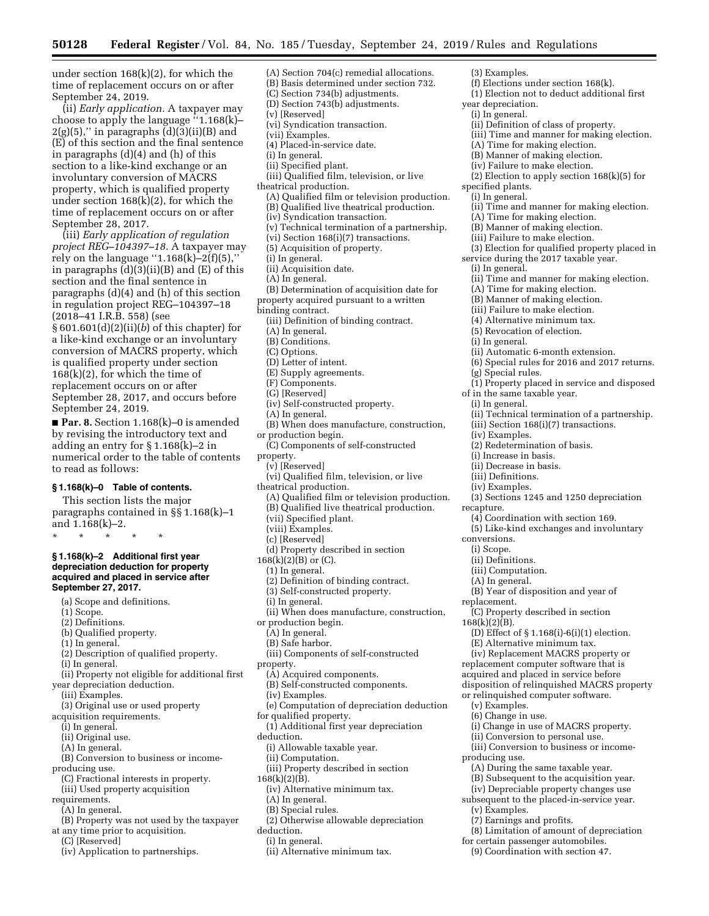under section 168(k)(2), for which the time of replacement occurs on or after September 24, 2019.

(ii) *Early application.* A taxpayer may choose to apply the language ''1.168(k)–2(g)(5),'' in paragraphs (d)(3)(ii)(B) and (E) of this section and the final sentence in paragraphs (d)(4) and (h) of this section to a like-kind exchange or an involuntary conversion of MACRS property, which is qualified property under section 168(k)(2), for which the time of replacement occurs on or after September 28, 2017.

(iii) *Early application of regulation project REG–104397–18.* A taxpayer may rely on the language ''1.168(k)–2(f)(5),'' in paragraphs (d)(3)(ii)(B) and (E) of this section and the final sentence in paragraphs (d)(4) and (h) of this section in regulation project REG–104397–18 (2018–41 I.R.B. 558) (see § 601.601(d)(2)(ii)(*b*) of this chapter) for a like-kind exchange or an involuntary conversion of MACRS property, which is qualified property under section 168(k)(2), for which the time of replacement occurs on or after September 28, 2017, and occurs before September 24, 2019.

■ **Par. 8.** Section 1.168(k)–0 is amended by revising the introductory text and adding an entry for § 1.168(k)–2 in numerical order to the table of contents to read as follows:

**§ 1.168(k)–0 Table of contents.**

This section lists the major paragraphs contained in §§ 1.168(k)–1 and 1.168(k)–2.

\* \* \* \* \*

**§ 1.168(k)–2 Additional first year depreciation deduction for property acquired and placed in service after September 27, 2017.**

(a) Scope and definitions.
(1) Scope.
(2) Definitions.
(b) Qualified property.
(1) In general.
(2) Description of qualified property.
(i) In general.
(ii) Property not eligible for additional first year depreciation deduction.
(iii) Examples.
(3) Original use or used property acquisition requirements.
(i) In general.
(ii) Original use.
(A) In general.
(B) Conversion to business or income-producing use.
(C) Fractional interests in property.
(iii) Used property acquisition requirements.
(A) In general.
(B) Property was not used by the taxpayer at any time prior to acquisition.
(C) [Reserved]
(iv) Application to partnerships.
(A) Section 704(c) remedial allocations.
(B) Basis determined under section 732.
(C) Section 734(b) adjustments.
(D) Section 743(b) adjustments.
(v) [Reserved]
(vi) Syndication transaction.
(vii) Examples.
(4) Placed-in-service date.
(i) In general.
(ii) Specified plant.
(iii) Qualified film, television, or live theatrical production.
(A) Qualified film or television production.
(B) Qualified live theatrical production.
(iv) Syndication transaction.
(v) Technical termination of a partnership.
(vi) Section 168(i)(7) transactions.
(5) Acquisition of property.
(i) In general.
(ii) Acquisition date.
(A) In general.
(B) Determination of acquisition date for property acquired pursuant to a written binding contract.
(iii) Definition of binding contract.
(A) In general.
(B) Conditions.
(C) Options.
(D) Letter of intent.
(E) Supply agreements.
(F) Components.
(G) [Reserved]
(iv) Self-constructed property.
(A) In general.
(B) When does manufacture, construction, or production begin.
(C) Components of self-constructed property.
(v) [Reserved]
(vi) Qualified film, television, or live theatrical production.
(A) Qualified film or television production.
(B) Qualified live theatrical production.
(vii) Specified plant.
(viii) Examples.
(c) [Reserved]
(d) Property described in section 168(k)(2)(B) or (C).
(1) In general.
(2) Definition of binding contract.
(3) Self-constructed property.
(i) In general.
(ii) When does manufacture, construction, or production begin.
(A) In general.
(B) Safe harbor.
(iii) Components of self-constructed property.
(A) Acquired components.
(B) Self-constructed components.
(iv) Examples.
(e) Computation of depreciation deduction for qualified property.
(1) Additional first year depreciation deduction.
(i) Allowable taxable year.
(ii) Computation.
(iii) Property described in section 168(k)(2)(B).
(iv) Alternative minimum tax.
(A) In general.
(B) Special rules.
(2) Otherwise allowable depreciation deduction.
(i) In general.
(ii) Alternative minimum tax.
(3) Examples.
(f) Elections under section 168(k).
(1) Election not to deduct additional first year depreciation.
(i) In general.
(ii) Definition of class of property.
(iii) Time and manner for making election.
(A) Time for making election.
(B) Manner of making election.
(iv) Failure to make election.
(2) Election to apply section 168(k)(5) for specified plants.
(i) In general.
(ii) Time and manner for making election.
(A) Time for making election.
(B) Manner of making election.
(iii) Failure to make election.
(3) Election for qualified property placed in service during the 2017 taxable year.
(i) In general.
(ii) Time and manner for making election.
(A) Time for making election.
(B) Manner of making election.
(iii) Failure to make election.
(4) Alternative minimum tax.
(5) Revocation of election.
(i) In general.
(ii) Automatic 6-month extension.
(6) Special rules for 2016 and 2017 returns.
(g) Special rules.
(1) Property placed in service and disposed of in the same taxable year.
(i) In general.
(ii) Technical termination of a partnership.
(iii) Section 168(i)(7) transactions.
(iv) Examples.
(2) Redetermination of basis.
(i) Increase in basis.
(ii) Decrease in basis.
(iii) Definitions.
(iv) Examples.
(3) Sections 1245 and 1250 depreciation recapture.
(4) Coordination with section 169.
(5) Like-kind exchanges and involuntary conversions.
(i) Scope.
(ii) Definitions.
(iii) Computation.
(A) In general.
(B) Year of disposition and year of replacement.
(C) Property described in section 168(k)(2)(B).
(D) Effect of § 1.168(i)-6(i)(1) election.
(E) Alternative minimum tax.
(iv) Replacement MACRS property or replacement computer software that is acquired and placed in service before disposition of relinquished MACRS property or relinquished computer software.
(v) Examples.
(6) Change in use.
(i) Change in use of MACRS property.
(ii) Conversion to personal use.
(iii) Conversion to business or income-producing use.
(A) During the same taxable year.
(B) Subsequent to the acquisition year.
(iv) Depreciable property changes use subsequent to the placed-in-service year.
(v) Examples.
(7) Earnings and profits.
(8) Limitation of amount of depreciation for certain passenger automobiles.
(9) Coordination with section 47.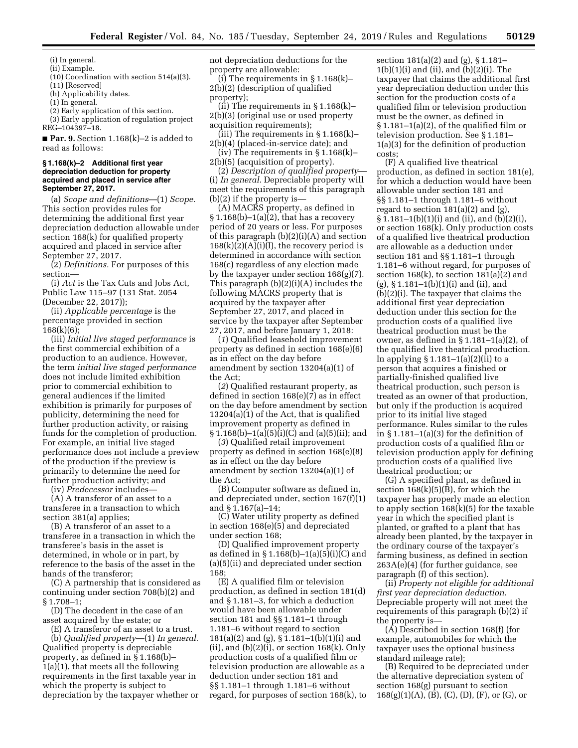(i) In general.

(ii) Example.

(10) Coordination with section 514(a)(3).

(11) [Reserved]

(h) Applicability dates.

(1) In general.

(2) Early application of this section.

(3) Early application of regulation project REG–104397–18.

■ **Par. 9.** Section 1.168(k)–2 is added to read as follows:

**§ 1.168(k)–2 Additional first year depreciation deduction for property acquired and placed in service after September 27, 2017.**

(a) *Scope and definitions*—(1) *Scope.* This section provides rules for determining the additional first year depreciation deduction allowable under section 168(k) for qualified property acquired and placed in service after September 27, 2017.

(2) *Definitions.* For purposes of this section—

(i) *Act* is the Tax Cuts and Jobs Act, Public Law 115–97 (131 Stat. 2054 (December 22, 2017));

(ii) *Applicable percentage* is the percentage provided in section 168(k)(6);

(iii) *Initial live staged performance* is the first commercial exhibition of a production to an audience. However, the term *initial live staged performance* does not include limited exhibition prior to commercial exhibition to general audiences if the limited exhibition is primarily for purposes of publicity, determining the need for further production activity, or raising funds for the completion of production. For example, an initial live staged performance does not include a preview of the production if the preview is primarily to determine the need for further production activity; and

(iv) *Predecessor* includes—

(A) A transferor of an asset to a transferee in a transaction to which section 381(a) applies;

(B) A transferor of an asset to a transferee in a transaction in which the transferee's basis in the asset is determined, in whole or in part, by reference to the basis of the asset in the hands of the transferor;

(C) A partnership that is considered as continuing under section 708(b)(2) and § 1.708–1;

(D) The decedent in the case of an asset acquired by the estate; or

(E) A transferor of an asset to a trust.

(b) *Qualified property*—(1) *In general.* Qualified property is depreciable property, as defined in § 1.168(b)–1(a)(1), that meets all the following requirements in the first taxable year in which the property is subject to depreciation by the taxpayer whether or not depreciation deductions for the property are allowable:

(i) The requirements in § 1.168(k)–2(b)(2) (description of qualified property);

(ii) The requirements in § 1.168(k)–2(b)(3) (original use or used property acquisition requirements);

(iii) The requirements in § 1.168(k)–2(b)(4) (placed-in-service date); and

(iv) The requirements in § 1.168(k)–2(b)(5) (acquisition of property).

(2) *Description of qualified property*—(i) *In general.* Depreciable property will meet the requirements of this paragraph (b)(2) if the property is—

(A) MACRS property, as defined in § 1.168(b)–1(a)(2), that has a recovery period of 20 years or less. For purposes of this paragraph (b)(2)(i)(A) and section 168(k)(2)(A)(i)(I), the recovery period is determined in accordance with section 168(c) regardless of any election made by the taxpayer under section 168(g)(7). This paragraph (b)(2)(i)(A) includes the following MACRS property that is acquired by the taxpayer after September 27, 2017, and placed in service by the taxpayer after September 27, 2017, and before January 1, 2018:

(*1*) Qualified leasehold improvement property as defined in section 168(e)(6) as in effect on the day before amendment by section 13204(a)(1) of the Act;

(*2*) Qualified restaurant property, as defined in section 168(e)(7) as in effect on the day before amendment by section 13204(a)(1) of the Act, that is qualified improvement property as defined in § 1.168(b)–1(a)(5)(i)(C) and (a)(5)(ii); and

(*3*) Qualified retail improvement property as defined in section 168(e)(8) as in effect on the day before amendment by section 13204(a)(1) of the Act;

(B) Computer software as defined in, and depreciated under, section 167(f)(1) and § 1.167(a)–14;

(C) Water utility property as defined in section 168(e)(5) and depreciated under section 168;

(D) Qualified improvement property as defined in § 1.168(b)–1(a)(5)(i)(C) and (a)(5)(ii) and depreciated under section 168;

(E) A qualified film or television production, as defined in section 181(d) and § 1.181–3, for which a deduction would have been allowable under section 181 and §§ 1.181–1 through 1.181–6 without regard to section 181(a)(2) and (g), § 1.181–1(b)(1)(i) and (ii), and (b)(2)(i), or section 168(k). Only production costs of a qualified film or television production are allowable as a deduction under section 181 and §§ 1.181–1 through 1.181–6 without regard, for purposes of section 168(k), to section 181(a)(2) and (g), § 1.181–1(b)(1)(i) and (ii), and (b)(2)(i). The taxpayer that claims the additional first year depreciation deduction under this section for the production costs of a qualified film or television production must be the owner, as defined in § 1.181–1(a)(2), of the qualified film or television production. See § 1.181–1(a)(3) for the definition of production costs;

(F) A qualified live theatrical production, as defined in section 181(e), for which a deduction would have been allowable under section 181 and §§ 1.181–1 through 1.181–6 without regard to section 181(a)(2) and (g), § 1.181–1(b)(1)(i) and (ii), and (b)(2)(i), or section 168(k). Only production costs of a qualified live theatrical production are allowable as a deduction under section 181 and §§ 1.181–1 through 1.181–6 without regard, for purposes of section 168(k), to section 181(a)(2) and (g), § 1.181–1(b)(1)(i) and (ii), and (b)(2)(i). The taxpayer that claims the additional first year depreciation deduction under this section for the production costs of a qualified live theatrical production must be the owner, as defined in § 1.181–1(a)(2), of the qualified live theatrical production. In applying § 1.181–1(a)(2)(ii) to a person that acquires a finished or partially-finished qualified live theatrical production, such person is treated as an owner of that production, but only if the production is acquired prior to its initial live staged performance. Rules similar to the rules in § 1.181–1(a)(3) for the definition of production costs of a qualified film or television production apply for defining production costs of a qualified live theatrical production; or

(G) A specified plant, as defined in section 168(k)(5)(B), for which the taxpayer has properly made an election to apply section 168(k)(5) for the taxable year in which the specified plant is planted, or grafted to a plant that has already been planted, by the taxpayer in the ordinary course of the taxpayer's farming business, as defined in section 263A(e)(4) (for further guidance, see paragraph (f) of this section).

(ii) *Property not eligible for additional first year depreciation deduction.* Depreciable property will not meet the requirements of this paragraph (b)(2) if the property is—

(A) Described in section 168(f) (for example, automobiles for which the taxpayer uses the optional business standard mileage rate);

(B) Required to be depreciated under the alternative depreciation system of section 168(g) pursuant to section 168(g)(1)(A), (B), (C), (D), (F), or (G), or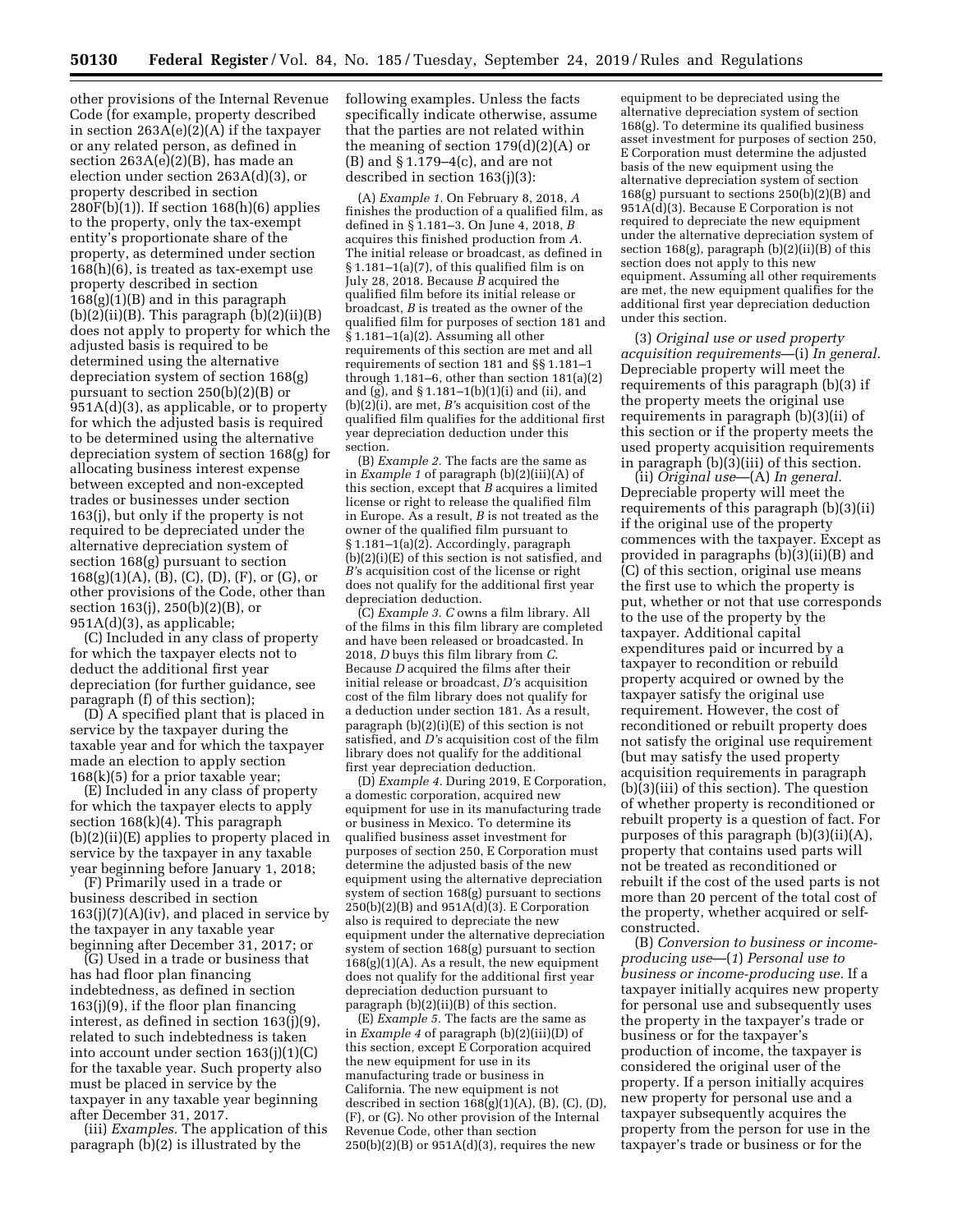other provisions of the Internal Revenue Code (for example, property described in section 263A(e)(2)(A) if the taxpayer or any related person, as defined in section 263A(e)(2)(B), has made an election under section 263A(d)(3), or property described in section 280F(b)(1)). If section 168(h)(6) applies to the property, only the tax-exempt entity's proportionate share of the property, as determined under section 168(h)(6), is treated as tax-exempt use property described in section 168(g)(1)(B) and in this paragraph (b)(2)(ii)(B). This paragraph (b)(2)(ii)(B) does not apply to property for which the adjusted basis is required to be determined using the alternative depreciation system of section 168(g) pursuant to section 250(b)(2)(B) or 951A(d)(3), as applicable, or to property for which the adjusted basis is required to be determined using the alternative depreciation system of section 168(g) for allocating business interest expense between excepted and non-excepted trades or businesses under section 163(j), but only if the property is not required to be depreciated under the alternative depreciation system of section 168(g) pursuant to section 168(g)(1)(A), (B), (C), (D), (F), or (G), or other provisions of the Code, other than section 163(j), 250(b)(2)(B), or 951A(d)(3), as applicable;

(C) Included in any class of property for which the taxpayer elects not to deduct the additional first year depreciation (for further guidance, see paragraph (f) of this section);

(D) A specified plant that is placed in service by the taxpayer during the taxable year and for which the taxpayer made an election to apply section 168(k)(5) for a prior taxable year;

(E) Included in any class of property for which the taxpayer elects to apply section 168(k)(4). This paragraph (b)(2)(ii)(E) applies to property placed in service by the taxpayer in any taxable year beginning before January 1, 2018;

(F) Primarily used in a trade or business described in section 163(j)(7)(A)(iv), and placed in service by the taxpayer in any taxable year beginning after December 31, 2017; or

(G) Used in a trade or business that has had floor plan financing indebtedness, as defined in section 163(j)(9), if the floor plan financing interest, as defined in section 163(j)(9), related to such indebtedness is taken into account under section 163(j)(1)(C) for the taxable year. Such property also must be placed in service by the taxpayer in any taxable year beginning after December 31, 2017.

(iii) *Examples.* The application of this paragraph (b)(2) is illustrated by the following examples. Unless the facts specifically indicate otherwise, assume that the parties are not related within the meaning of section 179(d)(2)(A) or (B) and § 1.179–4(c), and are not described in section 163(j)(3):

(A) *Example 1.* On February 8, 2018, *A* finishes the production of a qualified film, as defined in § 1.181–3. On June 4, 2018, *B* acquires this finished production from *A*. The initial release or broadcast, as defined in § 1.181–1(a)(7), of this qualified film is on July 28, 2018. Because *B* acquired the qualified film before its initial release or broadcast, *B* is treated as the owner of the qualified film for purposes of section 181 and § 1.181–1(a)(2). Assuming all other requirements of this section are met and all requirements of section 181 and §§ 1.181–1 through 1.181–6, other than section 181(a)(2) and (g), and § 1.181–1(b)(1)(i) and (ii), and (b)(2)(i), are met, *B*'s acquisition cost of the qualified film qualifies for the additional first year depreciation deduction under this section.

(B) *Example 2.* The facts are the same as in *Example 1* of paragraph (b)(2)(iii)(A) of this section, except that *B* acquires a limited license or right to release the qualified film in Europe. As a result, *B* is not treated as the owner of the qualified film pursuant to § 1.181–1(a)(2). Accordingly, paragraph (b)(2)(i)(E) of this section is not satisfied, and *B*'s acquisition cost of the license or right does not qualify for the additional first year depreciation deduction.

(C) *Example 3. C* owns a film library. All of the films in this film library are completed and have been released or broadcasted. In 2018, *D* buys this film library from *C*. Because *D* acquired the films after their initial release or broadcast, *D*'s acquisition cost of the film library does not qualify for a deduction under section 181. As a result, paragraph (b)(2)(i)(E) of this section is not satisfied, and *D*'s acquisition cost of the film library does not qualify for the additional first year depreciation deduction.

(D) *Example 4.* During 2019, E Corporation, a domestic corporation, acquired new equipment for use in its manufacturing trade or business in Mexico. To determine its qualified business asset investment for purposes of section 250, E Corporation must determine the adjusted basis of the new equipment using the alternative depreciation system of section 168(g) pursuant to sections 250(b)(2)(B) and 951A(d)(3). E Corporation also is required to depreciate the new equipment under the alternative depreciation system of section 168(g) pursuant to section 168(g)(1)(A). As a result, the new equipment does not qualify for the additional first year depreciation deduction pursuant to paragraph (b)(2)(ii)(B) of this section.

(E) *Example 5.* The facts are the same as in *Example 4* of paragraph (b)(2)(iii)(D) of this section, except E Corporation acquired the new equipment for use in its manufacturing trade or business in California. The new equipment is not described in section 168(g)(1)(A), (B), (C), (D), (F), or (G). No other provision of the Internal Revenue Code, other than section 250(b)(2)(B) or 951A(d)(3), requires the new equipment to be depreciated using the alternative depreciation system of section 168(g). To determine its qualified business asset investment for purposes of section 250, E Corporation must determine the adjusted basis of the new equipment using the alternative depreciation system of section 168(g) pursuant to sections 250(b)(2)(B) and 951A(d)(3). Because E Corporation is not required to depreciate the new equipment under the alternative depreciation system of section 168(g), paragraph (b)(2)(ii)(B) of this section does not apply to this new equipment. Assuming all other requirements are met, the new equipment qualifies for the additional first year depreciation deduction under this section.

(3) *Original use or used property acquisition requirements*—(i) *In general.* Depreciable property will meet the requirements of this paragraph (b)(3) if the property meets the original use requirements in paragraph (b)(3)(ii) of this section or if the property meets the used property acquisition requirements in paragraph (b)(3)(iii) of this section.

(ii) *Original use*—(A) *In general.* Depreciable property will meet the requirements of this paragraph (b)(3)(ii) if the original use of the property commences with the taxpayer. Except as provided in paragraphs (b)(3)(ii)(B) and (C) of this section, original use means the first use to which the property is put, whether or not that use corresponds to the use of the property by the taxpayer. Additional capital expenditures paid or incurred by a taxpayer to recondition or rebuild property acquired or owned by the taxpayer satisfy the original use requirement. However, the cost of reconditioned or rebuilt property does not satisfy the original use requirement (but may satisfy the used property acquisition requirements in paragraph (b)(3)(iii) of this section). The question of whether property is reconditioned or rebuilt property is a question of fact. For purposes of this paragraph (b)(3)(ii)(A), property that contains used parts will not be treated as reconditioned or rebuilt if the cost of the used parts is not more than 20 percent of the total cost of the property, whether acquired or self-constructed.

(B) *Conversion to business or income-producing use*—(*1*) *Personal use to business or income-producing use.* If a taxpayer initially acquires new property for personal use and subsequently uses the property in the taxpayer's trade or business or for the taxpayer's production of income, the taxpayer is considered the original user of the property. If a person initially acquires new property for personal use and a taxpayer subsequently acquires the property from the person for use in the taxpayer's trade or business or for the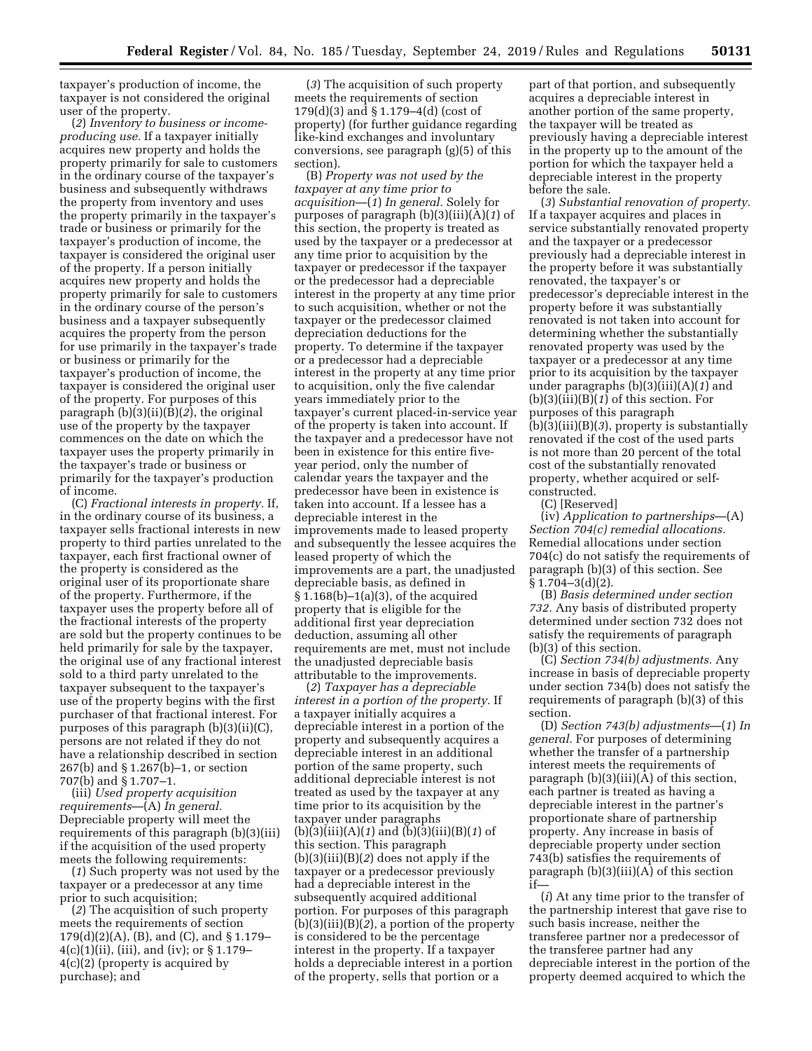taxpayer's production of income, the taxpayer is not considered the original user of the property.

(*2*) *Inventory to business or income-producing use.* If a taxpayer initially acquires new property and holds the property primarily for sale to customers in the ordinary course of the taxpayer's business and subsequently withdraws the property from inventory and uses the property primarily in the taxpayer's trade or business or primarily for the taxpayer's production of income, the taxpayer is considered the original user of the property. If a person initially acquires new property and holds the property primarily for sale to customers in the ordinary course of the person's business and a taxpayer subsequently acquires the property from the person for use primarily in the taxpayer's trade or business or primarily for the taxpayer's production of income, the taxpayer is considered the original user of the property. For purposes of this paragraph (b)(3)(ii)(B)(*2*), the original use of the property by the taxpayer commences on the date on which the taxpayer uses the property primarily in the taxpayer's trade or business or primarily for the taxpayer's production of income.

(C) *Fractional interests in property.* If, in the ordinary course of its business, a taxpayer sells fractional interests in new property to third parties unrelated to the taxpayer, each first fractional owner of the property is considered as the original user of its proportionate share of the property. Furthermore, if the taxpayer uses the property before all of the fractional interests of the property are sold but the property continues to be held primarily for sale by the taxpayer, the original use of any fractional interest sold to a third party unrelated to the taxpayer subsequent to the taxpayer's use of the property begins with the first purchaser of that fractional interest. For purposes of this paragraph (b)(3)(ii)(C), persons are not related if they do not have a relationship described in section 267(b) and § 1.267(b)–1, or section 707(b) and § 1.707–1.

(iii) *Used property acquisition requirements*—(A) *In general.* Depreciable property will meet the requirements of this paragraph (b)(3)(iii) if the acquisition of the used property meets the following requirements:

(*1*) Such property was not used by the taxpayer or a predecessor at any time prior to such acquisition;

(*2*) The acquisition of such property meets the requirements of section 179(d)(2)(A), (B), and (C), and § 1.179–4(c)(1)(ii), (iii), and (iv); or § 1.179–4(c)(2) (property is acquired by purchase); and

(*3*) The acquisition of such property meets the requirements of section 179(d)(3) and § 1.179–4(d) (cost of property) (for further guidance regarding like-kind exchanges and involuntary conversions, see paragraph (g)(5) of this section).

(B) *Property was not used by the taxpayer at any time prior to acquisition*—(*1*) *In general.* Solely for purposes of paragraph (b)(3)(iii)(A)(*1*) of this section, the property is treated as used by the taxpayer or a predecessor at any time prior to acquisition by the taxpayer or predecessor if the taxpayer or the predecessor had a depreciable interest in the property at any time prior to such acquisition, whether or not the taxpayer or the predecessor claimed depreciation deductions for the property. To determine if the taxpayer or a predecessor had a depreciable interest in the property at any time prior to acquisition, only the five calendar years immediately prior to the taxpayer's current placed-in-service year of the property is taken into account. If the taxpayer and a predecessor have not been in existence for this entire five-year period, only the number of calendar years the taxpayer and the predecessor have been in existence is taken into account. If a lessee has a depreciable interest in the improvements made to leased property and subsequently the lessee acquires the leased property of which the improvements are a part, the unadjusted depreciable basis, as defined in § 1.168(b)–1(a)(3), of the acquired property that is eligible for the additional first year depreciation deduction, assuming all other requirements are met, must not include the unadjusted depreciable basis attributable to the improvements.

(*2*) *Taxpayer has a depreciable interest in a portion of the property.* If a taxpayer initially acquires a depreciable interest in a portion of the property and subsequently acquires a depreciable interest in an additional portion of the same property, such additional depreciable interest is not treated as used by the taxpayer at any time prior to its acquisition by the taxpayer under paragraphs (b)(3)(iii)(A)(*1*) and (b)(3)(iii)(B)(*1*) of this section. This paragraph (b)(3)(iii)(B)(*2*) does not apply if the taxpayer or a predecessor previously had a depreciable interest in the subsequently acquired additional portion. For purposes of this paragraph (b)(3)(iii)(B)(*2*), a portion of the property is considered to be the percentage interest in the property. If a taxpayer holds a depreciable interest in a portion of the property, sells that portion or a part of that portion, and subsequently acquires a depreciable interest in another portion of the same property, the taxpayer will be treated as previously having a depreciable interest in the property up to the amount of the portion for which the taxpayer held a depreciable interest in the property before the sale.

(*3*) *Substantial renovation of property.* If a taxpayer acquires and places in service substantially renovated property and the taxpayer or a predecessor previously had a depreciable interest in the property before it was substantially renovated, the taxpayer's or predecessor's depreciable interest in the property before it was substantially renovated is not taken into account for determining whether the substantially renovated property was used by the taxpayer or a predecessor at any time prior to its acquisition by the taxpayer under paragraphs (b)(3)(iii)(A)(*1*) and (b)(3)(iii)(B)(*1*) of this section. For purposes of this paragraph (b)(3)(iii)(B)(*3*), property is substantially renovated if the cost of the used parts is not more than 20 percent of the total cost of the substantially renovated property, whether acquired or self-constructed.

(C) [Reserved]

(iv) *Application to partnerships*—(A) *Section 704(c) remedial allocations.* Remedial allocations under section 704(c) do not satisfy the requirements of paragraph (b)(3) of this section. See § 1.704–3(d)(2).

(B) *Basis determined under section 732.* Any basis of distributed property determined under section 732 does not satisfy the requirements of paragraph (b)(3) of this section.

(C) *Section 734(b) adjustments.* Any increase in basis of depreciable property under section 734(b) does not satisfy the requirements of paragraph (b)(3) of this section.

(D) *Section 743(b) adjustments*—(*1*) *In general.* For purposes of determining whether the transfer of a partnership interest meets the requirements of paragraph (b)(3)(iii)(A) of this section, each partner is treated as having a depreciable interest in the partner's proportionate share of partnership property. Any increase in basis of depreciable property under section 743(b) satisfies the requirements of paragraph (b)(3)(iii)(A) of this section if—

(*i*) At any time prior to the transfer of the partnership interest that gave rise to such basis increase, neither the transferee partner nor a predecessor of the transferee partner had any depreciable interest in the portion of the property deemed acquired to which the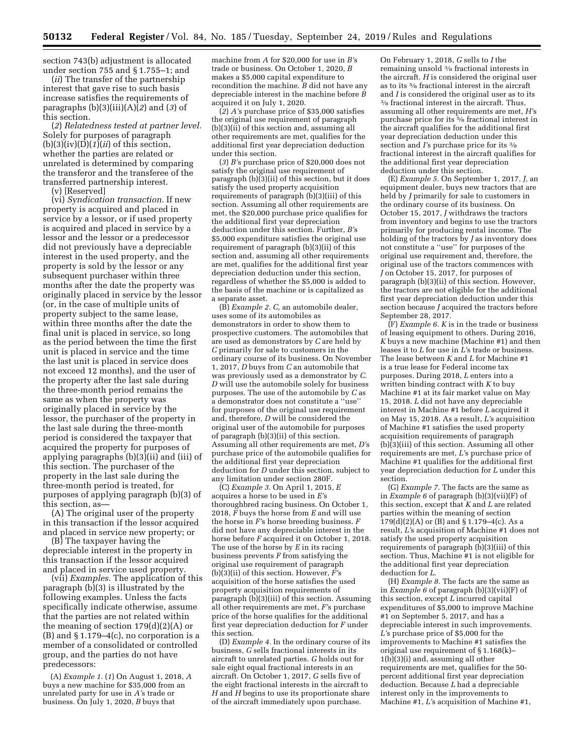section 743(b) adjustment is allocated under section 755 and § 1.755–1; and

(*ii*) The transfer of the partnership interest that gave rise to such basis increase satisfies the requirements of paragraphs (b)(3)(iii)(A)(*2*) and (*3*) of this section.

(*2*) *Relatedness tested at partner level.* Solely for purposes of paragraph (b)(3)(iv)(D)(*1*)(*ii*) of this section, whether the parties are related or unrelated is determined by comparing the transferor and the transferee of the transferred partnership interest.

(v) [Reserved]

(vi) *Syndication transaction.* If new property is acquired and placed in service by a lessor, or if used property is acquired and placed in service by a lessor and the lessor or a predecessor did not previously have a depreciable interest in the used property, and the property is sold by the lessor or any subsequent purchaser within three months after the date the property was originally placed in service by the lessor (or, in the case of multiple units of property subject to the same lease, within three months after the date the final unit is placed in service, so long as the period between the time the first unit is placed in service and the time the last unit is placed in service does not exceed 12 months), and the user of the property after the last sale during the three-month period remains the same as when the property was originally placed in service by the lessor, the purchaser of the property in the last sale during the three-month period is considered the taxpayer that acquired the property for purposes of applying paragraphs (b)(3)(ii) and (iii) of this section. The purchaser of the property in the last sale during the three-month period is treated, for purposes of applying paragraph (b)(3) of this section, as—

(A) The original user of the property in this transaction if the lessor acquired and placed in service new property; or

(B) The taxpayer having the depreciable interest in the property in this transaction if the lessor acquired and placed in service used property.

(vii) *Examples.* The application of this paragraph (b)(3) is illustrated by the following examples. Unless the facts specifically indicate otherwise, assume that the parties are not related within the meaning of section 179(d)(2)(A) or (B) and § 1.179–4(c), no corporation is a member of a consolidated or controlled group, and the parties do not have predecessors:

(A) *Example 1.* (*1*) On August 1, 2018, *A* buys a new machine for $35,000 from an unrelated party for use in *A'*s trade or business. On July 1, 2020, *B* buys that machine from *A* for $20,000 for use in *B'*s trade or business. On October 1, 2020, *B* makes a $5,000 capital expenditure to recondition the machine. *B* did not have any depreciable interest in the machine before *B* acquired it on July 1, 2020.

(*2*) *A'*s purchase price of $35,000 satisfies the original use requirement of paragraph (b)(3)(ii) of this section and, assuming all other requirements are met, qualifies for the additional first year depreciation deduction under this section.

(*3*) *B'*s purchase price of $20,000 does not satisfy the original use requirement of paragraph (b)(3)(ii) of this section, but it does satisfy the used property acquisition requirements of paragraph (b)(3)(iii) of this section. Assuming all other requirements are met, the $20,000 purchase price qualifies for the additional first year depreciation deduction under this section. Further, *B'*s $5,000 expenditure satisfies the original use requirement of paragraph (b)(3)(ii) of this section and, assuming all other requirements are met, qualifies for the additional first year depreciation deduction under this section, regardless of whether the $5,000 is added to the basis of the machine or is capitalized as a separate asset.

(B) *Example 2.* *C,* an automobile dealer, uses some of its automobiles as demonstrators in order to show them to prospective customers. The automobiles that are used as demonstrators by *C* are held by *C* primarily for sale to customers in the ordinary course of its business. On November 1, 2017, *D* buys from *C* an automobile that was previously used as a demonstrator by *C.* *D* will use the automobile solely for business purposes. The use of the automobile by *C* as a demonstrator does not constitute a ''use'' for purposes of the original use requirement and, therefore, *D* will be considered the original user of the automobile for purposes of paragraph (b)(3)(ii) of this section. Assuming all other requirements are met, *D'*s purchase price of the automobile qualifies for the additional first year depreciation deduction for *D* under this section, subject to any limitation under section 280F.

(C) *Example 3.* On April 1, 2015, *E* acquires a horse to be used in *E'*s thoroughbred racing business. On October 1, 2018, *F* buys the horse from *E* and will use the horse in *F'*s horse breeding business. *F* did not have any depreciable interest in the horse before *F* acquired it on October 1, 2018. The use of the horse by *E* in its racing business prevents *F* from satisfying the original use requirement of paragraph (b)(3)(ii) of this section. However, *F'*s acquisition of the horse satisfies the used property acquisition requirements of paragraph (b)(3)(iii) of this section. Assuming all other requirements are met, *F'*s purchase price of the horse qualifies for the additional first year depreciation deduction for *F* under this section.

(D) *Example 4.* In the ordinary course of its business, *G* sells fractional interests in its aircraft to unrelated parties. *G* holds out for sale eight equal fractional interests in an aircraft. On October 1, 2017, *G* sells five of the eight fractional interests in the aircraft to *H* and *H* begins to use its proportionate share of the aircraft immediately upon purchase. On February 1, 2018, *G* sells to *I* the remaining unsold 3⁄8 fractional interests in the aircraft. *H* is considered the original user as to its 5⁄8 fractional interest in the aircraft and *I* is considered the original user as to its 3⁄8 fractional interest in the aircraft. Thus, assuming all other requirements are met, *H'*s purchase price for its 5⁄8 fractional interest in the aircraft qualifies for the additional first year depreciation deduction under this section and *I'*s purchase price for its 3⁄8 fractional interest in the aircraft qualifies for the additional first year depreciation deduction under this section.

(E) *Example 5.* On September 1, 2017, *J,* an equipment dealer, buys new tractors that are held by *J* primarily for sale to customers in the ordinary course of its business. On October 15, 2017, *J* withdraws the tractors from inventory and begins to use the tractors primarily for producing rental income. The holding of the tractors by *J* as inventory does not constitute a ''use'' for purposes of the original use requirement and, therefore, the original use of the tractors commences with *J* on October 15, 2017, for purposes of paragraph (b)(3)(ii) of this section. However, the tractors are not eligible for the additional first year depreciation deduction under this section because *J* acquired the tractors before September 28, 2017.

(F) *Example 6.* *K* is in the trade or business of leasing equipment to others. During 2016, *K* buys a new machine (Machine #1) and then leases it to *L* for use in *L'*s trade or business. The lease between *K* and *L* for Machine #1 is a true lease for Federal income tax purposes. During 2018, *L* enters into a written binding contract with *K* to buy Machine #1 at its fair market value on May 15, 2018. *L* did not have any depreciable interest in Machine #1 before *L* acquired it on May 15, 2018. As a result, *L'*s acquisition of Machine #1 satisfies the used property acquisition requirements of paragraph (b)(3)(iii) of this section. Assuming all other requirements are met, *L'*s purchase price of Machine #1 qualifies for the additional first year depreciation deduction for *L* under this section.

(G) *Example 7.* The facts are the same as in *Example 6* of paragraph (b)(3)(vii)(F) of this section, except that *K* and *L* are related parties within the meaning of section 179(d)(2)(A) or (B) and § 1.179–4(c). As a result, *L'*s acquisition of Machine #1 does not satisfy the used property acquisition requirements of paragraph (b)(3)(iii) of this section. Thus, Machine #1 is not eligible for the additional first year depreciation deduction for *L.*

(H) *Example 8.* The facts are the same as in *Example 6* of paragraph (b)(3)(vii)(F) of this section, except *L* incurred capital expenditures of $5,000 to improve Machine #1 on September 5, 2017, and has a depreciable interest in such improvements. *L'*s purchase price of $5,000 for the improvements to Machine #1 satisfies the original use requirement of § 1.168(k)–1(b)(3)(i) and, assuming all other requirements are met, qualifies for the 50-percent additional first year depreciation deduction. Because *L* had a depreciable interest only in the improvements to Machine #1, *L'*s acquisition of Machine #1,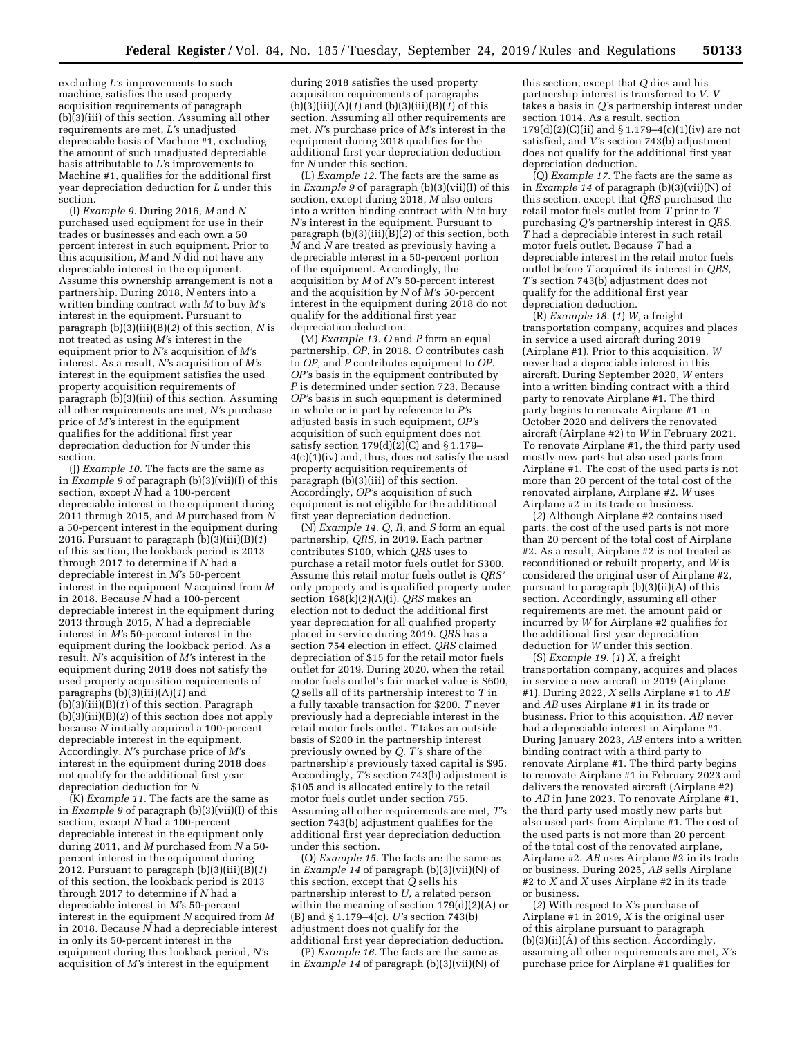excluding *L*'s improvements to such machine, satisfies the used property acquisition requirements of paragraph (b)(3)(iii) of this section. Assuming all other requirements are met, *L*'s unadjusted depreciable basis of Machine #1, excluding the amount of such unadjusted depreciable basis attributable to *L*'s improvements to Machine #1, qualifies for the additional first year depreciation deduction for *L* under this section.

(I) *Example 9.* During 2016, *M* and *N* purchased used equipment for use in their trades or businesses and each own a 50 percent interest in such equipment. Prior to this acquisition, *M* and *N* did not have any depreciable interest in the equipment. Assume this ownership arrangement is not a partnership. During 2018, *N* enters into a written binding contract with *M* to buy *M*'s interest in the equipment. Pursuant to paragraph (b)(3)(iii)(B)(*2*) of this section, *N* is not treated as using *M*'s interest in the equipment prior to *N*'s acquisition of *M*'s interest. As a result, *N*'s acquisition of *M*'s interest in the equipment satisfies the used property acquisition requirements of paragraph (b)(3)(iii) of this section. Assuming all other requirements are met, *N*'s purchase price of *M*'s interest in the equipment qualifies for the additional first year depreciation deduction for *N* under this section.

(J) *Example 10.* The facts are the same as in *Example 9* of paragraph (b)(3)(vii)(I) of this section, except *N* had a 100-percent depreciable interest in the equipment during 2011 through 2015, and *M* purchased from *N* a 50-percent interest in the equipment during 2016. Pursuant to paragraph (b)(3)(iii)(B)(*1*) of this section, the lookback period is 2013 through 2017 to determine if *N* had a depreciable interest in *M*'s 50-percent interest in the equipment *N* acquired from *M* in 2018. Because *N* had a 100-percent depreciable interest in the equipment during 2013 through 2015, *N* had a depreciable interest in *M*'s 50-percent interest in the equipment during the lookback period. As a result, *N*'s acquisition of *M*'s interest in the equipment during 2018 does not satisfy the used property acquisition requirements of paragraphs (b)(3)(iii)(A)(*1*) and (b)(3)(iii)(B)(*1*) of this section. Paragraph (b)(3)(iii)(B)(*2*) of this section does not apply because *N* initially acquired a 100-percent depreciable interest in the equipment. Accordingly, *N*'s purchase price of *M*'s interest in the equipment during 2018 does not qualify for the additional first year depreciation deduction for *N*.

(K) *Example 11.* The facts are the same as in *Example 9* of paragraph (b)(3)(vii)(I) of this section, except *N* had a 100-percent depreciable interest in the equipment only during 2011, and *M* purchased from *N* a 50-percent interest in the equipment during 2012. Pursuant to paragraph (b)(3)(iii)(B)(*1*) of this section, the lookback period is 2013 through 2017 to determine if *N* had a depreciable interest in *M*'s 50-percent interest in the equipment *N* acquired from *M* in 2018. Because *N* had a depreciable interest in only its 50-percent interest in the equipment during this lookback period, *N*'s acquisition of *M*'s interest in the equipment during 2018 satisfies the used property acquisition requirements of paragraphs (b)(3)(iii)(A)(*1*) and (b)(3)(iii)(B)(*1*) of this section. Assuming all other requirements are met, *N*'s purchase price of *M*'s interest in the equipment during 2018 qualifies for the additional first year depreciation deduction for *N* under this section.

(L) *Example 12.* The facts are the same as in *Example 9* of paragraph (b)(3)(vii)(I) of this section, except during 2018, *M* also enters into a written binding contract with *N* to buy *N*'s interest in the equipment. Pursuant to paragraph (b)(3)(iii)(B)(*2*) of this section, both *M* and *N* are treated as previously having a depreciable interest in a 50-percent portion of the equipment. Accordingly, the acquisition by *M* of *N*'s 50-percent interest and the acquisition by *N* of *M*'s 50-percent interest in the equipment during 2018 do not qualify for the additional first year depreciation deduction.

(M) *Example 13. O* and *P* form an equal partnership, *OP,* in 2018. *O* contributes cash to *OP,* and *P* contributes equipment to *OP. OP*'s basis in the equipment contributed by *P* is determined under section 723. Because *OP*'s basis in such equipment is determined in whole or in part by reference to *P*'s adjusted basis in such equipment, *OP*'s acquisition of such equipment does not satisfy section 179(d)(2)(C) and § 1.179–4(c)(1)(iv) and, thus, does not satisfy the used property acquisition requirements of paragraph (b)(3)(iii) of this section. Accordingly, *OP*'s acquisition of such equipment is not eligible for the additional first year depreciation deduction.

(N) *Example 14. Q, R,* and *S* form an equal partnership, *QRS,* in 2019. Each partner contributes $100, which *QRS* uses to purchase a retail motor fuels outlet for $300. Assume this retail motor fuels outlet is *QRS'* only property and is qualified property under section 168(k)(2)(A)(i). *QRS* makes an election not to deduct the additional first year depreciation for all qualified property placed in service during 2019. *QRS* has a section 754 election in effect. *QRS* claimed depreciation of $15 for the retail motor fuels outlet for 2019. During 2020, when the retail motor fuels outlet's fair market value is $600, *Q* sells all of its partnership interest to *T* in a fully taxable transaction for $200. *T* never previously had a depreciable interest in the retail motor fuels outlet. *T* takes an outside basis of $200 in the partnership interest previously owned by *Q. T*'s share of the partnership's previously taxed capital is $95. Accordingly, *T*'s section 743(b) adjustment is $105 and is allocated entirely to the retail motor fuels outlet under section 755. Assuming all other requirements are met, *T*'s section 743(b) adjustment qualifies for the additional first year depreciation deduction under this section.

(O) *Example 15.* The facts are the same as in *Example 14* of paragraph (b)(3)(vii)(N) of this section, except that *Q* sells his partnership interest to *U,* a related person within the meaning of section 179(d)(2)(A) or (B) and § 1.179–4(c). *U*'s section 743(b) adjustment does not qualify for the additional first year depreciation deduction.

(P) *Example 16.* The facts are the same as in *Example 14* of paragraph (b)(3)(vii)(N) of this section, except that *Q* dies and his partnership interest is transferred to *V. V* takes a basis in *Q*'s partnership interest under section 1014. As a result, section 179(d)(2)(C)(ii) and § 1.179–4(c)(1)(iv) are not satisfied, and *V*'s section 743(b) adjustment does not qualify for the additional first year depreciation deduction.

(Q) *Example 17.* The facts are the same as in *Example 14* of paragraph (b)(3)(vii)(N) of this section, except that *QRS* purchased the retail motor fuels outlet from *T* prior to *T* purchasing *Q*'s partnership interest in *QRS. T* had a depreciable interest in such retail motor fuels outlet. Because *T* had a depreciable interest in the retail motor fuels outlet before *T* acquired its interest in *QRS, T*'s section 743(b) adjustment does not qualify for the additional first year depreciation deduction.

(R) *Example 18.* (*1*) *W,* a freight transportation company, acquires and places in service a used aircraft during 2019 (Airplane #1). Prior to this acquisition, *W* never had a depreciable interest in this aircraft. During September 2020, *W* enters into a written binding contract with a third party to renovate Airplane #1. The third party begins to renovate Airplane #1 in October 2020 and delivers the renovated aircraft (Airplane #2) to *W* in February 2021. To renovate Airplane #1, the third party used mostly new parts but also used parts from Airplane #1. The cost of the used parts is not more than 20 percent of the total cost of the renovated airplane, Airplane #2. *W* uses Airplane #2 in its trade or business.

(*2*) Although Airplane #2 contains used parts, the cost of the used parts is not more than 20 percent of the total cost of Airplane #2. As a result, Airplane #2 is not treated as reconditioned or rebuilt property, and *W* is considered the original user of Airplane #2, pursuant to paragraph (b)(3)(ii)(A) of this section. Accordingly, assuming all other requirements are met, the amount paid or incurred by *W* for Airplane #2 qualifies for the additional first year depreciation deduction for *W* under this section.

(S) *Example 19.* (*1*) *X,* a freight transportation company, acquires and places in service a new aircraft in 2019 (Airplane #1). During 2022, *X* sells Airplane #1 to *AB* and *AB* uses Airplane #1 in its trade or business. Prior to this acquisition, *AB* never had a depreciable interest in Airplane #1. During January 2023, *AB* enters into a written binding contract with a third party to renovate Airplane #1. The third party begins to renovate Airplane #1 in February 2023 and delivers the renovated aircraft (Airplane #2) to *AB* in June 2023. To renovate Airplane #1, the third party used mostly new parts but also used parts from Airplane #1. The cost of the used parts is not more than 20 percent of the total cost of the renovated airplane, Airplane #2. *AB* uses Airplane #2 in its trade or business. During 2025, *AB* sells Airplane #2 to *X* and *X* uses Airplane #2 in its trade or business.

(*2*) With respect to *X*'s purchase of Airplane #1 in 2019, *X* is the original user of this airplane pursuant to paragraph (b)(3)(ii)(A) of this section. Accordingly, assuming all other requirements are met, *X*'s purchase price for Airplane #1 qualifies for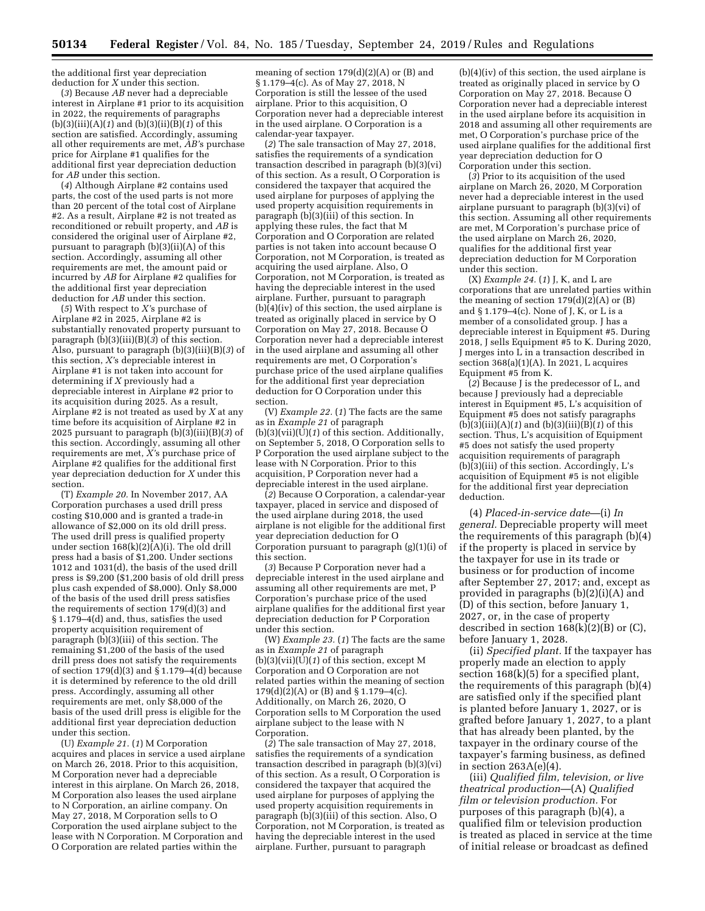the additional first year depreciation deduction for *X* under this section.

(*3*) Because *AB* never had a depreciable interest in Airplane #1 prior to its acquisition in 2022, the requirements of paragraphs (b)(3)(iii)(A)(*1*) and (b)(3)(iii)(B)(*1*) of this section are satisfied. Accordingly, assuming all other requirements are met, *AB'*s purchase price for Airplane #1 qualifies for the additional first year depreciation deduction for *AB* under this section.

(*4*) Although Airplane #2 contains used parts, the cost of the used parts is not more than 20 percent of the total cost of Airplane #2. As a result, Airplane #2 is not treated as reconditioned or rebuilt property, and *AB* is considered the original user of Airplane #2, pursuant to paragraph (b)(3)(ii)(A) of this section. Accordingly, assuming all other requirements are met, the amount paid or incurred by *AB* for Airplane #2 qualifies for the additional first year depreciation deduction for *AB* under this section.

(*5*) With respect to *X'*s purchase of Airplane #2 in 2025, Airplane #2 is substantially renovated property pursuant to paragraph (b)(3)(iii)(B)(*3*) of this section. Also, pursuant to paragraph (b)(3)(iii)(B)(*3*) of this section, *X'*s depreciable interest in Airplane #1 is not taken into account for determining if *X* previously had a depreciable interest in Airplane #2 prior to its acquisition during 2025. As a result, Airplane #2 is not treated as used by *X* at any time before its acquisition of Airplane #2 in 2025 pursuant to paragraph (b)(3)(iii)(B)(*3*) of this section. Accordingly, assuming all other requirements are met, *X'*s purchase price of Airplane #2 qualifies for the additional first year depreciation deduction for *X* under this section.

(T) *Example 20.* In November 2017, AA Corporation purchases a used drill press costing $10,000 and is granted a trade-in allowance of $2,000 on its old drill press. The used drill press is qualified property under section 168(k)(2)(A)(i). The old drill press had a basis of $1,200. Under sections 1012 and 1031(d), the basis of the used drill press is $9,200 ($1,200 basis of old drill press plus cash expended of $8,000). Only $8,000 of the basis of the used drill press satisfies the requirements of section 179(d)(3) and § 1.179–4(d) and, thus, satisfies the used property acquisition requirement of paragraph (b)(3)(iii) of this section. The remaining $1,200 of the basis of the used drill press does not satisfy the requirements of section 179(d)(3) and § 1.179–4(d) because it is determined by reference to the old drill press. Accordingly, assuming all other requirements are met, only $8,000 of the basis of the used drill press is eligible for the additional first year depreciation deduction under this section.

(U) *Example 21.* (*1*) M Corporation acquires and places in service a used airplane on March 26, 2018. Prior to this acquisition, M Corporation never had a depreciable interest in this airplane. On March 26, 2018, M Corporation also leases the used airplane to N Corporation, an airline company. On May 27, 2018, M Corporation sells to O Corporation the used airplane subject to the lease with N Corporation. M Corporation and O Corporation are related parties within the meaning of section 179(d)(2)(A) or (B) and § 1.179–4(c). As of May 27, 2018, N Corporation is still the lessee of the used airplane. Prior to this acquisition, O Corporation never had a depreciable interest in the used airplane. O Corporation is a calendar-year taxpayer.

(*2*) The sale transaction of May 27, 2018, satisfies the requirements of a syndication transaction described in paragraph (b)(3)(vi) of this section. As a result, O Corporation is considered the taxpayer that acquired the used airplane for purposes of applying the used property acquisition requirements in paragraph (b)(3)(iii) of this section. In applying these rules, the fact that M Corporation and O Corporation are related parties is not taken into account because O Corporation, not M Corporation, is treated as acquiring the used airplane. Also, O Corporation, not M Corporation, is treated as having the depreciable interest in the used airplane. Further, pursuant to paragraph (b)(4)(iv) of this section, the used airplane is treated as originally placed in service by O Corporation on May 27, 2018. Because O Corporation never had a depreciable interest in the used airplane and assuming all other requirements are met, O Corporation's purchase price of the used airplane qualifies for the additional first year depreciation deduction for O Corporation under this section.

(V) *Example 22.* (*1*) The facts are the same as in *Example 21* of paragraph (b)(3)(vii)(U)(*1*) of this section. Additionally, on September 5, 2018, O Corporation sells to P Corporation the used airplane subject to the lease with N Corporation. Prior to this acquisition, P Corporation never had a depreciable interest in the used airplane.

(*2*) Because O Corporation, a calendar-year taxpayer, placed in service and disposed of the used airplane during 2018, the used airplane is not eligible for the additional first year depreciation deduction for O Corporation pursuant to paragraph (g)(1)(i) of this section.

(*3*) Because P Corporation never had a depreciable interest in the used airplane and assuming all other requirements are met, P Corporation's purchase price of the used airplane qualifies for the additional first year depreciation deduction for P Corporation under this section.

(W) *Example 23.* (*1*) The facts are the same as in *Example 21* of paragraph (b)(3)(vii)(U)(*1*) of this section, except M Corporation and O Corporation are not related parties within the meaning of section 179(d)(2)(A) or (B) and § 1.179–4(c). Additionally, on March 26, 2020, O Corporation sells to M Corporation the used airplane subject to the lease with N Corporation.

(*2*) The sale transaction of May 27, 2018, satisfies the requirements of a syndication transaction described in paragraph (b)(3)(vi) of this section. As a result, O Corporation is considered the taxpayer that acquired the used airplane for purposes of applying the used property acquisition requirements in paragraph (b)(3)(iii) of this section. Also, O Corporation, not M Corporation, is treated as having the depreciable interest in the used airplane. Further, pursuant to paragraph (b)(4)(iv) of this section, the used airplane is treated as originally placed in service by O Corporation on May 27, 2018. Because O Corporation never had a depreciable interest in the used airplane before its acquisition in 2018 and assuming all other requirements are met, O Corporation's purchase price of the used airplane qualifies for the additional first year depreciation deduction for O Corporation under this section.

(*3*) Prior to its acquisition of the used airplane on March 26, 2020, M Corporation never had a depreciable interest in the used airplane pursuant to paragraph (b)(3)(vi) of this section. Assuming all other requirements are met, M Corporation's purchase price of the used airplane on March 26, 2020, qualifies for the additional first year depreciation deduction for M Corporation under this section.

(X) *Example 24.* (*1*) J, K, and L are corporations that are unrelated parties within the meaning of section 179(d)(2)(A) or (B) and § 1.179–4(c). None of J, K, or L is a member of a consolidated group. J has a depreciable interest in Equipment #5. During 2018, J sells Equipment #5 to K. During 2020, J merges into L in a transaction described in section 368(a)(1)(A). In 2021, L acquires Equipment #5 from K.

(*2*) Because J is the predecessor of L, and because J previously had a depreciable interest in Equipment #5, L's acquisition of Equipment #5 does not satisfy paragraphs (b)(3)(iii)(A)(*1*) and (b)(3)(iii)(B)(*1*) of this section. Thus, L's acquisition of Equipment #5 does not satisfy the used property acquisition requirements of paragraph (b)(3)(iii) of this section. Accordingly, L's acquisition of Equipment #5 is not eligible for the additional first year depreciation deduction.

(4) *Placed-in-service date*—(i) *In general.* Depreciable property will meet the requirements of this paragraph (b)(4) if the property is placed in service by the taxpayer for use in its trade or business or for production of income after September 27, 2017; and, except as provided in paragraphs (b)(2)(i)(A) and (D) of this section, before January 1, 2027, or, in the case of property described in section 168(k)(2)(B) or (C), before January 1, 2028.

(ii) *Specified plant.* If the taxpayer has properly made an election to apply section 168(k)(5) for a specified plant, the requirements of this paragraph (b)(4) are satisfied only if the specified plant is planted before January 1, 2027, or is grafted before January 1, 2027, to a plant that has already been planted, by the taxpayer in the ordinary course of the taxpayer's farming business, as defined in section 263A(e)(4).

(iii) *Qualified film, television, or live theatrical production*—(A) *Qualified film or television production.* For purposes of this paragraph (b)(4), a qualified film or television production is treated as placed in service at the time of initial release or broadcast as defined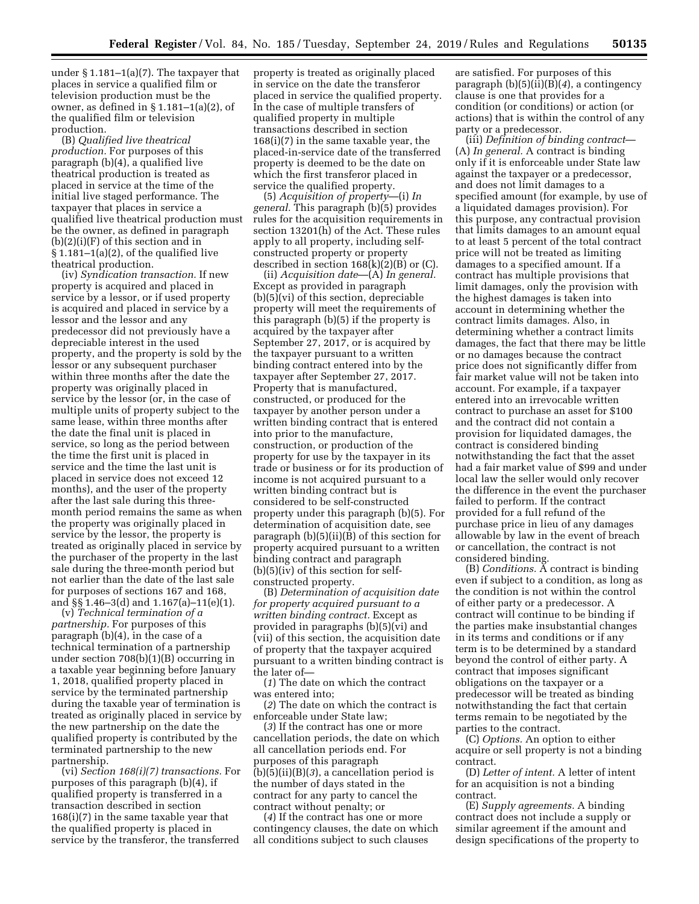under § 1.181–1(a)(7). The taxpayer that places in service a qualified film or television production must be the owner, as defined in § 1.181–1(a)(2), of the qualified film or television production.

(B) *Qualified live theatrical production.* For purposes of this paragraph (b)(4), a qualified live theatrical production is treated as placed in service at the time of the initial live staged performance. The taxpayer that places in service a qualified live theatrical production must be the owner, as defined in paragraph (b)(2)(i)(F) of this section and in § 1.181–1(a)(2), of the qualified live theatrical production.

(iv) *Syndication transaction.* If new property is acquired and placed in service by a lessor, or if used property is acquired and placed in service by a lessor and the lessor and any predecessor did not previously have a depreciable interest in the used property, and the property is sold by the lessor or any subsequent purchaser within three months after the date the property was originally placed in service by the lessor (or, in the case of multiple units of property subject to the same lease, within three months after the date the final unit is placed in service, so long as the period between the time the first unit is placed in service and the time the last unit is placed in service does not exceed 12 months), and the user of the property after the last sale during this three-month period remains the same as when the property was originally placed in service by the lessor, the property is treated as originally placed in service by the purchaser of the property in the last sale during the three-month period but not earlier than the date of the last sale for purposes of sections 167 and 168, and §§ 1.46–3(d) and 1.167(a)–11(e)(1).

(v) *Technical termination of a partnership.* For purposes of this paragraph (b)(4), in the case of a technical termination of a partnership under section 708(b)(1)(B) occurring in a taxable year beginning before January 1, 2018, qualified property placed in service by the terminated partnership during the taxable year of termination is treated as originally placed in service by the new partnership on the date the qualified property is contributed by the terminated partnership to the new partnership.

(vi) *Section 168(i)(7) transactions.* For purposes of this paragraph (b)(4), if qualified property is transferred in a transaction described in section 168(i)(7) in the same taxable year that the qualified property is placed in service by the transferor, the transferred property is treated as originally placed in service on the date the transferor placed in service the qualified property. In the case of multiple transfers of qualified property in multiple transactions described in section 168(i)(7) in the same taxable year, the placed-in-service date of the transferred property is deemed to be the date on which the first transferor placed in service the qualified property.

(5) *Acquisition of property*—(i) *In general.* This paragraph (b)(5) provides rules for the acquisition requirements in section 13201(h) of the Act. These rules apply to all property, including self-constructed property or property described in section 168(k)(2)(B) or (C).

(ii) *Acquisition date*—(A) *In general.* Except as provided in paragraph (b)(5)(vi) of this section, depreciable property will meet the requirements of this paragraph (b)(5) if the property is acquired by the taxpayer after September 27, 2017, or is acquired by the taxpayer pursuant to a written binding contract entered into by the taxpayer after September 27, 2017. Property that is manufactured, constructed, or produced for the taxpayer by another person under a written binding contract that is entered into prior to the manufacture, construction, or production of the property for use by the taxpayer in its trade or business or for its production of income is not acquired pursuant to a written binding contract but is considered to be self-constructed property under this paragraph (b)(5). For determination of acquisition date, see paragraph (b)(5)(ii)(B) of this section for property acquired pursuant to a written binding contract and paragraph (b)(5)(iv) of this section for self-constructed property.

(B) *Determination of acquisition date for property acquired pursuant to a written binding contract.* Except as provided in paragraphs (b)(5)(vi) and (vii) of this section, the acquisition date of property that the taxpayer acquired pursuant to a written binding contract is the later of—

(*1*) The date on which the contract was entered into;

(*2*) The date on which the contract is enforceable under State law;

(*3*) If the contract has one or more cancellation periods, the date on which all cancellation periods end. For purposes of this paragraph (b)(5)(ii)(B)(*3*), a cancellation period is the number of days stated in the contract for any party to cancel the contract without penalty; or

(*4*) If the contract has one or more contingency clauses, the date on which all conditions subject to such clauses are satisfied. For purposes of this paragraph (b)(5)(ii)(B)(*4*), a contingency clause is one that provides for a condition (or conditions) or action (or actions) that is within the control of any party or a predecessor.

(iii) *Definition of binding contract*—(A) *In general.* A contract is binding only if it is enforceable under State law against the taxpayer or a predecessor, and does not limit damages to a specified amount (for example, by use of a liquidated damages provision). For this purpose, any contractual provision that limits damages to an amount equal to at least 5 percent of the total contract price will not be treated as limiting damages to a specified amount. If a contract has multiple provisions that limit damages, only the provision with the highest damages is taken into account in determining whether the contract limits damages. Also, in determining whether a contract limits damages, the fact that there may be little or no damages because the contract price does not significantly differ from fair market value will not be taken into account. For example, if a taxpayer entered into an irrevocable written contract to purchase an asset for $100 and the contract did not contain a provision for liquidated damages, the contract is considered binding notwithstanding the fact that the asset had a fair market value of $99 and under local law the seller would only recover the difference in the event the purchaser failed to perform. If the contract provided for a full refund of the purchase price in lieu of any damages allowable by law in the event of breach or cancellation, the contract is not considered binding.

(B) *Conditions.* A contract is binding even if subject to a condition, as long as the condition is not within the control of either party or a predecessor. A contract will continue to be binding if the parties make insubstantial changes in its terms and conditions or if any term is to be determined by a standard beyond the control of either party. A contract that imposes significant obligations on the taxpayer or a predecessor will be treated as binding notwithstanding the fact that certain terms remain to be negotiated by the parties to the contract.

(C) *Options.* An option to either acquire or sell property is not a binding contract.

(D) *Letter of intent.* A letter of intent for an acquisition is not a binding contract.

(E) *Supply agreements.* A binding contract does not include a supply or similar agreement if the amount and design specifications of the property to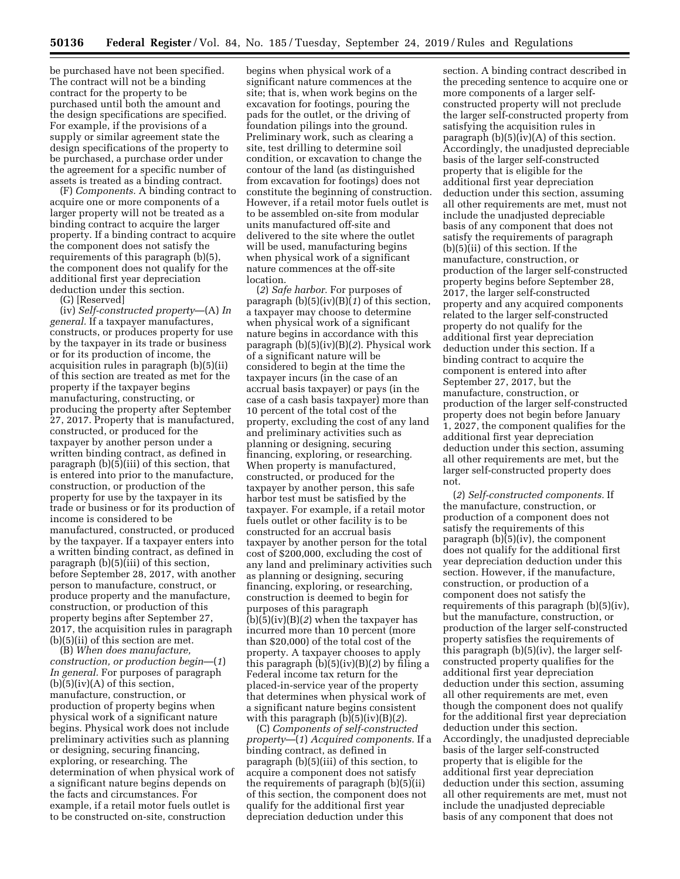be purchased have not been specified. The contract will not be a binding contract for the property to be purchased until both the amount and the design specifications are specified. For example, if the provisions of a supply or similar agreement state the design specifications of the property to be purchased, a purchase order under the agreement for a specific number of assets is treated as a binding contract.

(F) *Components.* A binding contract to acquire one or more components of a larger property will not be treated as a binding contract to acquire the larger property. If a binding contract to acquire the component does not satisfy the requirements of this paragraph (b)(5), the component does not qualify for the additional first year depreciation deduction under this section.

(G) [Reserved]

(iv) *Self-constructed property*—(A) *In general.* If a taxpayer manufactures, constructs, or produces property for use by the taxpayer in its trade or business or for its production of income, the acquisition rules in paragraph (b)(5)(ii) of this section are treated as met for the property if the taxpayer begins manufacturing, constructing, or producing the property after September 27, 2017. Property that is manufactured, constructed, or produced for the taxpayer by another person under a written binding contract, as defined in paragraph (b)(5)(iii) of this section, that is entered into prior to the manufacture, construction, or production of the property for use by the taxpayer in its trade or business or for its production of income is considered to be manufactured, constructed, or produced by the taxpayer. If a taxpayer enters into a written binding contract, as defined in paragraph (b)(5)(iii) of this section, before September 28, 2017, with another person to manufacture, construct, or produce property and the manufacture, construction, or production of this property begins after September 27, 2017, the acquisition rules in paragraph (b)(5)(ii) of this section are met.

(B) *When does manufacture, construction, or production begin*—(*1*) *In general.* For purposes of paragraph (b)(5)(iv)(A) of this section, manufacture, construction, or production of property begins when physical work of a significant nature begins. Physical work does not include preliminary activities such as planning or designing, securing financing, exploring, or researching. The determination of when physical work of a significant nature begins depends on the facts and circumstances. For example, if a retail motor fuels outlet is to be constructed on-site, construction begins when physical work of a significant nature commences at the site; that is, when work begins on the excavation for footings, pouring the pads for the outlet, or the driving of foundation pilings into the ground. Preliminary work, such as clearing a site, test drilling to determine soil condition, or excavation to change the contour of the land (as distinguished from excavation for footings) does not constitute the beginning of construction. However, if a retail motor fuels outlet is to be assembled on-site from modular units manufactured off-site and delivered to the site where the outlet will be used, manufacturing begins when physical work of a significant nature commences at the off-site location.

(*2*) *Safe harbor.* For purposes of paragraph (b)(5)(iv)(B)(*1*) of this section, a taxpayer may choose to determine when physical work of a significant nature begins in accordance with this paragraph (b)(5)(iv)(B)(*2*). Physical work of a significant nature will be considered to begin at the time the taxpayer incurs (in the case of an accrual basis taxpayer) or pays (in the case of a cash basis taxpayer) more than 10 percent of the total cost of the property, excluding the cost of any land and preliminary activities such as planning or designing, securing financing, exploring, or researching. When property is manufactured, constructed, or produced for the taxpayer by another person, this safe harbor test must be satisfied by the taxpayer. For example, if a retail motor fuels outlet or other facility is to be constructed for an accrual basis taxpayer by another person for the total cost of $200,000, excluding the cost of any land and preliminary activities such as planning or designing, securing financing, exploring, or researching, construction is deemed to begin for purposes of this paragraph (b)(5)(iv)(B)(*2*) when the taxpayer has incurred more than 10 percent (more than $20,000) of the total cost of the property. A taxpayer chooses to apply this paragraph (b)(5)(iv)(B)(*2*) by filing a Federal income tax return for the placed-in-service year of the property that determines when physical work of a significant nature begins consistent with this paragraph (b)(5)(iv)(B)(*2*).

(C) *Components of self-constructed property*—(*1*) *Acquired components.* If a binding contract, as defined in paragraph (b)(5)(iii) of this section, to acquire a component does not satisfy the requirements of paragraph (b)(5)(ii) of this section, the component does not qualify for the additional first year depreciation deduction under this section. A binding contract described in the preceding sentence to acquire one or more components of a larger self-constructed property will not preclude the larger self-constructed property from satisfying the acquisition rules in paragraph (b)(5)(iv)(A) of this section. Accordingly, the unadjusted depreciable basis of the larger self-constructed property that is eligible for the additional first year depreciation deduction under this section, assuming all other requirements are met, must not include the unadjusted depreciable basis of any component that does not satisfy the requirements of paragraph (b)(5)(ii) of this section. If the manufacture, construction, or production of the larger self-constructed property begins before September 28, 2017, the larger self-constructed property and any acquired components related to the larger self-constructed property do not qualify for the additional first year depreciation deduction under this section. If a binding contract to acquire the component is entered into after September 27, 2017, but the manufacture, construction, or production of the larger self-constructed property does not begin before January 1, 2027, the component qualifies for the additional first year depreciation deduction under this section, assuming all other requirements are met, but the larger self-constructed property does not.

(*2*) *Self-constructed components.* If the manufacture, construction, or production of a component does not satisfy the requirements of this paragraph (b)(5)(iv), the component does not qualify for the additional first year depreciation deduction under this section. However, if the manufacture, construction, or production of a component does not satisfy the requirements of this paragraph (b)(5)(iv), but the manufacture, construction, or production of the larger self-constructed property satisfies the requirements of this paragraph (b)(5)(iv), the larger self-constructed property qualifies for the additional first year depreciation deduction under this section, assuming all other requirements are met, even though the component does not qualify for the additional first year depreciation deduction under this section. Accordingly, the unadjusted depreciable basis of the larger self-constructed property that is eligible for the additional first year depreciation deduction under this section, assuming all other requirements are met, must not include the unadjusted depreciable basis of any component that does not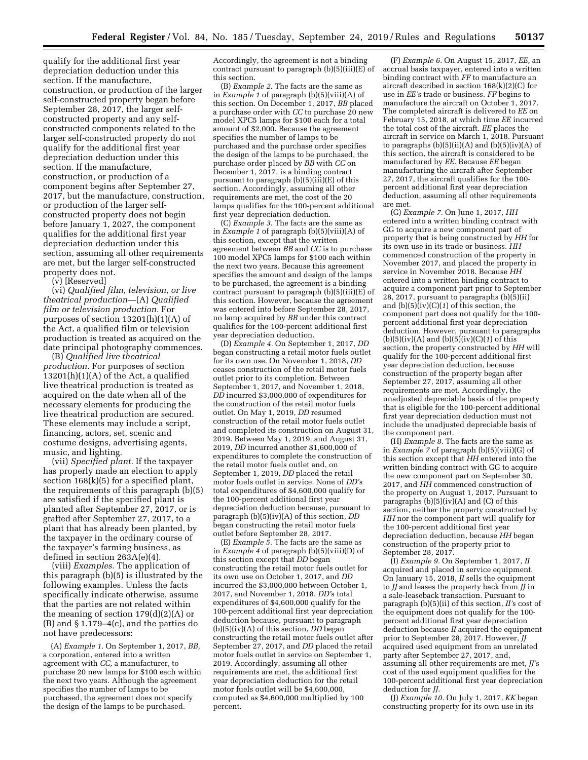qualify for the additional first year depreciation deduction under this section. If the manufacture, construction, or production of the larger self-constructed property began before September 28, 2017, the larger self-constructed property and any self-constructed components related to the larger self-constructed property do not qualify for the additional first year depreciation deduction under this section. If the manufacture, construction, or production of a component begins after September 27, 2017, but the manufacture, construction, or production of the larger self-constructed property does not begin before January 1, 2027, the component qualifies for the additional first year depreciation deduction under this section, assuming all other requirements are met, but the larger self-constructed property does not.

(v) [Reserved]

(vi) *Qualified film, television, or live theatrical production*—(A) *Qualified film or television production.* For purposes of section 13201(h)(1)(A) of the Act, a qualified film or television production is treated as acquired on the date principal photography commences.

(B) *Qualified live theatrical production.* For purposes of section 13201(h)(1)(A) of the Act, a qualified live theatrical production is treated as acquired on the date when all of the necessary elements for producing the live theatrical production are secured. These elements may include a script, financing, actors, set, scenic and costume designs, advertising agents, music, and lighting.

(vii) *Specified plant.* If the taxpayer has properly made an election to apply section 168(k)(5) for a specified plant, the requirements of this paragraph (b)(5) are satisfied if the specified plant is planted after September 27, 2017, or is grafted after September 27, 2017, to a plant that has already been planted, by the taxpayer in the ordinary course of the taxpayer's farming business, as defined in section 263A(e)(4).

(viii) *Examples.* The application of this paragraph (b)(5) is illustrated by the following examples. Unless the facts specifically indicate otherwise, assume that the parties are not related within the meaning of section 179(d)(2)(A) or (B) and § 1.179–4(c), and the parties do not have predecessors:

(A) *Example 1.* On September 1, 2017, *BB,* a corporation, entered into a written agreement with *CC,* a manufacturer, to purchase 20 new lamps for $100 each within the next two years. Although the agreement specifies the number of lamps to be purchased, the agreement does not specify the design of the lamps to be purchased. Accordingly, the agreement is not a binding contract pursuant to paragraph (b)(5)(iii)(E) of this section.

(B) *Example 2.* The facts are the same as in *Example 1* of paragraph (b)(5)(viii)(A) of this section. On December 1, 2017, *BB* placed a purchase order with *CC* to purchase 20 new model XPC5 lamps for $100 each for a total amount of $2,000. Because the agreement specifies the number of lamps to be purchased and the purchase order specifies the design of the lamps to be purchased, the purchase order placed by *BB* with *CC* on December 1, 2017, is a binding contract pursuant to paragraph (b)(5)(iii)(E) of this section. Accordingly, assuming all other requirements are met, the cost of the 20 lamps qualifies for the 100-percent additional first year depreciation deduction.

(C) *Example 3.* The facts are the same as in *Example 1* of paragraph (b)(5)(viii)(A) of this section, except that the written agreement between *BB* and *CC* is to purchase 100 model XPC5 lamps for $100 each within the next two years. Because this agreement specifies the amount and design of the lamps to be purchased, the agreement is a binding contract pursuant to paragraph (b)(5)(iii)(E) of this section. However, because the agreement was entered into before September 28, 2017, no lamp acquired by *BB* under this contract qualifies for the 100-percent additional first year depreciation deduction.

(D) *Example 4.* On September 1, 2017, *DD* began constructing a retail motor fuels outlet for its own use. On November 1, 2018, *DD* ceases construction of the retail motor fuels outlet prior to its completion. Between September 1, 2017, and November 1, 2018, *DD* incurred $3,000,000 of expenditures for the construction of the retail motor fuels outlet. On May 1, 2019, *DD* resumed construction of the retail motor fuels outlet and completed its construction on August 31, 2019. Between May 1, 2019, and August 31, 2019, *DD* incurred another $1,600,000 of expenditures to complete the construction of the retail motor fuels outlet and, on September 1, 2019, *DD* placed the retail motor fuels outlet in service. None of *DD'*s total expenditures of $4,600,000 qualify for the 100-percent additional first year depreciation deduction because, pursuant to paragraph (b)(5)(iv)(A) of this section, *DD* began constructing the retail motor fuels outlet before September 28, 2017.

(E) *Example 5.* The facts are the same as in *Example 4* of paragraph (b)(5)(viii)(D) of this section except that *DD* began constructing the retail motor fuels outlet for its own use on October 1, 2017, and *DD* incurred the $3,000,000 between October 1, 2017, and November 1, 2018. *DD'*s total expenditures of $4,600,000 qualify for the 100-percent additional first year depreciation deduction because, pursuant to paragraph (b)(5)(iv)(A) of this section, *DD* began constructing the retail motor fuels outlet after September 27, 2017, and *DD* placed the retail motor fuels outlet in service on September 1, 2019. Accordingly, assuming all other requirements are met, the additional first year depreciation deduction for the retail motor fuels outlet will be $4,600,000, computed as $4,600,000 multiplied by 100 percent.

(F) *Example 6.* On August 15, 2017, *EE,* an accrual basis taxpayer, entered into a written binding contract with *FF* to manufacture an aircraft described in section 168(k)(2)(C) for use in *EE'*s trade or business. *FF* begins to manufacture the aircraft on October 1, 2017. The completed aircraft is delivered to *EE* on February 15, 2018, at which time *EE* incurred the total cost of the aircraft. *EE* places the aircraft in service on March 1, 2018. Pursuant to paragraphs (b)(5)(ii)(A) and (b)(5)(iv)(A) of this section, the aircraft is considered to be manufactured by *EE.* Because *EE* began manufacturing the aircraft after September 27, 2017, the aircraft qualifies for the 100-percent additional first year depreciation deduction, assuming all other requirements are met.

(G) *Example 7.* On June 1, 2017, *HH* entered into a written binding contract with GG to acquire a new component part of property that is being constructed by *HH* for its own use in its trade or business. *HH* commenced construction of the property in November 2017, and placed the property in service in November 2018. Because *HH* entered into a written binding contract to acquire a component part prior to September 28, 2017, pursuant to paragraphs (b)(5)(ii) and (b)(5)(iv)(C)(*1*) of this section, the component part does not qualify for the 100-percent additional first year depreciation deduction. However, pursuant to paragraphs (b)(5)(iv)(A) and (b)(5)(iv)(C)(*1*) of this section, the property constructed by *HH* will qualify for the 100-percent additional first year depreciation deduction, because construction of the property began after September 27, 2017, assuming all other requirements are met. Accordingly, the unadjusted depreciable basis of the property that is eligible for the 100-percent additional first year depreciation deduction must not include the unadjusted depreciable basis of the component part.

(H) *Example 8.* The facts are the same as in *Example 7* of paragraph (b)(5)(viii)(G) of this section except that *HH* entered into the written binding contract with GG to acquire the new component part on September 30, 2017, and *HH* commenced construction of the property on August 1, 2017. Pursuant to paragraphs (b)(5)(iv)(A) and (C) of this section, neither the property constructed by *HH* nor the component part will qualify for the 100-percent additional first year depreciation deduction, because *HH* began construction of the property prior to September 28, 2017.

(I) *Example 9.* On September 1, 2017, *II* acquired and placed in service equipment. On January 15, 2018, *II* sells the equipment to *JJ* and leases the property back from *JJ* in a sale-leaseback transaction. Pursuant to paragraph (b)(5)(ii) of this section, *II'*s cost of the equipment does not qualify for the 100-percent additional first year depreciation deduction because *II* acquired the equipment prior to September 28, 2017. However, *JJ* acquired used equipment from an unrelated party after September 27, 2017, and, assuming all other requirements are met, *JJ'*s cost of the used equipment qualifies for the 100-percent additional first year depreciation deduction for *JJ.*

(J) *Example 10.* On July 1, 2017, *KK* began constructing property for its own use in its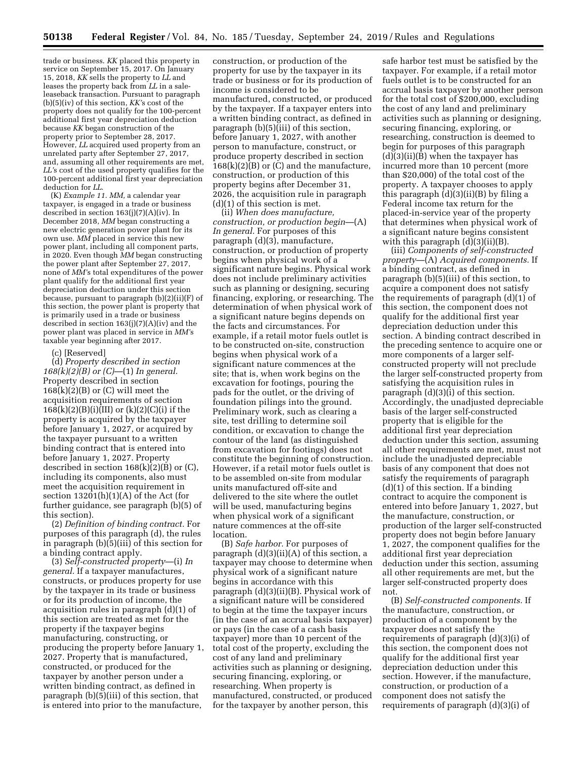trade or business. *KK* placed this property in service on September 15, 2017. On January 15, 2018, *KK* sells the property to *LL* and leases the property back from *LL* in a sale-leaseback transaction. Pursuant to paragraph (b)(5)(iv) of this section, *KK*'s cost of the property does not qualify for the 100-percent additional first year depreciation deduction because *KK* began construction of the property prior to September 28, 2017. However, *LL* acquired used property from an unrelated party after September 27, 2017, and, assuming all other requirements are met, *LL*'s cost of the used property qualifies for the 100-percent additional first year depreciation deduction for *LL*.

(K) *Example 11. MM*, a calendar year taxpayer, is engaged in a trade or business described in section 163(j)(7)(A)(iv). In December 2018, *MM* began constructing a new electric generation power plant for its own use. *MM* placed in service this new power plant, including all component parts, in 2020. Even though *MM* began constructing the power plant after September 27, 2017, none of *MM*'s total expenditures of the power plant qualify for the additional first year depreciation deduction under this section because, pursuant to paragraph (b)(2)(ii)(F) of this section, the power plant is property that is primarily used in a trade or business described in section 163(j)(7)(A)(iv) and the power plant was placed in service in *MM*'s taxable year beginning after 2017.

(c) [Reserved]

(d) *Property described in section 168(k)(2)(B) or (C)*—(1) *In general.* Property described in section 168(k)(2)(B) or (C) will meet the acquisition requirements of section 168(k)(2)(B)(i)(III) or (k)(2)(C)(i) if the property is acquired by the taxpayer before January 1, 2027, or acquired by the taxpayer pursuant to a written binding contract that is entered into before January 1, 2027. Property described in section 168(k)(2)(B) or (C), including its components, also must meet the acquisition requirement in section 13201(h)(1)(A) of the Act (for further guidance, see paragraph (b)(5) of this section).

(2) *Definition of binding contract.* For purposes of this paragraph (d), the rules in paragraph (b)(5)(iii) of this section for a binding contract apply.

(3) *Self-constructed property*—(i) *In general.* If a taxpayer manufactures, constructs, or produces property for use by the taxpayer in its trade or business or for its production of income, the acquisition rules in paragraph (d)(1) of this section are treated as met for the property if the taxpayer begins manufacturing, constructing, or producing the property before January 1, 2027. Property that is manufactured, constructed, or produced for the taxpayer by another person under a written binding contract, as defined in paragraph (b)(5)(iii) of this section, that is entered into prior to the manufacture, construction, or production of the property for use by the taxpayer in its trade or business or for its production of income is considered to be manufactured, constructed, or produced by the taxpayer. If a taxpayer enters into a written binding contract, as defined in paragraph (b)(5)(iii) of this section, before January 1, 2027, with another person to manufacture, construct, or produce property described in section 168(k)(2)(B) or (C) and the manufacture, construction, or production of this property begins after December 31, 2026, the acquisition rule in paragraph (d)(1) of this section is met.

(ii) *When does manufacture, construction, or production begin*—(A) *In general.* For purposes of this paragraph (d)(3), manufacture, construction, or production of property begins when physical work of a significant nature begins. Physical work does not include preliminary activities such as planning or designing, securing financing, exploring, or researching. The determination of when physical work of a significant nature begins depends on the facts and circumstances. For example, if a retail motor fuels outlet is to be constructed on-site, construction begins when physical work of a significant nature commences at the site; that is, when work begins on the excavation for footings, pouring the pads for the outlet, or the driving of foundation pilings into the ground. Preliminary work, such as clearing a site, test drilling to determine soil condition, or excavation to change the contour of the land (as distinguished from excavation for footings) does not constitute the beginning of construction. However, if a retail motor fuels outlet is to be assembled on-site from modular units manufactured off-site and delivered to the site where the outlet will be used, manufacturing begins when physical work of a significant nature commences at the off-site location.

(B) *Safe harbor.* For purposes of paragraph (d)(3)(ii)(A) of this section, a taxpayer may choose to determine when physical work of a significant nature begins in accordance with this paragraph (d)(3)(ii)(B). Physical work of a significant nature will be considered to begin at the time the taxpayer incurs (in the case of an accrual basis taxpayer) or pays (in the case of a cash basis taxpayer) more than 10 percent of the total cost of the property, excluding the cost of any land and preliminary activities such as planning or designing, securing financing, exploring, or researching. When property is manufactured, constructed, or produced for the taxpayer by another person, this safe harbor test must be satisfied by the taxpayer. For example, if a retail motor fuels outlet is to be constructed for an accrual basis taxpayer by another person for the total cost of $200,000, excluding the cost of any land and preliminary activities such as planning or designing, securing financing, exploring, or researching, construction is deemed to begin for purposes of this paragraph (d)(3)(ii)(B) when the taxpayer has incurred more than 10 percent (more than $20,000) of the total cost of the property. A taxpayer chooses to apply this paragraph (d)(3)(ii)(B) by filing a Federal income tax return for the placed-in-service year of the property that determines when physical work of a significant nature begins consistent with this paragraph (d)(3)(ii)(B).

(iii) *Components of self-constructed property*—(A) *Acquired components.* If a binding contract, as defined in paragraph (b)(5)(iii) of this section, to acquire a component does not satisfy the requirements of paragraph (d)(1) of this section, the component does not qualify for the additional first year depreciation deduction under this section. A binding contract described in the preceding sentence to acquire one or more components of a larger self-constructed property will not preclude the larger self-constructed property from satisfying the acquisition rules in paragraph (d)(3)(i) of this section. Accordingly, the unadjusted depreciable basis of the larger self-constructed property that is eligible for the additional first year depreciation deduction under this section, assuming all other requirements are met, must not include the unadjusted depreciable basis of any component that does not satisfy the requirements of paragraph (d)(1) of this section. If a binding contract to acquire the component is entered into before January 1, 2027, but the manufacture, construction, or production of the larger self-constructed property does not begin before January 1, 2027, the component qualifies for the additional first year depreciation deduction under this section, assuming all other requirements are met, but the larger self-constructed property does not.

(B) *Self-constructed components.* If the manufacture, construction, or production of a component by the taxpayer does not satisfy the requirements of paragraph (d)(3)(i) of this section, the component does not qualify for the additional first year depreciation deduction under this section. However, if the manufacture, construction, or production of a component does not satisfy the requirements of paragraph (d)(3)(i) of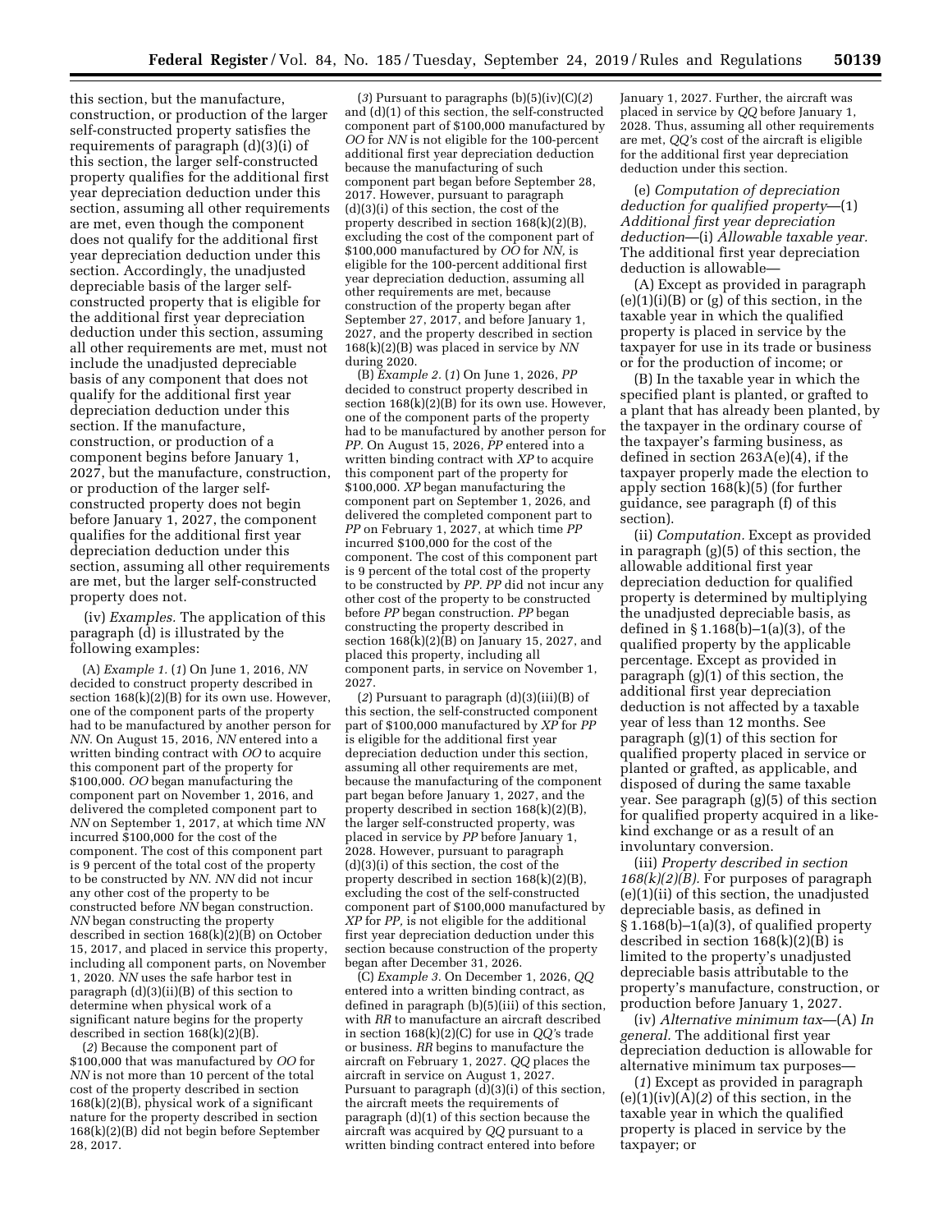this section, but the manufacture, construction, or production of the larger self-constructed property satisfies the requirements of paragraph (d)(3)(i) of this section, the larger self-constructed property qualifies for the additional first year depreciation deduction under this section, assuming all other requirements are met, even though the component does not qualify for the additional first year depreciation deduction under this section. Accordingly, the unadjusted depreciable basis of the larger self-constructed property that is eligible for the additional first year depreciation deduction under this section, assuming all other requirements are met, must not include the unadjusted depreciable basis of any component that does not qualify for the additional first year depreciation deduction under this section. If the manufacture, construction, or production of a component begins before January 1, 2027, but the manufacture, construction, or production of the larger self-constructed property does not begin before January 1, 2027, the component qualifies for the additional first year depreciation deduction under this section, assuming all other requirements are met, but the larger self-constructed property does not.

(iv) *Examples.* The application of this paragraph (d) is illustrated by the following examples:

(A) *Example 1.* (*1*) On June 1, 2016, *NN* decided to construct property described in section 168(k)(2)(B) for its own use. However, one of the component parts of the property had to be manufactured by another person for *NN.* On August 15, 2016, *NN* entered into a written binding contract with *OO* to acquire this component part of the property for $100,000. *OO* began manufacturing the component part on November 1, 2016, and delivered the completed component part to *NN* on September 1, 2017, at which time *NN* incurred $100,000 for the cost of the component. The cost of this component part is 9 percent of the total cost of the property to be constructed by *NN. NN* did not incur any other cost of the property to be constructed before *NN* began construction. *NN* began constructing the property described in section 168(k)(2)(B) on October 15, 2017, and placed in service this property, including all component parts, on November 1, 2020. *NN* uses the safe harbor test in paragraph (d)(3)(ii)(B) of this section to determine when physical work of a significant nature begins for the property described in section 168(k)(2)(B).

(*2*) Because the component part of $100,000 that was manufactured by *OO* for *NN* is not more than 10 percent of the total cost of the property described in section 168(k)(2)(B), physical work of a significant nature for the property described in section 168(k)(2)(B) did not begin before September 28, 2017.

(*3*) Pursuant to paragraphs (b)(5)(iv)(C)(*2*) and (d)(1) of this section, the self-constructed component part of $100,000 manufactured by *OO* for *NN* is not eligible for the 100-percent additional first year depreciation deduction because the manufacturing of such component part began before September 28, 2017. However, pursuant to paragraph (d)(3)(i) of this section, the cost of the property described in section 168(k)(2)(B), excluding the cost of the component part of $100,000 manufactured by *OO* for *NN,* is eligible for the 100-percent additional first year depreciation deduction, assuming all other requirements are met, because construction of the property began after September 27, 2017, and before January 1, 2027, and the property described in section 168(k)(2)(B) was placed in service by *NN* during 2020.

(B) *Example 2.* (*1*) On June 1, 2026, *PP* decided to construct property described in section 168(k)(2)(B) for its own use. However, one of the component parts of the property had to be manufactured by another person for *PP.* On August 15, 2026, *PP* entered into a written binding contract with *XP* to acquire this component part of the property for $100,000. *XP* began manufacturing the component part on September 1, 2026, and delivered the completed component part to *PP* on February 1, 2027, at which time *PP* incurred $100,000 for the cost of the component. The cost of this component part is 9 percent of the total cost of the property to be constructed by *PP. PP* did not incur any other cost of the property to be constructed before *PP* began construction. *PP* began constructing the property described in section 168(k)(2)(B) on January 15, 2027, and placed this property, including all component parts, in service on November 1, 2027.

(*2*) Pursuant to paragraph (d)(3)(iii)(B) of this section, the self-constructed component part of $100,000 manufactured by *XP* for *PP* is eligible for the additional first year depreciation deduction under this section, assuming all other requirements are met, because the manufacturing of the component part began before January 1, 2027, and the property described in section 168(k)(2)(B), the larger self-constructed property, was placed in service by *PP* before January 1, 2028. However, pursuant to paragraph (d)(3)(i) of this section, the cost of the property described in section 168(k)(2)(B), excluding the cost of the self-constructed component part of $100,000 manufactured by *XP* for *PP,* is not eligible for the additional first year depreciation deduction under this section because construction of the property began after December 31, 2026.

(C) *Example 3.* On December 1, 2026, *QQ* entered into a written binding contract, as defined in paragraph (b)(5)(iii) of this section, with *RR* to manufacture an aircraft described in section 168(k)(2)(C) for use in *QQ's* trade or business. *RR* begins to manufacture the aircraft on February 1, 2027. *QQ* places the aircraft in service on August 1, 2027. Pursuant to paragraph (d)(3)(i) of this section, the aircraft meets the requirements of paragraph (d)(1) of this section because the aircraft was acquired by *QQ* pursuant to a written binding contract entered into before January 1, 2027. Further, the aircraft was placed in service by *QQ* before January 1, 2028. Thus, assuming all other requirements are met, *QQ's* cost of the aircraft is eligible for the additional first year depreciation deduction under this section.

(e) *Computation of depreciation deduction for qualified property*—(1) *Additional first year depreciation deduction*—(i) *Allowable taxable year.* The additional first year depreciation deduction is allowable—

(A) Except as provided in paragraph (e)(1)(i)(B) or (g) of this section, in the taxable year in which the qualified property is placed in service by the taxpayer for use in its trade or business or for the production of income; or

(B) In the taxable year in which the specified plant is planted, or grafted to a plant that has already been planted, by the taxpayer in the ordinary course of the taxpayer's farming business, as defined in section 263A(e)(4), if the taxpayer properly made the election to apply section 168(k)(5) (for further guidance, see paragraph (f) of this section).

(ii) *Computation.* Except as provided in paragraph (g)(5) of this section, the allowable additional first year depreciation deduction for qualified property is determined by multiplying the unadjusted depreciable basis, as defined in § 1.168(b)–1(a)(3), of the qualified property by the applicable percentage. Except as provided in paragraph (g)(1) of this section, the additional first year depreciation deduction is not affected by a taxable year of less than 12 months. See paragraph (g)(1) of this section for qualified property placed in service or planted or grafted, as applicable, and disposed of during the same taxable year. See paragraph (g)(5) of this section for qualified property acquired in a like-kind exchange or as a result of an involuntary conversion.

(iii) *Property described in section 168(k)(2)(B).* For purposes of paragraph (e)(1)(ii) of this section, the unadjusted depreciable basis, as defined in § 1.168(b)–1(a)(3), of qualified property described in section 168(k)(2)(B) is limited to the property's unadjusted depreciable basis attributable to the property's manufacture, construction, or production before January 1, 2027.

(iv) *Alternative minimum tax*—(A) *In general.* The additional first year depreciation deduction is allowable for alternative minimum tax purposes—

(*1*) Except as provided in paragraph (e)(1)(iv)(A)(*2*) of this section, in the taxable year in which the qualified property is placed in service by the taxpayer; or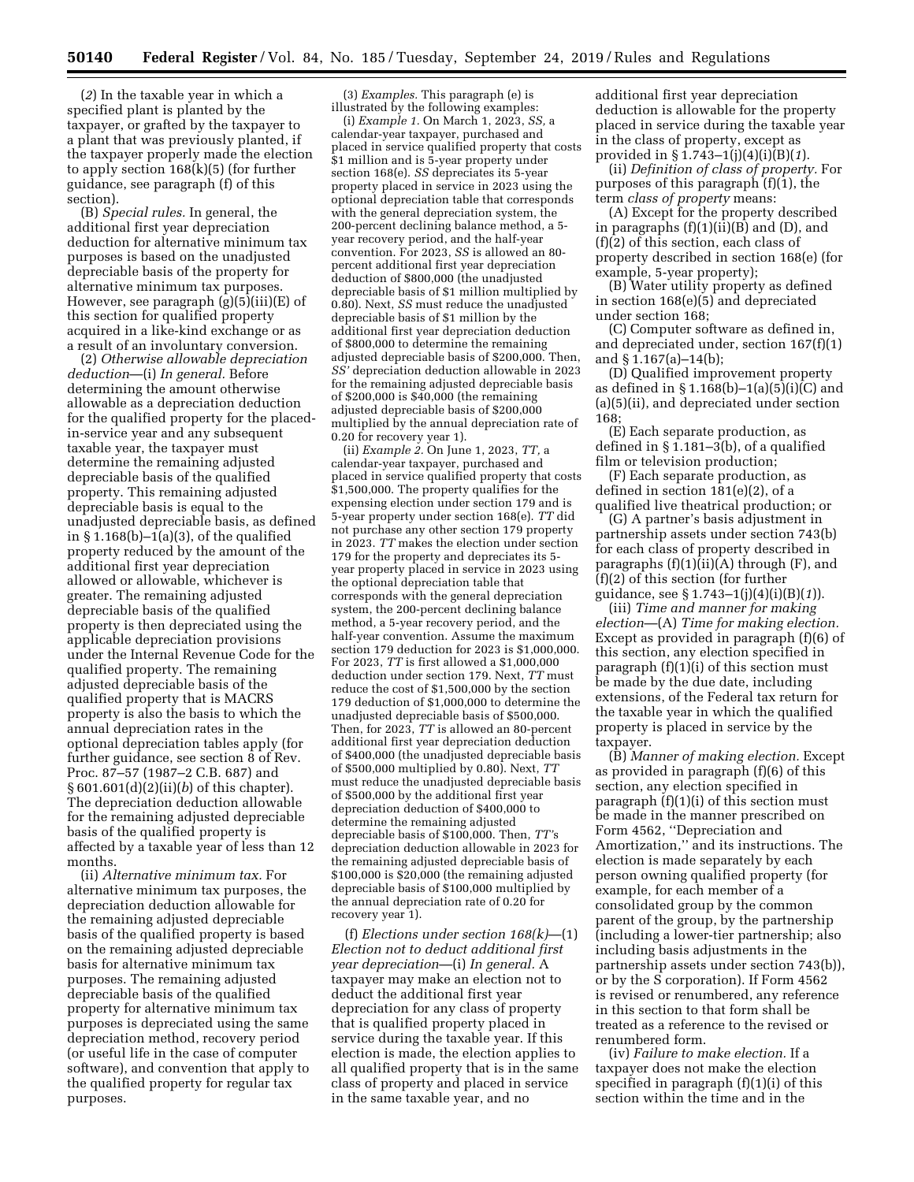(*2*) In the taxable year in which a specified plant is planted by the taxpayer, or grafted by the taxpayer to a plant that was previously planted, if the taxpayer properly made the election to apply section 168(k)(5) (for further guidance, see paragraph (f) of this section).

(B) *Special rules.* In general, the additional first year depreciation deduction for alternative minimum tax purposes is based on the unadjusted depreciable basis of the property for alternative minimum tax purposes. However, see paragraph (g)(5)(iii)(E) of this section for qualified property acquired in a like-kind exchange or as a result of an involuntary conversion.

(2) *Otherwise allowable depreciation deduction*—(i) *In general.* Before determining the amount otherwise allowable as a depreciation deduction for the qualified property for the placed-in-service year and any subsequent taxable year, the taxpayer must determine the remaining adjusted depreciable basis of the qualified property. This remaining adjusted depreciable basis is equal to the unadjusted depreciable basis, as defined in § 1.168(b)–1(a)(3), of the qualified property reduced by the amount of the additional first year depreciation allowed or allowable, whichever is greater. The remaining adjusted depreciable basis of the qualified property is then depreciated using the applicable depreciation provisions under the Internal Revenue Code for the qualified property. The remaining adjusted depreciable basis of the qualified property that is MACRS property is also the basis to which the annual depreciation rates in the optional depreciation tables apply (for further guidance, see section 8 of Rev. Proc. 87–57 (1987–2 C.B. 687) and § 601.601(d)(2)(ii)(*b*) of this chapter). The depreciation deduction allowable for the remaining adjusted depreciable basis of the qualified property is affected by a taxable year of less than 12 months.

(ii) *Alternative minimum tax.* For alternative minimum tax purposes, the depreciation deduction allowable for the remaining adjusted depreciable basis of the qualified property is based on the remaining adjusted depreciable basis for alternative minimum tax purposes. The remaining adjusted depreciable basis of the qualified property for alternative minimum tax purposes is depreciated using the same depreciation method, recovery period (or useful life in the case of computer software), and convention that apply to the qualified property for regular tax purposes.

(3) *Examples.* This paragraph (e) is illustrated by the following examples:

(i) *Example 1.* On March 1, 2023, *SS,* a calendar-year taxpayer, purchased and placed in service qualified property that costs $1 million and is 5-year property under section 168(e). *SS* depreciates its 5-year property placed in service in 2023 using the optional depreciation table that corresponds with the general depreciation system, the 200-percent declining balance method, a 5-year recovery period, and the half-year convention. For 2023, *SS* is allowed an 80-percent additional first year depreciation deduction of $800,000 (the unadjusted depreciable basis of $1 million multiplied by 0.80). Next, *SS* must reduce the unadjusted depreciable basis of $1 million by the additional first year depreciation deduction of $800,000 to determine the remaining adjusted depreciable basis of $200,000. Then, *SS'* depreciation deduction allowable in 2023 for the remaining adjusted depreciable basis of $200,000 is $40,000 (the remaining adjusted depreciable basis of $200,000 multiplied by the annual depreciation rate of 0.20 for recovery year 1).

(ii) *Example 2.* On June 1, 2023, *TT,* a calendar-year taxpayer, purchased and placed in service qualified property that costs $1,500,000. The property qualifies for the expensing election under section 179 and is 5-year property under section 168(e). *TT* did not purchase any other section 179 property in 2023. *TT* makes the election under section 179 for the property and depreciates its 5-year property placed in service in 2023 using the optional depreciation table that corresponds with the general depreciation system, the 200-percent declining balance method, a 5-year recovery period, and the half-year convention. Assume the maximum section 179 deduction for 2023 is $1,000,000. For 2023, *TT* is first allowed a $1,000,000 deduction under section 179. Next, *TT* must reduce the cost of $1,500,000 by the section 179 deduction of $1,000,000 to determine the unadjusted depreciable basis of $500,000. Then, for 2023, *TT* is allowed an 80-percent additional first year depreciation deduction of $400,000 (the unadjusted depreciable basis of $500,000 multiplied by 0.80). Next, *TT* must reduce the unadjusted depreciable basis of $500,000 by the additional first year depreciation deduction of $400,000 to determine the remaining adjusted depreciable basis of $100,000. Then, *TT's* depreciation deduction allowable in 2023 for the remaining adjusted depreciable basis of $100,000 is $20,000 (the remaining adjusted depreciable basis of $100,000 multiplied by the annual depreciation rate of 0.20 for recovery year 1).

(f) *Elections under section 168(k)*—(1) *Election not to deduct additional first year depreciation*—(i) *In general.* A taxpayer may make an election not to deduct the additional first year depreciation for any class of property that is qualified property placed in service during the taxable year. If this election is made, the election applies to all qualified property that is in the same class of property and placed in service in the same taxable year, and no additional first year depreciation deduction is allowable for the property placed in service during the taxable year in the class of property, except as provided in § 1.743–1(j)(4)(i)(B)(*1*).

(ii) *Definition of class of property.* For purposes of this paragraph (f)(1), the term *class of property* means:

(A) Except for the property described in paragraphs (f)(1)(ii)(B) and (D), and (f)(2) of this section, each class of property described in section 168(e) (for example, 5-year property);

(B) Water utility property as defined in section 168(e)(5) and depreciated under section 168;

(C) Computer software as defined in, and depreciated under, section 167(f)(1) and § 1.167(a)–14(b);

(D) Qualified improvement property as defined in § 1.168(b)–1(a)(5)(i)(C) and (a)(5)(ii), and depreciated under section 168;

(E) Each separate production, as defined in § 1.181–3(b), of a qualified film or television production;

(F) Each separate production, as defined in section 181(e)(2), of a qualified live theatrical production; or

(G) A partner's basis adjustment in partnership assets under section 743(b) for each class of property described in paragraphs (f)(1)(ii)(A) through (F), and (f)(2) of this section (for further guidance, see § 1.743–1(j)(4)(i)(B)(*1*)).

(iii) *Time and manner for making election*—(A) *Time for making election.* Except as provided in paragraph (f)(6) of this section, any election specified in paragraph (f)(1)(i) of this section must be made by the due date, including extensions, of the Federal tax return for the taxable year in which the qualified property is placed in service by the taxpayer.

(B) *Manner of making election.* Except as provided in paragraph (f)(6) of this section, any election specified in paragraph (f)(1)(i) of this section must be made in the manner prescribed on Form 4562, ''Depreciation and Amortization,'' and its instructions. The election is made separately by each person owning qualified property (for example, for each member of a consolidated group by the common parent of the group, by the partnership (including a lower-tier partnership; also including basis adjustments in the partnership assets under section 743(b)), or by the S corporation). If Form 4562 is revised or renumbered, any reference in this section to that form shall be treated as a reference to the revised or renumbered form.

(iv) *Failure to make election.* If a taxpayer does not make the election specified in paragraph (f)(1)(i) of this section within the time and in the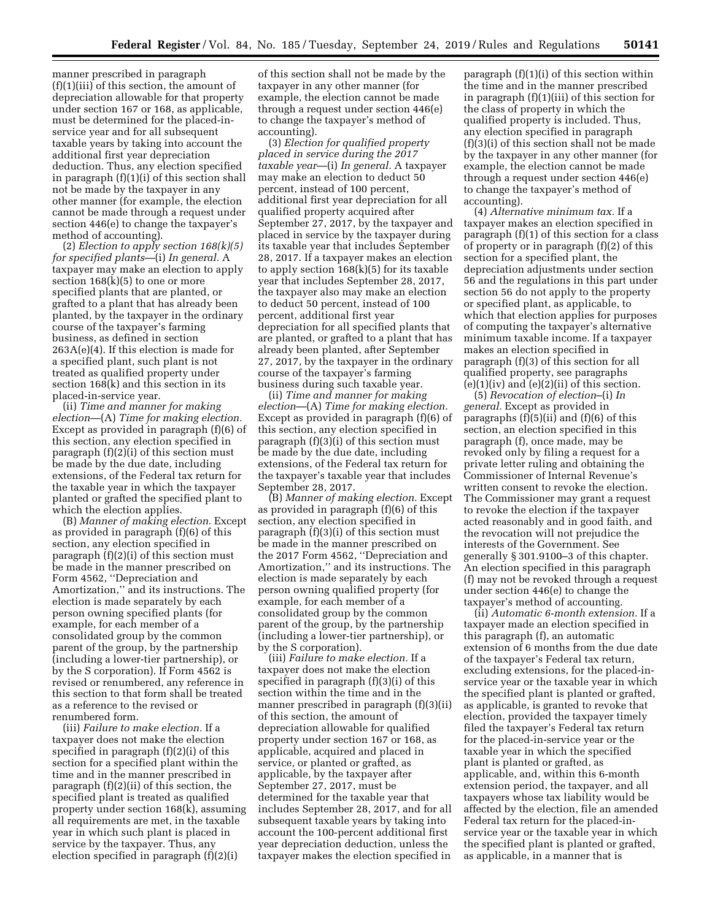manner prescribed in paragraph (f)(1)(iii) of this section, the amount of depreciation allowable for that property under section 167 or 168, as applicable, must be determined for the placed-in-service year and for all subsequent taxable years by taking into account the additional first year depreciation deduction. Thus, any election specified in paragraph (f)(1)(i) of this section shall not be made by the taxpayer in any other manner (for example, the election cannot be made through a request under section 446(e) to change the taxpayer's method of accounting).

(2) *Election to apply section 168(k)(5) for specified plants*—(i) *In general.* A taxpayer may make an election to apply section 168(k)(5) to one or more specified plants that are planted, or grafted to a plant that has already been planted, by the taxpayer in the ordinary course of the taxpayer's farming business, as defined in section 263A(e)(4). If this election is made for a specified plant, such plant is not treated as qualified property under section 168(k) and this section in its placed-in-service year.

(ii) *Time and manner for making election*—(A) *Time for making election.* Except as provided in paragraph (f)(6) of this section, any election specified in paragraph (f)(2)(i) of this section must be made by the due date, including extensions, of the Federal tax return for the taxable year in which the taxpayer planted or grafted the specified plant to which the election applies.

(B) *Manner of making election.* Except as provided in paragraph (f)(6) of this section, any election specified in paragraph (f)(2)(i) of this section must be made in the manner prescribed on Form 4562, ''Depreciation and Amortization,'' and its instructions. The election is made separately by each person owning specified plants (for example, for each member of a consolidated group by the common parent of the group, by the partnership (including a lower-tier partnership), or by the S corporation). If Form 4562 is revised or renumbered, any reference in this section to that form shall be treated as a reference to the revised or renumbered form.

(iii) *Failure to make election.* If a taxpayer does not make the election specified in paragraph (f)(2)(i) of this section for a specified plant within the time and in the manner prescribed in paragraph (f)(2)(ii) of this section, the specified plant is treated as qualified property under section 168(k), assuming all requirements are met, in the taxable year in which such plant is placed in service by the taxpayer. Thus, any election specified in paragraph (f)(2)(i) of this section shall not be made by the taxpayer in any other manner (for example, the election cannot be made through a request under section 446(e) to change the taxpayer's method of accounting).

(3) *Election for qualified property placed in service during the 2017 taxable year*—(i) *In general.* A taxpayer may make an election to deduct 50 percent, instead of 100 percent, additional first year depreciation for all qualified property acquired after September 27, 2017, by the taxpayer and placed in service by the taxpayer during its taxable year that includes September 28, 2017. If a taxpayer makes an election to apply section 168(k)(5) for its taxable year that includes September 28, 2017, the taxpayer also may make an election to deduct 50 percent, instead of 100 percent, additional first year depreciation for all specified plants that are planted, or grafted to a plant that has already been planted, after September 27, 2017, by the taxpayer in the ordinary course of the taxpayer's farming business during such taxable year.

(ii) *Time and manner for making election*—(A) *Time for making election.* Except as provided in paragraph (f)(6) of this section, any election specified in paragraph (f)(3)(i) of this section must be made by the due date, including extensions, of the Federal tax return for the taxpayer's taxable year that includes September 28, 2017.

(B) *Manner of making election.* Except as provided in paragraph (f)(6) of this section, any election specified in paragraph (f)(3)(i) of this section must be made in the manner prescribed on the 2017 Form 4562, ''Depreciation and Amortization,'' and its instructions. The election is made separately by each person owning qualified property (for example, for each member of a consolidated group by the common parent of the group, by the partnership (including a lower-tier partnership), or by the S corporation).

(iii) *Failure to make election.* If a taxpayer does not make the election specified in paragraph (f)(3)(i) of this section within the time and in the manner prescribed in paragraph (f)(3)(ii) of this section, the amount of depreciation allowable for qualified property under section 167 or 168, as applicable, acquired and placed in service, or planted or grafted, as applicable, by the taxpayer after September 27, 2017, must be determined for the taxable year that includes September 28, 2017, and for all subsequent taxable years by taking into account the 100-percent additional first year depreciation deduction, unless the taxpayer makes the election specified in paragraph (f)(1)(i) of this section within the time and in the manner prescribed in paragraph (f)(1)(iii) of this section for the class of property in which the qualified property is included. Thus, any election specified in paragraph (f)(3)(i) of this section shall not be made by the taxpayer in any other manner (for example, the election cannot be made through a request under section 446(e) to change the taxpayer's method of accounting).

(4) *Alternative minimum tax.* If a taxpayer makes an election specified in paragraph (f)(1) of this section for a class of property or in paragraph (f)(2) of this section for a specified plant, the depreciation adjustments under section 56 and the regulations in this part under section 56 do not apply to the property or specified plant, as applicable, to which that election applies for purposes of computing the taxpayer's alternative minimum taxable income. If a taxpayer makes an election specified in paragraph (f)(3) of this section for all qualified property, see paragraphs (e)(1)(iv) and (e)(2)(ii) of this section.

(5) *Revocation of election*—(i) *In general.* Except as provided in paragraphs (f)(5)(ii) and (f)(6) of this section, an election specified in this paragraph (f), once made, may be revoked only by filing a request for a private letter ruling and obtaining the Commissioner of Internal Revenue's written consent to revoke the election. The Commissioner may grant a request to revoke the election if the taxpayer acted reasonably and in good faith, and the revocation will not prejudice the interests of the Government. See generally § 301.9100–3 of this chapter. An election specified in this paragraph (f) may not be revoked through a request under section 446(e) to change the taxpayer's method of accounting.

(ii) *Automatic 6-month extension.* If a taxpayer made an election specified in this paragraph (f), an automatic extension of 6 months from the due date of the taxpayer's Federal tax return, excluding extensions, for the placed-in-service year or the taxable year in which the specified plant is planted or grafted, as applicable, is granted to revoke that election, provided the taxpayer timely filed the taxpayer's Federal tax return for the placed-in-service year or the taxable year in which the specified plant is planted or grafted, as applicable, and, within this 6-month extension period, the taxpayer, and all taxpayers whose tax liability would be affected by the election, file an amended Federal tax return for the placed-in-service year or the taxable year in which the specified plant is planted or grafted, as applicable, in a manner that is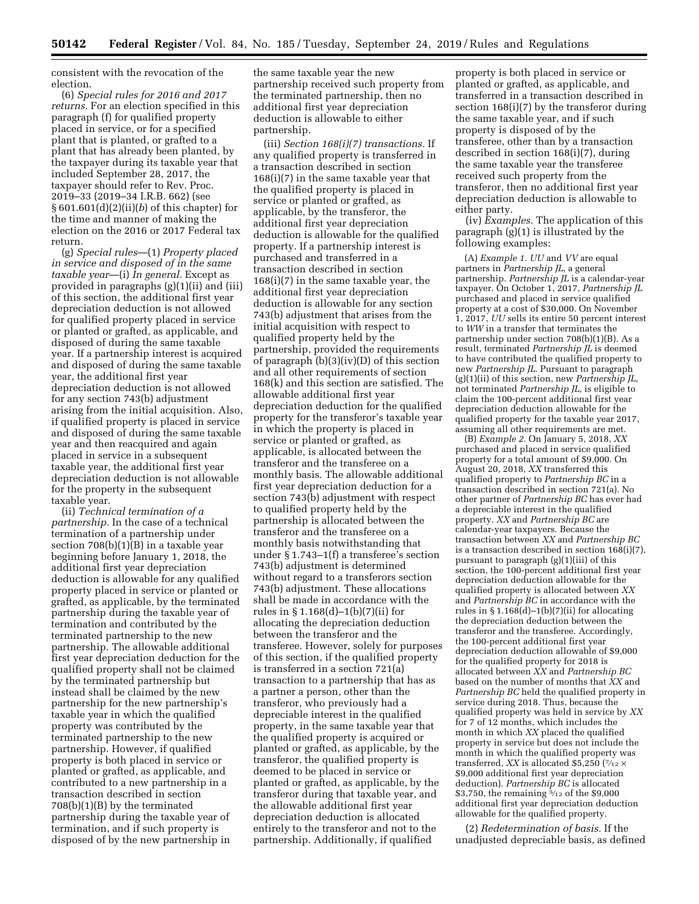consistent with the revocation of the election.

(6) *Special rules for 2016 and 2017 returns.* For an election specified in this paragraph (f) for qualified property placed in service, or for a specified plant that is planted, or grafted to a plant that has already been planted, by the taxpayer during its taxable year that included September 28, 2017, the taxpayer should refer to Rev. Proc. 2019–33 (2019–34 I.R.B. 662) (see § 601.601(d)(2)(ii)(*b*) of this chapter) for the time and manner of making the election on the 2016 or 2017 Federal tax return.

(g) *Special rules*—(1) *Property placed in service and disposed of in the same taxable year*—(i) *In general.* Except as provided in paragraphs (g)(1)(ii) and (iii) of this section, the additional first year depreciation deduction is not allowed for qualified property placed in service or planted or grafted, as applicable, and disposed of during the same taxable year. If a partnership interest is acquired and disposed of during the same taxable year, the additional first year depreciation deduction is not allowed for any section 743(b) adjustment arising from the initial acquisition. Also, if qualified property is placed in service and disposed of during the same taxable year and then reacquired and again placed in service in a subsequent taxable year, the additional first year depreciation deduction is not allowable for the property in the subsequent taxable year.

(ii) *Technical termination of a partnership.* In the case of a technical termination of a partnership under section 708(b)(1)(B) in a taxable year beginning before January 1, 2018, the additional first year depreciation deduction is allowable for any qualified property placed in service or planted or grafted, as applicable, by the terminated partnership during the taxable year of termination and contributed by the terminated partnership to the new partnership. The allowable additional first year depreciation deduction for the qualified property shall not be claimed by the terminated partnership but instead shall be claimed by the new partnership for the new partnership's taxable year in which the qualified property was contributed by the terminated partnership to the new partnership. However, if qualified property is both placed in service or planted or grafted, as applicable, and contributed to a new partnership in a transaction described in section 708(b)(1)(B) by the terminated partnership during the taxable year of termination, and if such property is disposed of by the new partnership in the same taxable year the new partnership received such property from the terminated partnership, then no additional first year depreciation deduction is allowable to either partnership.

(iii) *Section 168(i)(7) transactions.* If any qualified property is transferred in a transaction described in section 168(i)(7) in the same taxable year that the qualified property is placed in service or planted or grafted, as applicable, by the transferor, the additional first year depreciation deduction is allowable for the qualified property. If a partnership interest is purchased and transferred in a transaction described in section 168(i)(7) in the same taxable year, the additional first year depreciation deduction is allowable for any section 743(b) adjustment that arises from the initial acquisition with respect to qualified property held by the partnership, provided the requirements of paragraph (b)(3)(iv)(D) of this section and all other requirements of section 168(k) and this section are satisfied. The allowable additional first year depreciation deduction for the qualified property for the transferor's taxable year in which the property is placed in service or planted or grafted, as applicable, is allocated between the transferor and the transferee on a monthly basis. The allowable additional first year depreciation deduction for a section 743(b) adjustment with respect to qualified property held by the partnership is allocated between the transferor and the transferee on a monthly basis notwithstanding that under § 1.743–1(f) a transferee's section 743(b) adjustment is determined without regard to a transferors section 743(b) adjustment. These allocations shall be made in accordance with the rules in § 1.168(d)–1(b)(7)(ii) for allocating the depreciation deduction between the transferor and the transferee. However, solely for purposes of this section, if the qualified property is transferred in a section 721(a) transaction to a partnership that has as a partner a person, other than the transferor, who previously had a depreciable interest in the qualified property, in the same taxable year that the qualified property is acquired or planted or grafted, as applicable, by the transferor, the qualified property is deemed to be placed in service or planted or grafted, as applicable, by the transferor during that taxable year, and the allowable additional first year depreciation deduction is allocated entirely to the transferor and not to the partnership. Additionally, if qualified property is both placed in service or planted or grafted, as applicable, and transferred in a transaction described in section 168(i)(7) by the transferor during the same taxable year, and if such property is disposed of by the transferee, other than by a transaction described in section 168(i)(7), during the same taxable year the transferee received such property from the transferor, then no additional first year depreciation deduction is allowable to either party.

(iv) *Examples.* The application of this paragraph (g)(1) is illustrated by the following examples:

(A) *Example 1. UU* and *VV* are equal partners in *Partnership JL,* a general partnership. *Partnership JL* is a calendar-year taxpayer. On October 1, 2017, *Partnership JL* purchased and placed in service qualified property at a cost of $30,000. On November 1, 2017, *UU* sells its entire 50 percent interest to *WW* in a transfer that terminates the partnership under section 708(b)(1)(B). As a result, terminated *Partnership JL* is deemed to have contributed the qualified property to new *Partnership JL.* Pursuant to paragraph (g)(1)(ii) of this section, new *Partnership JL,* not terminated *Partnership JL,* is eligible to claim the 100-percent additional first year depreciation deduction allowable for the qualified property for the taxable year 2017, assuming all other requirements are met.

(B) *Example 2.* On January 5, 2018, *XX* purchased and placed in service qualified property for a total amount of $9,000. On August 20, 2018, *XX* transferred this qualified property to *Partnership BC* in a transaction described in section 721(a). No other partner of *Partnership BC* has ever had a depreciable interest in the qualified property. *XX* and *Partnership BC* are calendar-year taxpayers. Because the transaction between *XX* and *Partnership BC* is a transaction described in section 168(i)(7), pursuant to paragraph (g)(1)(iii) of this section, the 100-percent additional first year depreciation deduction allowable for the qualified property is allocated between *XX* and *Partnership BC* in accordance with the rules in § 1.168(d)–1(b)(7)(ii) for allocating the depreciation deduction between the transferor and the transferee. Accordingly, the 100-percent additional first year depreciation deduction allowable of $9,000 for the qualified property for 2018 is allocated between *XX* and *Partnership BC* based on the number of months that *XX* and *Partnership BC* held the qualified property in service during 2018. Thus, because the qualified property was held in service by *XX* for 7 of 12 months, which includes the month in which *XX* placed the qualified property in service but does not include the month in which the qualified property was transferred, *XX* is allocated $5,250 ($7/12 \times$ $9,000 additional first year depreciation deduction). *Partnership BC* is allocated $3,750, the remaining $5/12$ of the $9,000 additional first year depreciation deduction allowable for the qualified property.

(2) *Redetermination of basis.* If the unadjusted depreciable basis, as defined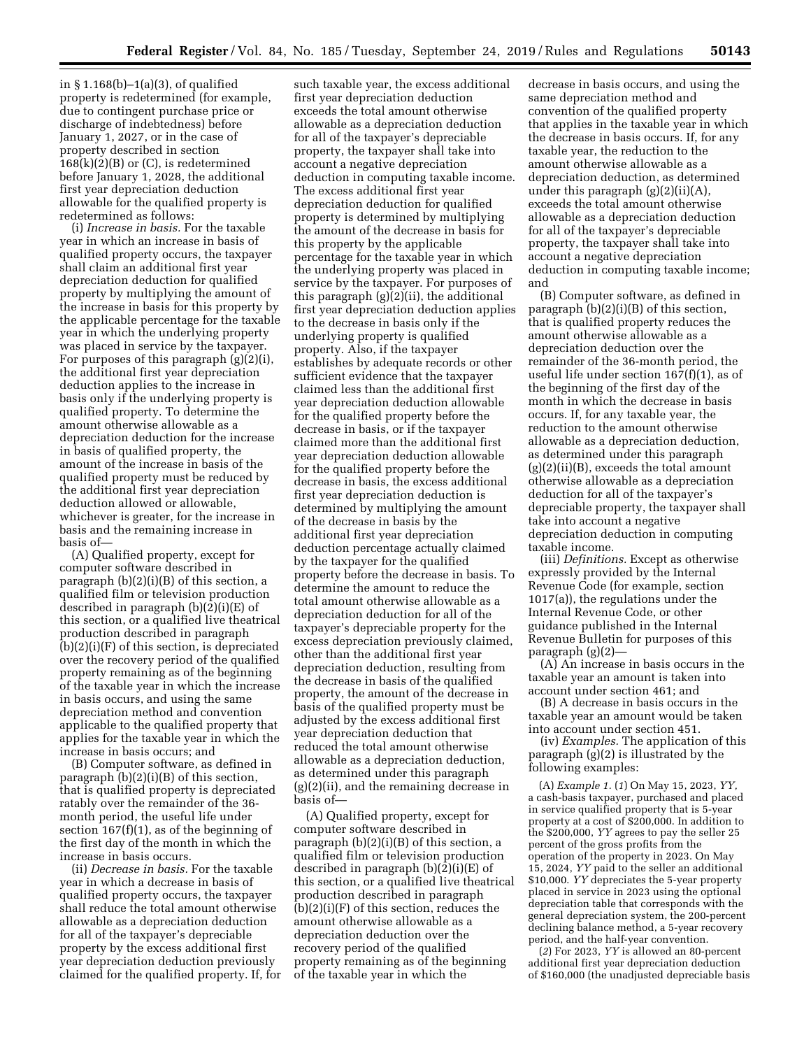in § 1.168(b)–1(a)(3), of qualified property is redetermined (for example, due to contingent purchase price or discharge of indebtedness) before January 1, 2027, or in the case of property described in section 168(k)(2)(B) or (C), is redetermined before January 1, 2028, the additional first year depreciation deduction allowable for the qualified property is redetermined as follows:

(i) *Increase in basis.* For the taxable year in which an increase in basis of qualified property occurs, the taxpayer shall claim an additional first year depreciation deduction for qualified property by multiplying the amount of the increase in basis for this property by the applicable percentage for the taxable year in which the underlying property was placed in service by the taxpayer. For purposes of this paragraph (g)(2)(i), the additional first year depreciation deduction applies to the increase in basis only if the underlying property is qualified property. To determine the amount otherwise allowable as a depreciation deduction for the increase in basis of qualified property, the amount of the increase in basis of the qualified property must be reduced by the additional first year depreciation deduction allowed or allowable, whichever is greater, for the increase in basis and the remaining increase in basis of—

(A) Qualified property, except for computer software described in paragraph (b)(2)(i)(B) of this section, a qualified film or television production described in paragraph (b)(2)(i)(E) of this section, or a qualified live theatrical production described in paragraph (b)(2)(i)(F) of this section, is depreciated over the recovery period of the qualified property remaining as of the beginning of the taxable year in which the increase in basis occurs, and using the same depreciation method and convention applicable to the qualified property that applies for the taxable year in which the increase in basis occurs; and

(B) Computer software, as defined in paragraph (b)(2)(i)(B) of this section, that is qualified property is depreciated ratably over the remainder of the 36-month period, the useful life under section 167(f)(1), as of the beginning of the first day of the month in which the increase in basis occurs.

(ii) *Decrease in basis.* For the taxable year in which a decrease in basis of qualified property occurs, the taxpayer shall reduce the total amount otherwise allowable as a depreciation deduction for all of the taxpayer's depreciable property by the excess additional first year depreciation deduction previously claimed for the qualified property. If, for such taxable year, the excess additional first year depreciation deduction exceeds the total amount otherwise allowable as a depreciation deduction for all of the taxpayer's depreciable property, the taxpayer shall take into account a negative depreciation deduction in computing taxable income. The excess additional first year depreciation deduction for qualified property is determined by multiplying the amount of the decrease in basis for this property by the applicable percentage for the taxable year in which the underlying property was placed in service by the taxpayer. For purposes of this paragraph (g)(2)(ii), the additional first year depreciation deduction applies to the decrease in basis only if the underlying property is qualified property. Also, if the taxpayer establishes by adequate records or other sufficient evidence that the taxpayer claimed less than the additional first year depreciation deduction allowable for the qualified property before the decrease in basis, or if the taxpayer claimed more than the additional first year depreciation deduction allowable for the qualified property before the decrease in basis, the excess additional first year depreciation deduction is determined by multiplying the amount of the decrease in basis by the additional first year depreciation deduction percentage actually claimed by the taxpayer for the qualified property before the decrease in basis. To determine the amount to reduce the total amount otherwise allowable as a depreciation deduction for all of the taxpayer's depreciable property for the excess depreciation previously claimed, other than the additional first year depreciation deduction, resulting from the decrease in basis of the qualified property, the amount of the decrease in basis of the qualified property must be adjusted by the excess additional first year depreciation deduction that reduced the total amount otherwise allowable as a depreciation deduction, as determined under this paragraph (g)(2)(ii), and the remaining decrease in basis of—

(A) Qualified property, except for computer software described in paragraph (b)(2)(i)(B) of this section, a qualified film or television production described in paragraph (b)(2)(i)(E) of this section, or a qualified live theatrical production described in paragraph (b)(2)(i)(F) of this section, reduces the amount otherwise allowable as a depreciation deduction over the recovery period of the qualified property remaining as of the beginning of the taxable year in which the decrease in basis occurs, and using the same depreciation method and convention of the qualified property that applies in the taxable year in which the decrease in basis occurs. If, for any taxable year, the reduction to the amount otherwise allowable as a depreciation deduction, as determined under this paragraph (g)(2)(ii)(A), exceeds the total amount otherwise allowable as a depreciation deduction for all of the taxpayer's depreciable property, the taxpayer shall take into account a negative depreciation deduction in computing taxable income; and

(B) Computer software, as defined in paragraph (b)(2)(i)(B) of this section, that is qualified property reduces the amount otherwise allowable as a depreciation deduction over the remainder of the 36-month period, the useful life under section 167(f)(1), as of the beginning of the first day of the month in which the decrease in basis occurs. If, for any taxable year, the reduction to the amount otherwise allowable as a depreciation deduction, as determined under this paragraph (g)(2)(ii)(B), exceeds the total amount otherwise allowable as a depreciation deduction for all of the taxpayer's depreciable property, the taxpayer shall take into account a negative depreciation deduction in computing taxable income.

(iii) *Definitions.* Except as otherwise expressly provided by the Internal Revenue Code (for example, section 1017(a)), the regulations under the Internal Revenue Code, or other guidance published in the Internal Revenue Bulletin for purposes of this paragraph (g)(2)—

(A) An increase in basis occurs in the taxable year an amount is taken into account under section 461; and

(B) A decrease in basis occurs in the taxable year an amount would be taken into account under section 451.

(iv) *Examples.* The application of this paragraph (g)(2) is illustrated by the following examples:

(A) *Example 1.* (*1*) On May 15, 2023, *YY,* a cash-basis taxpayer, purchased and placed in service qualified property that is 5-year property at a cost of $200,000. In addition to the $200,000, *YY* agrees to pay the seller 25 percent of the gross profits from the operation of the property in 2023. On May 15, 2024, *YY* paid to the seller an additional $10,000. *YY* depreciates the 5-year property placed in service in 2023 using the optional depreciation table that corresponds with the general depreciation system, the 200-percent declining balance method, a 5-year recovery period, and the half-year convention.

(*2*) For 2023, *YY* is allowed an 80-percent additional first year depreciation deduction of $160,000 (the unadjusted depreciable basis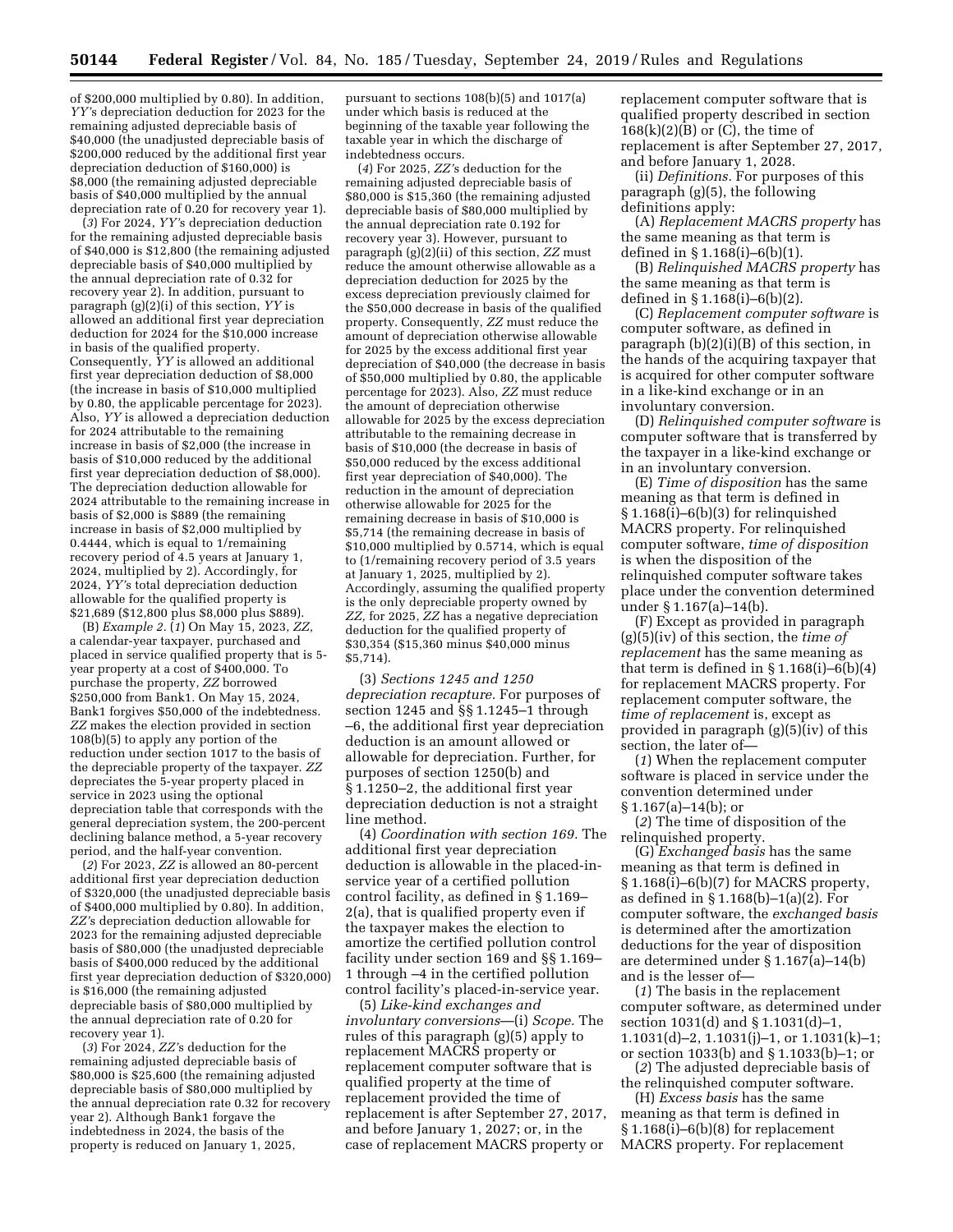of $200,000 multiplied by 0.80). In addition, *YY*'s depreciation deduction for 2023 for the remaining adjusted depreciable basis of $40,000 (the unadjusted depreciable basis of $200,000 reduced by the additional first year depreciation deduction of $160,000) is $8,000 (the remaining adjusted depreciable basis of $40,000 multiplied by the annual depreciation rate of 0.20 for recovery year 1).

(*3*) For 2024, *YY*'s depreciation deduction for the remaining adjusted depreciable basis of $40,000 is $12,800 (the remaining adjusted depreciable basis of $40,000 multiplied by the annual depreciation rate of 0.32 for recovery year 2). In addition, pursuant to paragraph (g)(2)(i) of this section, *YY* is allowed an additional first year depreciation deduction for 2024 for the $10,000 increase in basis of the qualified property. Consequently, *YY* is allowed an additional first year depreciation deduction of $8,000 (the increase in basis of $10,000 multiplied by 0.80, the applicable percentage for 2023). Also, *YY* is allowed a depreciation deduction for 2024 attributable to the remaining increase in basis of $2,000 (the increase in basis of $10,000 reduced by the additional first year depreciation deduction of $8,000). The depreciation deduction allowable for 2024 attributable to the remaining increase in basis of $2,000 is $889 (the remaining increase in basis of $2,000 multiplied by 0.4444, which is equal to 1/remaining recovery period of 4.5 years at January 1, 2024, multiplied by 2). Accordingly, for 2024, *YY*'s total depreciation deduction allowable for the qualified property is $21,689 ($12,800 plus $8,000 plus $889).

(B) *Example 2.* (*1*) On May 15, 2023, *ZZ*, a calendar-year taxpayer, purchased and placed in service qualified property that is 5-year property at a cost of $400,000. To purchase the property, *ZZ* borrowed $250,000 from Bank1. On May 15, 2024, Bank1 forgives $50,000 of the indebtedness. *ZZ* makes the election provided in section 108(b)(5) to apply any portion of the reduction under section 1017 to the basis of the depreciable property of the taxpayer. *ZZ* depreciates the 5-year property placed in service in 2023 using the optional depreciation table that corresponds with the general depreciation system, the 200-percent declining balance method, a 5-year recovery period, and the half-year convention.

(*2*) For 2023, *ZZ* is allowed an 80-percent additional first year depreciation deduction of $320,000 (the unadjusted depreciable basis of $400,000 multiplied by 0.80). In addition, *ZZ*'s depreciation deduction allowable for 2023 for the remaining adjusted depreciable basis of $80,000 (the unadjusted depreciable basis of $400,000 reduced by the additional first year depreciation deduction of $320,000) is $16,000 (the remaining adjusted depreciable basis of $80,000 multiplied by the annual depreciation rate of 0.20 for recovery year 1).

(*3*) For 2024, *ZZ*'s deduction for the remaining adjusted depreciable basis of $80,000 is $25,600 (the remaining adjusted depreciable basis of $80,000 multiplied by the annual depreciation rate 0.32 for recovery year 2). Although Bank1 forgave the indebtedness in 2024, the basis of the property is reduced on January 1, 2025, pursuant to sections 108(b)(5) and 1017(a) under which basis is reduced at the beginning of the taxable year following the taxable year in which the discharge of indebtedness occurs.

(*4*) For 2025, *ZZ*'s deduction for the remaining adjusted depreciable basis of $80,000 is $15,360 (the remaining adjusted depreciable basis of $80,000 multiplied by the annual depreciation rate 0.192 for recovery year 3). However, pursuant to paragraph (g)(2)(ii) of this section, *ZZ* must reduce the amount otherwise allowable as a depreciation deduction for 2025 by the excess depreciation previously claimed for the $50,000 decrease in basis of the qualified property. Consequently, *ZZ* must reduce the amount of depreciation otherwise allowable for 2025 by the excess additional first year depreciation of $40,000 (the decrease in basis of $50,000 multiplied by 0.80, the applicable percentage for 2023). Also, *ZZ* must reduce the amount of depreciation otherwise allowable for 2025 by the excess depreciation attributable to the remaining decrease in basis of $10,000 (the decrease in basis of $50,000 reduced by the excess additional first year depreciation of $40,000). The reduction in the amount of depreciation otherwise allowable for 2025 for the remaining decrease in basis of $10,000 is $5,714 (the remaining decrease in basis of $10,000 multiplied by 0.5714, which is equal to (1/remaining recovery period of 3.5 years at January 1, 2025, multiplied by 2). Accordingly, assuming the qualified property is the only depreciable property owned by *ZZ*, for 2025, *ZZ* has a negative depreciation deduction for the qualified property of $30,354 ($15,360 minus $40,000 minus $5,714).

(3) *Sections 1245 and 1250 depreciation recapture.* For purposes of section 1245 and §§ 1.1245–1 through –6, the additional first year depreciation deduction is an amount allowed or allowable for depreciation. Further, for purposes of section 1250(b) and § 1.1250–2, the additional first year depreciation deduction is not a straight line method.

(4) *Coordination with section 169.* The additional first year depreciation deduction is allowable in the placed-in-service year of a certified pollution control facility, as defined in § 1.169–2(a), that is qualified property even if the taxpayer makes the election to amortize the certified pollution control facility under section 169 and §§ 1.169–1 through –4 in the certified pollution control facility's placed-in-service year.

(5) *Like-kind exchanges and involuntary conversions*—(i) *Scope.* The rules of this paragraph (g)(5) apply to replacement MACRS property or replacement computer software that is qualified property at the time of replacement provided the time of replacement is after September 27, 2017, and before January 1, 2027; or, in the case of replacement MACRS property or replacement computer software that is qualified property described in section 168(k)(2)(B) or (C), the time of replacement is after September 27, 2017, and before January 1, 2028.

(ii) *Definitions.* For purposes of this paragraph (g)(5), the following definitions apply:

(A) *Replacement MACRS property* has the same meaning as that term is defined in § 1.168(i)–6(b)(1).

(B) *Relinquished MACRS property* has the same meaning as that term is defined in § 1.168(i)–6(b)(2).

(C) *Replacement computer software* is computer software, as defined in paragraph (b)(2)(i)(B) of this section, in the hands of the acquiring taxpayer that is acquired for other computer software in a like-kind exchange or in an involuntary conversion.

(D) *Relinquished computer software* is computer software that is transferred by the taxpayer in a like-kind exchange or in an involuntary conversion.

(E) *Time of disposition* has the same meaning as that term is defined in § 1.168(i)–6(b)(3) for relinquished MACRS property. For relinquished computer software, *time of disposition* is when the disposition of the relinquished computer software takes place under the convention determined under § 1.167(a)–14(b).

(F) Except as provided in paragraph (g)(5)(iv) of this section, the *time of replacement* has the same meaning as that term is defined in § 1.168(i)–6(b)(4) for replacement MACRS property. For replacement computer software, the *time of replacement* is, except as provided in paragraph (g)(5)(iv) of this section, the later of—

(*1*) When the replacement computer software is placed in service under the convention determined under § 1.167(a)–14(b); or

(*2*) The time of disposition of the relinquished property.

(G) *Exchanged basis* has the same meaning as that term is defined in § 1.168(i)–6(b)(7) for MACRS property, as defined in § 1.168(b)–1(a)(2). For computer software, the *exchanged basis* is determined after the amortization deductions for the year of disposition are determined under § 1.167(a)–14(b) and is the lesser of—

(*1*) The basis in the replacement computer software, as determined under section 1031(d) and § 1.1031(d)–1, 1.1031(d)–2, 1.1031(j)–1, or 1.1031(k)–1; or section 1033(b) and § 1.1033(b)–1; or

(*2*) The adjusted depreciable basis of the relinquished computer software.

(H) *Excess basis* has the same meaning as that term is defined in § 1.168(i)–6(b)(8) for replacement MACRS property. For replacement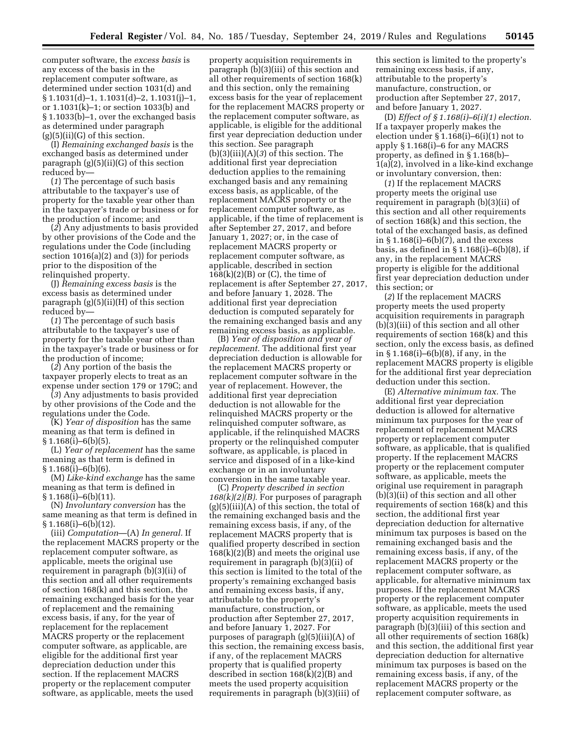computer software, the *excess basis* is any excess of the basis in the replacement computer software, as determined under section 1031(d) and § 1.1031(d)–1, 1.1031(d)–2, 1.1031(j)–1, or 1.1031(k)–1; or section 1033(b) and § 1.1033(b)–1, over the exchanged basis as determined under paragraph (g)(5)(ii)(G) of this section.

(I) *Remaining exchanged basis* is the exchanged basis as determined under paragraph (g)(5)(ii)(G) of this section reduced by—

(*1*) The percentage of such basis attributable to the taxpayer's use of property for the taxable year other than in the taxpayer's trade or business or for the production of income; and

(*2*) Any adjustments to basis provided by other provisions of the Code and the regulations under the Code (including section 1016(a)(2) and (3)) for periods prior to the disposition of the relinquished property.

(J) *Remaining excess basis* is the excess basis as determined under paragraph (g)(5)(ii)(H) of this section reduced by—

(*1*) The percentage of such basis attributable to the taxpayer's use of property for the taxable year other than in the taxpayer's trade or business or for the production of income;

(*2*) Any portion of the basis the taxpayer properly elects to treat as an expense under section 179 or 179C; and

(*3*) Any adjustments to basis provided by other provisions of the Code and the regulations under the Code.

(K) *Year of disposition* has the same meaning as that term is defined in § 1.168(i)–6(b)(5).

(L) *Year of replacement* has the same meaning as that term is defined in § 1.168(i)–6(b)(6).

(M) *Like-kind exchange* has the same meaning as that term is defined in § 1.168(i)–6(b)(11).

(N) *Involuntary conversion* has the same meaning as that term is defined in § 1.168(i)–6(b)(12).

(iii) *Computation*—(A) *In general.* If the replacement MACRS property or the replacement computer software, as applicable, meets the original use requirement in paragraph (b)(3)(ii) of this section and all other requirements of section 168(k) and this section, the remaining exchanged basis for the year of replacement and the remaining excess basis, if any, for the year of replacement for the replacement MACRS property or the replacement computer software, as applicable, are eligible for the additional first year depreciation deduction under this section. If the replacement MACRS property or the replacement computer software, as applicable, meets the used property acquisition requirements in paragraph (b)(3)(iii) of this section and all other requirements of section 168(k) and this section, only the remaining excess basis for the year of replacement for the replacement MACRS property or the replacement computer software, as applicable, is eligible for the additional first year depreciation deduction under this section. See paragraph (b)(3)(iii)(A)(*3*) of this section. The additional first year depreciation deduction applies to the remaining exchanged basis and any remaining excess basis, as applicable, of the replacement MACRS property or the replacement computer software, as applicable, if the time of replacement is after September 27, 2017, and before January 1, 2027; or, in the case of replacement MACRS property or replacement computer software, as applicable, described in section 168(k)(2)(B) or (C), the time of replacement is after September 27, 2017, and before January 1, 2028. The additional first year depreciation deduction is computed separately for the remaining exchanged basis and any remaining excess basis, as applicable.

(B) *Year of disposition and year of replacement.* The additional first year depreciation deduction is allowable for the replacement MACRS property or replacement computer software in the year of replacement. However, the additional first year depreciation deduction is not allowable for the relinquished MACRS property or the relinquished computer software, as applicable, if the relinquished MACRS property or the relinquished computer software, as applicable, is placed in service and disposed of in a like-kind exchange or in an involuntary conversion in the same taxable year.

(C) *Property described in section 168(k)(2)(B).* For purposes of paragraph (g)(5)(iii)(A) of this section, the total of the remaining exchanged basis and the remaining excess basis, if any, of the replacement MACRS property that is qualified property described in section 168(k)(2)(B) and meets the original use requirement in paragraph (b)(3)(ii) of this section is limited to the total of the property's remaining exchanged basis and remaining excess basis, if any, attributable to the property's manufacture, construction, or production after September 27, 2017, and before January 1, 2027. For purposes of paragraph (g)(5)(iii)(A) of this section, the remaining excess basis, if any, of the replacement MACRS property that is qualified property described in section 168(k)(2)(B) and meets the used property acquisition requirements in paragraph (b)(3)(iii) of this section is limited to the property's remaining excess basis, if any, attributable to the property's manufacture, construction, or production after September 27, 2017, and before January 1, 2027.

(D) *Effect of § 1.168(i)–6(i)(1) election.* If a taxpayer properly makes the election under § 1.168(i)–6(i)(1) not to apply § 1.168(i)–6 for any MACRS property, as defined in § 1.168(b)–1(a)(2), involved in a like-kind exchange or involuntary conversion, then:

(*1*) If the replacement MACRS property meets the original use requirement in paragraph (b)(3)(ii) of this section and all other requirements of section 168(k) and this section, the total of the exchanged basis, as defined in § 1.168(i)–6(b)(7), and the excess basis, as defined in § 1.168(i)–6(b)(8), if any, in the replacement MACRS property is eligible for the additional first year depreciation deduction under this section; or

(*2*) If the replacement MACRS property meets the used property acquisition requirements in paragraph (b)(3)(iii) of this section and all other requirements of section 168(k) and this section, only the excess basis, as defined in § 1.168(i)–6(b)(8), if any, in the replacement MACRS property is eligible for the additional first year depreciation deduction under this section.

(E) *Alternative minimum tax.* The additional first year depreciation deduction is allowed for alternative minimum tax purposes for the year of replacement of replacement MACRS property or replacement computer software, as applicable, that is qualified property. If the replacement MACRS property or the replacement computer software, as applicable, meets the original use requirement in paragraph (b)(3)(ii) of this section and all other requirements of section 168(k) and this section, the additional first year depreciation deduction for alternative minimum tax purposes is based on the remaining exchanged basis and the remaining excess basis, if any, of the replacement MACRS property or the replacement computer software, as applicable, for alternative minimum tax purposes. If the replacement MACRS property or the replacement computer software, as applicable, meets the used property acquisition requirements in paragraph (b)(3)(iii) of this section and all other requirements of section 168(k) and this section, the additional first year depreciation deduction for alternative minimum tax purposes is based on the remaining excess basis, if any, of the replacement MACRS property or the replacement computer software, as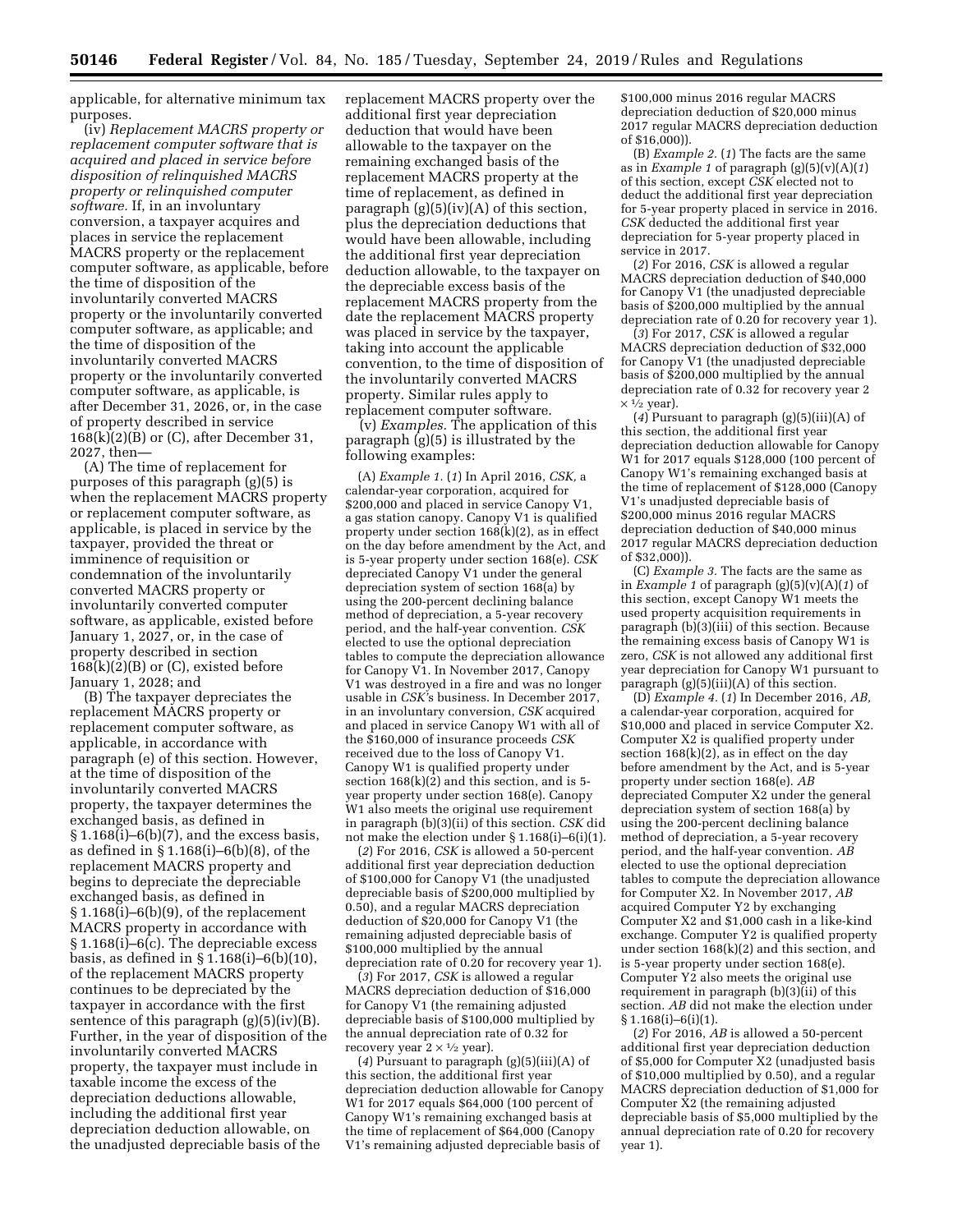applicable, for alternative minimum tax purposes.

(iv) *Replacement MACRS property or replacement computer software that is acquired and placed in service before disposition of relinquished MACRS property or relinquished computer software.* If, in an involuntary conversion, a taxpayer acquires and places in service the replacement MACRS property or the replacement computer software, as applicable, before the time of disposition of the involuntarily converted MACRS property or the involuntarily converted computer software, as applicable; and the time of disposition of the involuntarily converted MACRS property or the involuntarily converted computer software, as applicable, is after December 31, 2026, or, in the case of property described in section 168(k)(2)(B) or (C), after December 31, 2027, then—

(A) The time of replacement for purposes of this paragraph (g)(5) is when the replacement MACRS property or replacement computer software, as applicable, is placed in service by the taxpayer, provided the threat or imminence of requisition or condemnation of the involuntarily converted MACRS property or involuntarily converted computer software, as applicable, existed before January 1, 2027, or, in the case of property described in section 168(k)(2)(B) or (C), existed before January 1, 2028; and

(B) The taxpayer depreciates the replacement MACRS property or replacement computer software, as applicable, in accordance with paragraph (e) of this section. However, at the time of disposition of the involuntarily converted MACRS property, the taxpayer determines the exchanged basis, as defined in § 1.168(i)–6(b)(7), and the excess basis, as defined in § 1.168(i)–6(b)(8), of the replacement MACRS property and begins to depreciate the depreciable exchanged basis, as defined in § 1.168(i)–6(b)(9), of the replacement MACRS property in accordance with § 1.168(i)–6(c). The depreciable excess basis, as defined in § 1.168(i)–6(b)(10), of the replacement MACRS property continues to be depreciated by the taxpayer in accordance with the first sentence of this paragraph (g)(5)(iv)(B). Further, in the year of disposition of the involuntarily converted MACRS property, the taxpayer must include in taxable income the excess of the depreciation deductions allowable, including the additional first year depreciation deduction allowable, on the unadjusted depreciable basis of the replacement MACRS property over the additional first year depreciation deduction that would have been allowable to the taxpayer on the remaining exchanged basis of the replacement MACRS property at the time of replacement, as defined in paragraph (g)(5)(iv)(A) of this section, plus the depreciation deductions that would have been allowable, including the additional first year depreciation deduction allowable, to the taxpayer on the depreciable excess basis of the replacement MACRS property from the date the replacement MACRS property was placed in service by the taxpayer, taking into account the applicable convention, to the time of disposition of the involuntarily converted MACRS property. Similar rules apply to replacement computer software.

(v) *Examples.* The application of this paragraph (g)(5) is illustrated by the following examples:

(A) *Example 1.* (*1*) In April 2016, *CSK,* a calendar-year corporation, acquired for $200,000 and placed in service Canopy V1, a gas station canopy. Canopy V1 is qualified property under section 168(k)(2), as in effect on the day before amendment by the Act, and is 5-year property under section 168(e). *CSK* depreciated Canopy V1 under the general depreciation system of section 168(a) by using the 200-percent declining balance method of depreciation, a 5-year recovery period, and the half-year convention. *CSK* elected to use the optional depreciation tables to compute the depreciation allowance for Canopy V1. In November 2017, Canopy V1 was destroyed in a fire and was no longer usable in *CSK'*s business. In December 2017, in an involuntary conversion, *CSK* acquired and placed in service Canopy W1 with all of the $160,000 of insurance proceeds *CSK* received due to the loss of Canopy V1. Canopy W1 is qualified property under section 168(k)(2) and this section, and is 5-year property under section 168(e). Canopy W1 also meets the original use requirement in paragraph (b)(3)(ii) of this section. *CSK* did not make the election under § 1.168(i)–6(i)(1).

(*2*) For 2016, *CSK* is allowed a 50-percent additional first year depreciation deduction of $100,000 for Canopy V1 (the unadjusted depreciable basis of $200,000 multiplied by 0.50), and a regular MACRS depreciation deduction of $20,000 for Canopy V1 (the remaining adjusted depreciable basis of $100,000 multiplied by the annual depreciation rate of 0.20 for recovery year 1).

(*3*) For 2017, *CSK* is allowed a regular MACRS depreciation deduction of $16,000 for Canopy V1 (the remaining adjusted depreciable basis of $100,000 multiplied by the annual depreciation rate of 0.32 for recovery year 2 × ½ year).

(*4*) Pursuant to paragraph (g)(5)(iii)(A) of this section, the additional first year depreciation deduction allowable for Canopy W1 for 2017 equals $64,000 (100 percent of Canopy W1's remaining exchanged basis at the time of replacement of $64,000 (Canopy V1's remaining adjusted depreciable basis of $100,000 minus 2016 regular MACRS depreciation deduction of $20,000 minus 2017 regular MACRS depreciation deduction of $16,000)).

(B) *Example 2.* (*1*) The facts are the same as in *Example 1* of paragraph (g)(5)(v)(A)(*1*) of this section, except *CSK* elected not to deduct the additional first year depreciation for 5-year property placed in service in 2016. *CSK* deducted the additional first year depreciation for 5-year property placed in service in 2017.

(*2*) For 2016, *CSK* is allowed a regular MACRS depreciation deduction of $40,000 for Canopy V1 (the unadjusted depreciable basis of $200,000 multiplied by the annual depreciation rate of 0.20 for recovery year 1).

(*3*) For 2017, *CSK* is allowed a regular MACRS depreciation deduction of $32,000 for Canopy V1 (the unadjusted depreciable basis of $200,000 multiplied by the annual depreciation rate of 0.32 for recovery year 2 × ½ year).

(*4*) Pursuant to paragraph (g)(5)(iii)(A) of this section, the additional first year depreciation deduction allowable for Canopy W1 for 2017 equals $128,000 (100 percent of Canopy W1's remaining exchanged basis at the time of replacement of $128,000 (Canopy V1's unadjusted depreciable basis of $200,000 minus 2016 regular MACRS depreciation deduction of $40,000 minus 2017 regular MACRS depreciation deduction of $32,000)).

(C) *Example 3.* The facts are the same as in *Example 1* of paragraph (g)(5)(v)(A)(*1*) of this section, except Canopy W1 meets the used property acquisition requirements in paragraph (b)(3)(iii) of this section. Because the remaining excess basis of Canopy W1 is zero, *CSK* is not allowed any additional first year depreciation for Canopy W1 pursuant to paragraph (g)(5)(iii)(A) of this section.

(D) *Example 4.* (*1*) In December 2016, *AB,* a calendar-year corporation, acquired for $10,000 and placed in service Computer X2. Computer X2 is qualified property under section 168(k)(2), as in effect on the day before amendment by the Act, and is 5-year property under section 168(e). *AB* depreciated Computer X2 under the general depreciation system of section 168(a) by using the 200-percent declining balance method of depreciation, a 5-year recovery period, and the half-year convention. *AB* elected to use the optional depreciation tables to compute the depreciation allowance for Computer X2. In November 2017, *AB* acquired Computer Y2 by exchanging Computer X2 and $1,000 cash in a like-kind exchange. Computer Y2 is qualified property under section 168(k)(2) and this section, and is 5-year property under section 168(e). Computer Y2 also meets the original use requirement in paragraph (b)(3)(ii) of this section. *AB* did not make the election under § 1.168(i)–6(i)(1).

(*2*) For 2016, *AB* is allowed a 50-percent additional first year depreciation deduction of $5,000 for Computer X2 (unadjusted basis of $10,000 multiplied by 0.50), and a regular MACRS depreciation deduction of $1,000 for Computer X2 (the remaining adjusted depreciable basis of $5,000 multiplied by the annual depreciation rate of 0.20 for recovery year 1).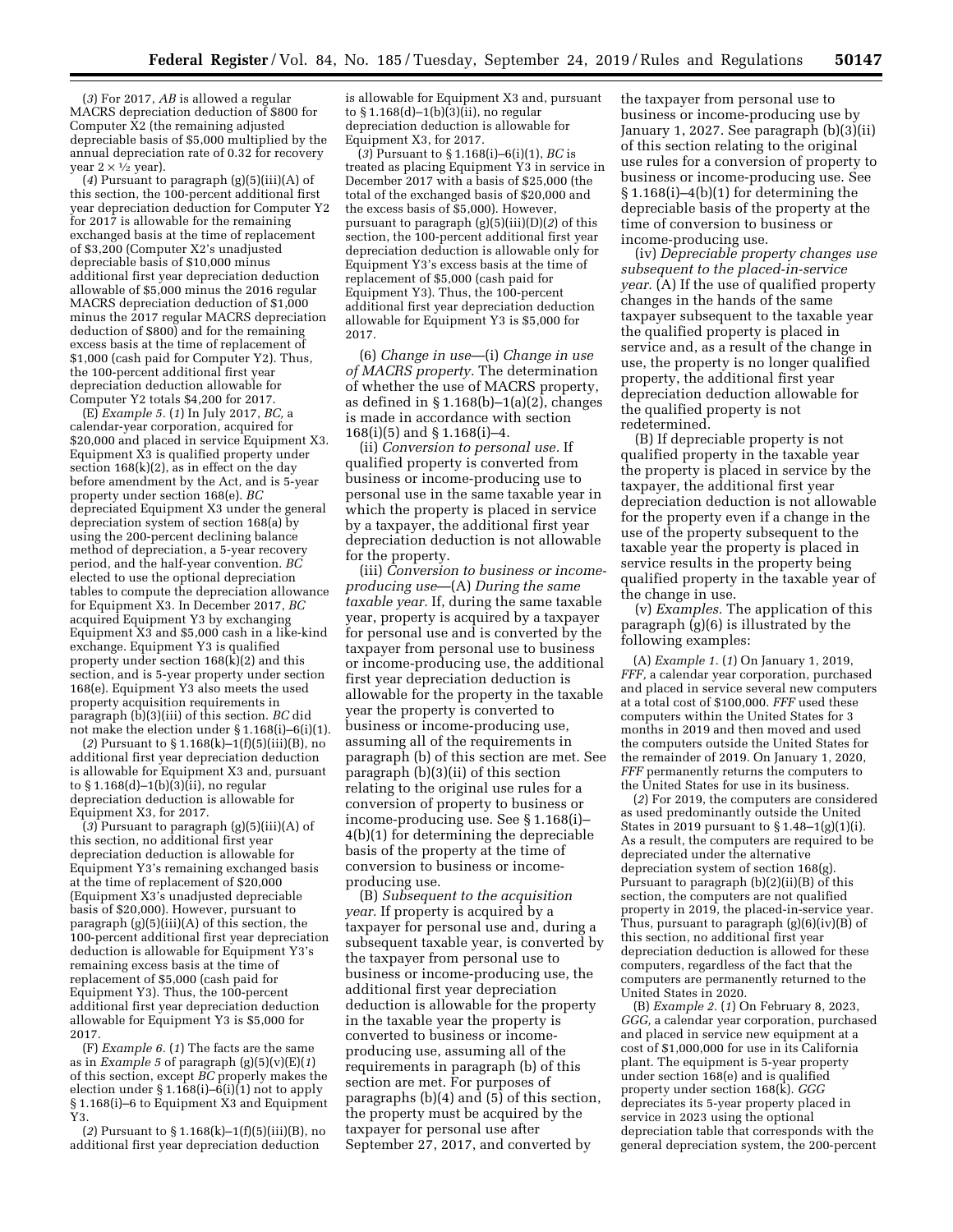(*3*) For 2017, *AB* is allowed a regular MACRS depreciation deduction of $800 for Computer X2 (the remaining adjusted depreciable basis of $5,000 multiplied by the annual depreciation rate of 0.32 for recovery year 2 × ½ year).

(*4*) Pursuant to paragraph (g)(5)(iii)(A) of this section, the 100-percent additional first year depreciation deduction for Computer Y2 for 2017 is allowable for the remaining exchanged basis at the time of replacement of $3,200 (Computer X2's unadjusted depreciable basis of $10,000 minus additional first year depreciation deduction allowable of $5,000 minus the 2016 regular MACRS depreciation deduction of $1,000 minus the 2017 regular MACRS depreciation deduction of $800) and for the remaining excess basis at the time of replacement of $1,000 (cash paid for Computer Y2). Thus, the 100-percent additional first year depreciation deduction allowable for Computer Y2 totals $4,200 for 2017.

(E) *Example 5.* (*1*) In July 2017, *BC,* a calendar-year corporation, acquired for $20,000 and placed in service Equipment X3. Equipment X3 is qualified property under section 168(k)(2), as in effect on the day before amendment by the Act, and is 5-year property under section 168(e). *BC* depreciated Equipment X3 under the general depreciation system of section 168(a) by using the 200-percent declining balance method of depreciation, a 5-year recovery period, and the half-year convention. *BC* elected to use the optional depreciation tables to compute the depreciation allowance for Equipment X3. In December 2017, *BC* acquired Equipment Y3 by exchanging Equipment X3 and $5,000 cash in a like-kind exchange. Equipment Y3 is qualified property under section 168(k)(2) and this section, and is 5-year property under section 168(e). Equipment Y3 also meets the used property acquisition requirements in paragraph (b)(3)(iii) of this section. *BC* did not make the election under § 1.168(i)–6(i)(1).

(*2*) Pursuant to § 1.168(k)–1(f)(5)(iii)(B), no additional first year depreciation deduction is allowable for Equipment X3 and, pursuant to § 1.168(d)–1(b)(3)(ii), no regular depreciation deduction is allowable for Equipment X3, for 2017.

(*3*) Pursuant to paragraph (g)(5)(iii)(A) of this section, no additional first year depreciation deduction is allowable for Equipment Y3's remaining exchanged basis at the time of replacement of $20,000 (Equipment X3's unadjusted depreciable basis of $20,000). However, pursuant to paragraph (g)(5)(iii)(A) of this section, the 100-percent additional first year depreciation deduction is allowable for Equipment Y3's remaining excess basis at the time of replacement of $5,000 (cash paid for Equipment Y3). Thus, the 100-percent additional first year depreciation deduction allowable for Equipment Y3 is $5,000 for 2017.

(F) *Example 6.* (*1*) The facts are the same as in *Example 5* of paragraph (g)(5)(v)(E)(*1*) of this section, except *BC* properly makes the election under § 1.168(i)–6(i)(1) not to apply § 1.168(i)–6 to Equipment X3 and Equipment Y3.

(*2*) Pursuant to § 1.168(k)–1(f)(5)(iii)(B), no additional first year depreciation deduction is allowable for Equipment X3 and, pursuant to § 1.168(d)–1(b)(3)(ii), no regular depreciation deduction is allowable for Equipment X3, for 2017.

(*3*) Pursuant to § 1.168(i)–6(i)(1), *BC* is treated as placing Equipment Y3 in service in December 2017 with a basis of $25,000 (the total of the exchanged basis of $20,000 and the excess basis of $5,000). However, pursuant to paragraph (g)(5)(iii)(D)(*2*) of this section, the 100-percent additional first year depreciation deduction is allowable only for Equipment Y3's excess basis at the time of replacement of $5,000 (cash paid for Equipment Y3). Thus, the 100-percent additional first year depreciation deduction allowable for Equipment Y3 is $5,000 for 2017.

(6) *Change in use*—(i) *Change in use of MACRS property.* The determination of whether the use of MACRS property, as defined in § 1.168(b)–1(a)(2), changes is made in accordance with section 168(i)(5) and § 1.168(i)–4.

(ii) *Conversion to personal use.* If qualified property is converted from business or income-producing use to personal use in the same taxable year in which the property is placed in service by a taxpayer, the additional first year depreciation deduction is not allowable for the property.

(iii) *Conversion to business or income-producing use*—(A) *During the same taxable year.* If, during the same taxable year, property is acquired by a taxpayer for personal use and is converted by the taxpayer from personal use to business or income-producing use, the additional first year depreciation deduction is allowable for the property in the taxable year the property is converted to business or income-producing use, assuming all of the requirements in paragraph (b) of this section are met. See paragraph (b)(3)(ii) of this section relating to the original use rules for a conversion of property to business or income-producing use. See § 1.168(i)–4(b)(1) for determining the depreciable basis of the property at the time of conversion to business or income-producing use.

(B) *Subsequent to the acquisition year.* If property is acquired by a taxpayer for personal use and, during a subsequent taxable year, is converted by the taxpayer from personal use to business or income-producing use, the additional first year depreciation deduction is allowable for the property in the taxable year the property is converted to business or income-producing use, assuming all of the requirements in paragraph (b) of this section are met. For purposes of paragraphs (b)(4) and (5) of this section, the property must be acquired by the taxpayer for personal use after September 27, 2017, and converted by the taxpayer from personal use to business or income-producing use by January 1, 2027. See paragraph (b)(3)(ii) of this section relating to the original use rules for a conversion of property to business or income-producing use. See § 1.168(i)–4(b)(1) for determining the depreciable basis of the property at the time of conversion to business or income-producing use.

(iv) *Depreciable property changes use subsequent to the placed-in-service year.* (A) If the use of qualified property changes in the hands of the same taxpayer subsequent to the taxable year the qualified property is placed in service and, as a result of the change in use, the property is no longer qualified property, the additional first year depreciation deduction allowable for the qualified property is not redetermined.

(B) If depreciable property is not qualified property in the taxable year the property is placed in service by the taxpayer, the additional first year depreciation deduction is not allowable for the property even if a change in the use of the property subsequent to the taxable year the property is placed in service results in the property being qualified property in the taxable year of the change in use.

(v) *Examples.* The application of this paragraph (g)(6) is illustrated by the following examples:

(A) *Example 1.* (*1*) On January 1, 2019, *FFF,* a calendar year corporation, purchased and placed in service several new computers at a total cost of $100,000. *FFF* used these computers within the United States for 3 months in 2019 and then moved and used the computers outside the United States for the remainder of 2019. On January 1, 2020, *FFF* permanently returns the computers to the United States for use in its business.

(*2*) For 2019, the computers are considered as used predominantly outside the United States in 2019 pursuant to § 1.48–1(g)(1)(i). As a result, the computers are required to be depreciated under the alternative depreciation system of section 168(g). Pursuant to paragraph (b)(2)(ii)(B) of this section, the computers are not qualified property in 2019, the placed-in-service year. Thus, pursuant to paragraph (g)(6)(iv)(B) of this section, no additional first year depreciation deduction is allowed for these computers, regardless of the fact that the computers are permanently returned to the United States in 2020.

(B) *Example 2.* (*1*) On February 8, 2023, *GGG,* a calendar year corporation, purchased and placed in service new equipment at a cost of $1,000,000 for use in its California plant. The equipment is 5-year property under section 168(e) and is qualified property under section 168(k). *GGG* depreciates its 5-year property placed in service in 2023 using the optional depreciation table that corresponds with the general depreciation system, the 200-percent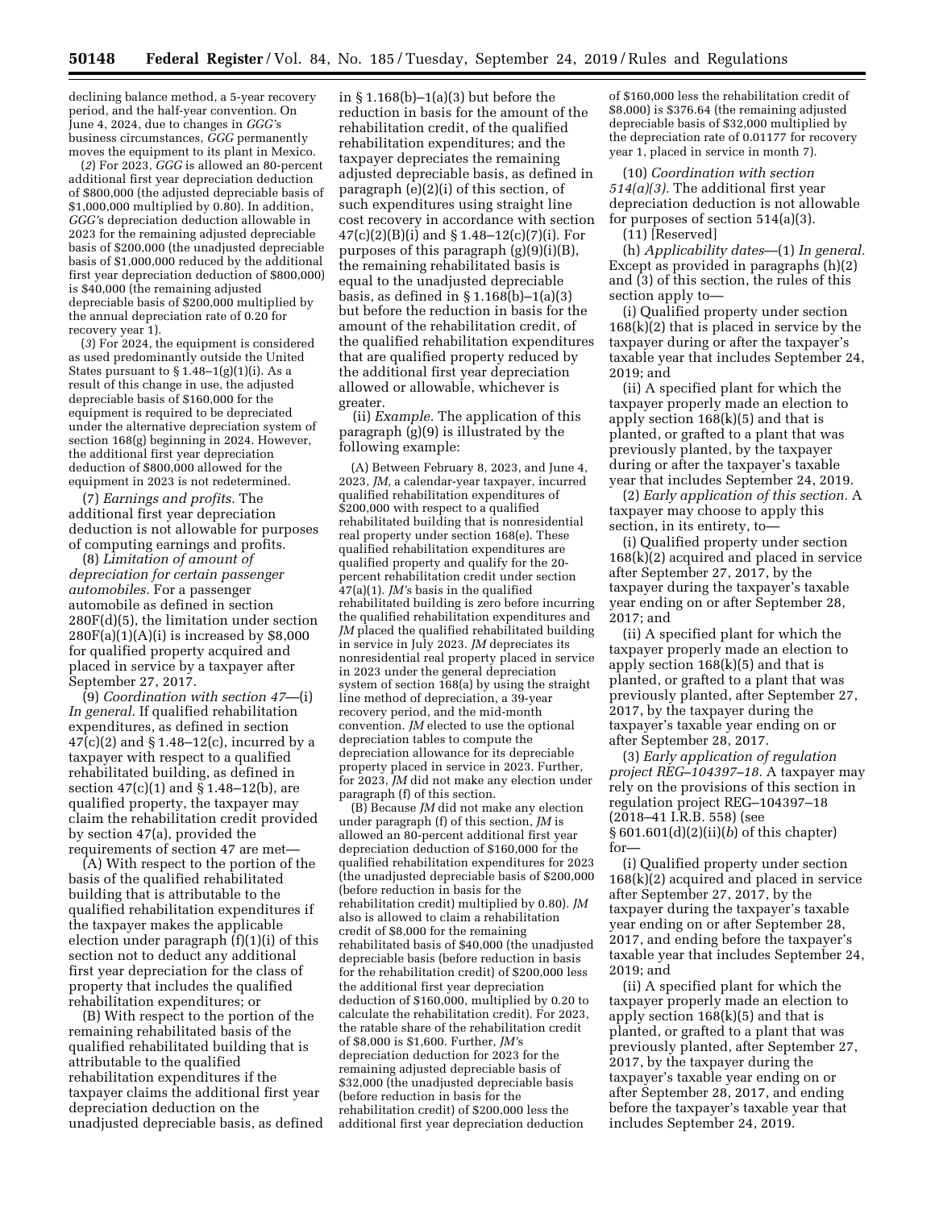declining balance method, a 5-year recovery period, and the half-year convention. On June 4, 2024, due to changes in *GGG'*s business circumstances, *GGG* permanently moves the equipment to its plant in Mexico.

(*2*) For 2023, *GGG* is allowed an 80-percent additional first year depreciation deduction of $800,000 (the adjusted depreciable basis of $1,000,000 multiplied by 0.80). In addition, *GGG'*s depreciation deduction allowable in 2023 for the remaining adjusted depreciable basis of $200,000 (the unadjusted depreciable basis of $1,000,000 reduced by the additional first year depreciation deduction of $800,000) is $40,000 (the remaining adjusted depreciable basis of $200,000 multiplied by the annual depreciation rate of 0.20 for recovery year 1).

(*3*) For 2024, the equipment is considered as used predominantly outside the United States pursuant to § 1.48–1(g)(1)(i). As a result of this change in use, the adjusted depreciable basis of $160,000 for the equipment is required to be depreciated under the alternative depreciation system of section 168(g) beginning in 2024. However, the additional first year depreciation deduction of $800,000 allowed for the equipment in 2023 is not redetermined.

(7) *Earnings and profits.* The additional first year depreciation deduction is not allowable for purposes of computing earnings and profits.

(8) *Limitation of amount of depreciation for certain passenger automobiles.* For a passenger automobile as defined in section 280F(d)(5), the limitation under section 280F(a)(1)(A)(i) is increased by $8,000 for qualified property acquired and placed in service by a taxpayer after September 27, 2017.

(9) *Coordination with section 47*—(i) *In general.* If qualified rehabilitation expenditures, as defined in section 47(c)(2) and § 1.48–12(c), incurred by a taxpayer with respect to a qualified rehabilitated building, as defined in section 47(c)(1) and § 1.48–12(b), are qualified property, the taxpayer may claim the rehabilitation credit provided by section 47(a), provided the requirements of section 47 are met—

(A) With respect to the portion of the basis of the qualified rehabilitated building that is attributable to the qualified rehabilitation expenditures if the taxpayer makes the applicable election under paragraph (f)(1)(i) of this section not to deduct any additional first year depreciation for the class of property that includes the qualified rehabilitation expenditures; or

(B) With respect to the portion of the remaining rehabilitated basis of the qualified rehabilitated building that is attributable to the qualified rehabilitation expenditures if the taxpayer claims the additional first year depreciation deduction on the unadjusted depreciable basis, as defined in § 1.168(b)–1(a)(3) but before the reduction in basis for the amount of the rehabilitation credit, of the qualified rehabilitation expenditures; and the taxpayer depreciates the remaining adjusted depreciable basis, as defined in paragraph (e)(2)(i) of this section, of such expenditures using straight line cost recovery in accordance with section 47(c)(2)(B)(i) and § 1.48–12(c)(7)(i). For purposes of this paragraph (g)(9)(i)(B), the remaining rehabilitated basis is equal to the unadjusted depreciable basis, as defined in § 1.168(b)–1(a)(3) but before the reduction in basis for the amount of the rehabilitation credit, of the qualified rehabilitation expenditures that are qualified property reduced by the additional first year depreciation allowed or allowable, whichever is greater.

(ii) *Example.* The application of this paragraph (g)(9) is illustrated by the following example:

(A) Between February 8, 2023, and June 4, 2023, *JM,* a calendar-year taxpayer, incurred qualified rehabilitation expenditures of $200,000 with respect to a qualified rehabilitated building that is nonresidential real property under section 168(e). These qualified rehabilitation expenditures are qualified property and qualify for the 20-percent rehabilitation credit under section 47(a)(1). *JM'*s basis in the qualified rehabilitated building is zero before incurring the qualified rehabilitation expenditures and *JM* placed the qualified rehabilitated building in service in July 2023. *JM* depreciates its nonresidential real property placed in service in 2023 under the general depreciation system of section 168(a) by using the straight line method of depreciation, a 39-year recovery period, and the mid-month convention. *JM* elected to use the optional depreciation tables to compute the depreciation allowance for its depreciable property placed in service in 2023. Further, for 2023, *JM* did not make any election under paragraph (f) of this section.

(B) Because *JM* did not make any election under paragraph (f) of this section, *JM* is allowed an 80-percent additional first year depreciation deduction of $160,000 for the qualified rehabilitation expenditures for 2023 (the unadjusted depreciable basis of $200,000 (before reduction in basis for the rehabilitation credit) multiplied by 0.80). *JM* also is allowed to claim a rehabilitation credit of $8,000 for the remaining rehabilitated basis of $40,000 (the unadjusted depreciable basis (before reduction in basis for the rehabilitation credit) of $200,000 less the additional first year depreciation deduction of $160,000, multiplied by 0.20 to calculate the rehabilitation credit). For 2023, the ratable share of the rehabilitation credit of $8,000 is $1,600. Further, *JM'*s depreciation deduction for 2023 for the remaining adjusted depreciable basis of $32,000 (the unadjusted depreciable basis (before reduction in basis for the rehabilitation credit) of $200,000 less the additional first year depreciation deduction of $160,000 less the rehabilitation credit of $8,000) is $376.64 (the remaining adjusted depreciable basis of $32,000 multiplied by the depreciation rate of 0.01177 for recovery year 1, placed in service in month 7).

(10) *Coordination with section 514(a)(3).* The additional first year depreciation deduction is not allowable for purposes of section 514(a)(3).

(11) [Reserved]

(h) *Applicability dates*—(1) *In general.* Except as provided in paragraphs (h)(2) and (3) of this section, the rules of this section apply to—

(i) Qualified property under section 168(k)(2) that is placed in service by the taxpayer during or after the taxpayer's taxable year that includes September 24, 2019; and

(ii) A specified plant for which the taxpayer properly made an election to apply section 168(k)(5) and that is planted, or grafted to a plant that was previously planted, by the taxpayer during or after the taxpayer's taxable year that includes September 24, 2019.

(2) *Early application of this section.* A taxpayer may choose to apply this section, in its entirety, to—

(i) Qualified property under section 168(k)(2) acquired and placed in service after September 27, 2017, by the taxpayer during the taxpayer's taxable year ending on or after September 28, 2017; and

(ii) A specified plant for which the taxpayer properly made an election to apply section 168(k)(5) and that is planted, or grafted to a plant that was previously planted, after September 27, 2017, by the taxpayer during the taxpayer's taxable year ending on or after September 28, 2017.

(3) *Early application of regulation project REG–104397–18.* A taxpayer may rely on the provisions of this section in regulation project REG–104397–18 (2018–41 I.R.B. 558) (see § 601.601(d)(2)(ii)(*b*) of this chapter) for—

(i) Qualified property under section 168(k)(2) acquired and placed in service after September 27, 2017, by the taxpayer during the taxpayer's taxable year ending on or after September 28, 2017, and ending before the taxpayer's taxable year that includes September 24, 2019; and

(ii) A specified plant for which the taxpayer properly made an election to apply section 168(k)(5) and that is planted, or grafted to a plant that was previously planted, after September 27, 2017, by the taxpayer during the taxpayer's taxable year ending on or after September 28, 2017, and ending before the taxpayer's taxable year that includes September 24, 2019.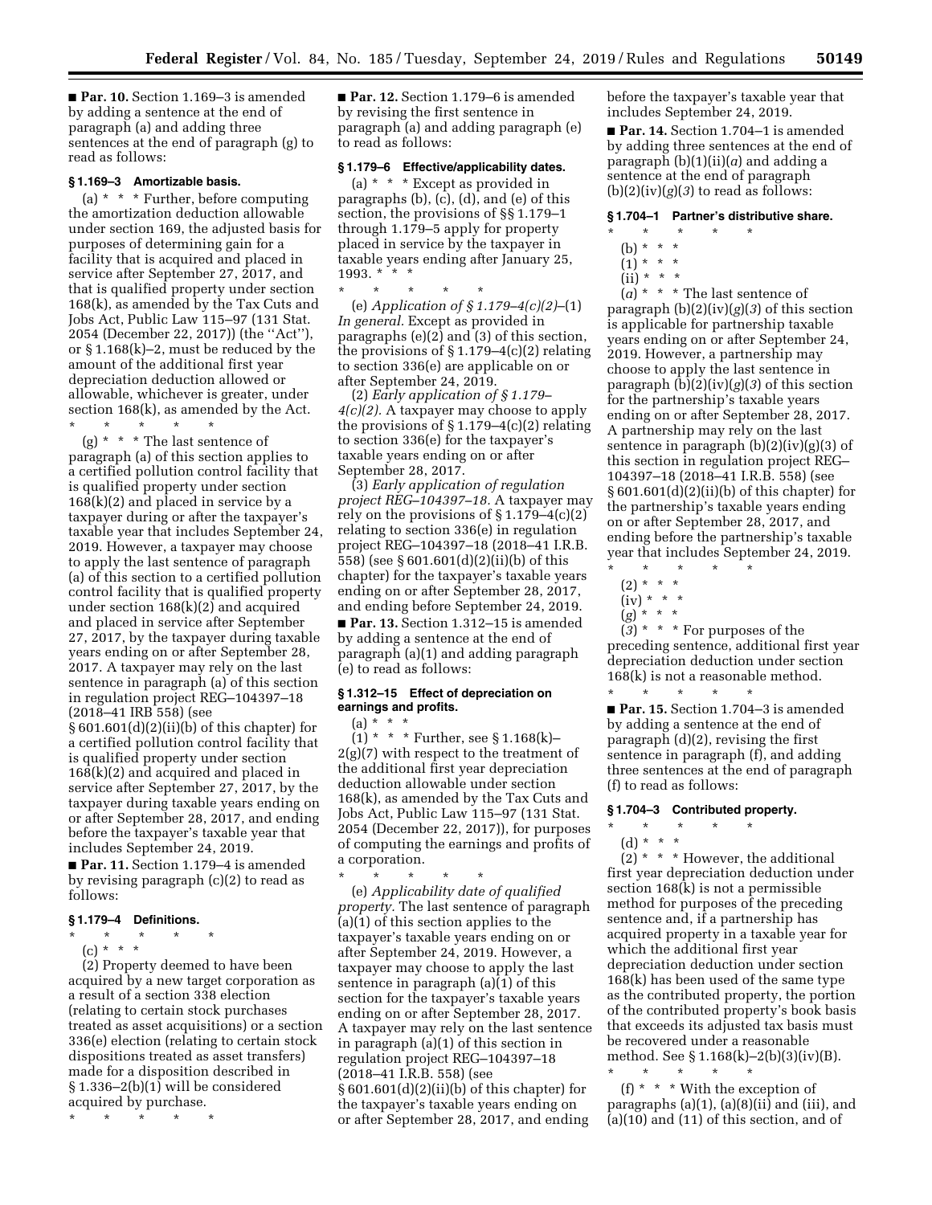■ **Par. 10.** Section 1.169–3 is amended by adding a sentence at the end of paragraph (a) and adding three sentences at the end of paragraph (g) to read as follows:

### § 1.169–3 Amortizable basis.

(a) * * * Further, before computing the amortization deduction allowable under section 169, the adjusted basis for purposes of determining gain for a facility that is acquired and placed in service after September 27, 2017, and that is qualified property under section 168(k), as amended by the Tax Cuts and Jobs Act, Public Law 115–97 (131 Stat. 2054 (December 22, 2017)) (the ''Act''), or § 1.168(k)–2, must be reduced by the amount of the additional first year depreciation deduction allowed or allowable, whichever is greater, under section 168(k), as amended by the Act.

\* \* \* \* \*

(g) * * * The last sentence of paragraph (a) of this section applies to a certified pollution control facility that is qualified property under section 168(k)(2) and placed in service by a taxpayer during or after the taxpayer's taxable year that includes September 24, 2019. However, a taxpayer may choose to apply the last sentence of paragraph (a) of this section to a certified pollution control facility that is qualified property under section 168(k)(2) and acquired and placed in service after September 27, 2017, by the taxpayer during taxable years ending on or after September 28, 2017. A taxpayer may rely on the last sentence in paragraph (a) of this section in regulation project REG–104397–18 (2018–41 IRB 558) (see § 601.601(d)(2)(ii)(b) of this chapter) for a certified pollution control facility that is qualified property under section 168(k)(2) and acquired and placed in service after September 27, 2017, by the taxpayer during taxable years ending on or after September 28, 2017, and ending before the taxpayer's taxable year that includes September 24, 2019.

■ **Par. 11.** Section 1.179–4 is amended by revising paragraph (c)(2) to read as follows:

### § 1.179–4 Definitions.

\* \* \* \* \*

(c) * * *

(2) Property deemed to have been acquired by a new target corporation as a result of a section 338 election (relating to certain stock purchases treated as asset acquisitions) or a section 336(e) election (relating to certain stock dispositions treated as asset transfers) made for a disposition described in § 1.336–2(b)(1) will be considered acquired by purchase.

\* \* \* \* \*

■ **Par. 12.** Section 1.179–6 is amended by revising the first sentence in paragraph (a) and adding paragraph (e) to read as follows:

### § 1.179–6 Effective/applicability dates.

(a) * * * Except as provided in paragraphs (b), (c), (d), and (e) of this section, the provisions of §§ 1.179–1 through 1.179–5 apply for property placed in service by the taxpayer in taxable years ending after January 25, 1993. * * *

\* \* \* \* \*

(e) *Application of § 1.179–4(c)(2)*–(1) *In general.* Except as provided in paragraphs (e)(2) and (3) of this section, the provisions of § 1.179–4(c)(2) relating to section 336(e) are applicable on or after September 24, 2019.

(2) *Early application of § 1.179–4(c)(2).* A taxpayer may choose to apply the provisions of § 1.179–4(c)(2) relating to section 336(e) for the taxpayer's taxable years ending on or after September 28, 2017.

(3) *Early application of regulation project REG–104397–18.* A taxpayer may rely on the provisions of § 1.179–4(c)(2) relating to section 336(e) in regulation project REG–104397–18 (2018–41 I.R.B. 558) (see § 601.601(d)(2)(ii)(b) of this chapter) for the taxpayer's taxable years ending on or after September 28, 2017, and ending before September 24, 2019.

■ **Par. 13.** Section 1.312–15 is amended by adding a sentence at the end of paragraph (a)(1) and adding paragraph (e) to read as follows:

### § 1.312–15 Effect of depreciation on earnings and profits.

(a) * * *

(1) * * * Further, see § 1.168(k)–2(g)(7) with respect to the treatment of the additional first year depreciation deduction allowable under section 168(k), as amended by the Tax Cuts and Jobs Act, Public Law 115–97 (131 Stat. 2054 (December 22, 2017)), for purposes of computing the earnings and profits of a corporation.

\* \* \* \* \*

(e) *Applicability date of qualified property.* The last sentence of paragraph (a)(1) of this section applies to the taxpayer's taxable years ending on or after September 24, 2019. However, a taxpayer may choose to apply the last sentence in paragraph (a)(1) of this section for the taxpayer's taxable years ending on or after September 28, 2017. A taxpayer may rely on the last sentence in paragraph (a)(1) of this section in regulation project REG–104397–18 (2018–41 I.R.B. 558) (see § 601.601(d)(2)(ii)(b) of this chapter) for the taxpayer's taxable years ending on or after September 28, 2017, and ending before the taxpayer's taxable year that includes September 24, 2019.

■ **Par. 14.** Section 1.704–1 is amended by adding three sentences at the end of paragraph (b)(1)(ii)(*a*) and adding a sentence at the end of paragraph (b)(2)(iv)(*g*)(*3*) to read as follows:

### § 1.704–1 Partner's distributive share.

\* \* \* \* \*

(b) * * *

(1) * * *

(ii) * * *

(*a*) * * * The last sentence of paragraph (b)(2)(iv)(*g*)(*3*) of this section is applicable for partnership taxable years ending on or after September 24, 2019. However, a partnership may choose to apply the last sentence in paragraph (b)(2)(iv)(*g*)(*3*) of this section for the partnership's taxable years ending on or after September 28, 2017. A partnership may rely on the last sentence in paragraph (b)(2)(iv)(g)(3) of this section in regulation project REG–104397–18 (2018–41 I.R.B. 558) (see § 601.601(d)(2)(ii)(b) of this chapter) for the partnership's taxable years ending on or after September 28, 2017, and ending before the partnership's taxable year that includes September 24, 2019.

\* \* \* \* \*

(2) * * *

(iv) * * *

(*g*) * * *

(*3*) * * * For purposes of the preceding sentence, additional first year depreciation deduction under section 168(k) is not a reasonable method.

\* \* \* \* \*

■ **Par. 15.** Section 1.704–3 is amended by adding a sentence at the end of paragraph (d)(2), revising the first sentence in paragraph (f), and adding three sentences at the end of paragraph (f) to read as follows:

### § 1.704–3 Contributed property.

\* \* \* \* \*

(d) * * *

(2) * * * However, the additional first year depreciation deduction under section 168(k) is not a permissible method for purposes of the preceding sentence and, if a partnership has acquired property in a taxable year for which the additional first year depreciation deduction under section 168(k) has been used of the same type as the contributed property, the portion of the contributed property's book basis that exceeds its adjusted tax basis must be recovered under a reasonable method. See § 1.168(k)–2(b)(3)(iv)(B).

\* \* \* \* \*

(f) * * * With the exception of paragraphs (a)(1), (a)(8)(ii) and (iii), and (a)(10) and (11) of this section, and of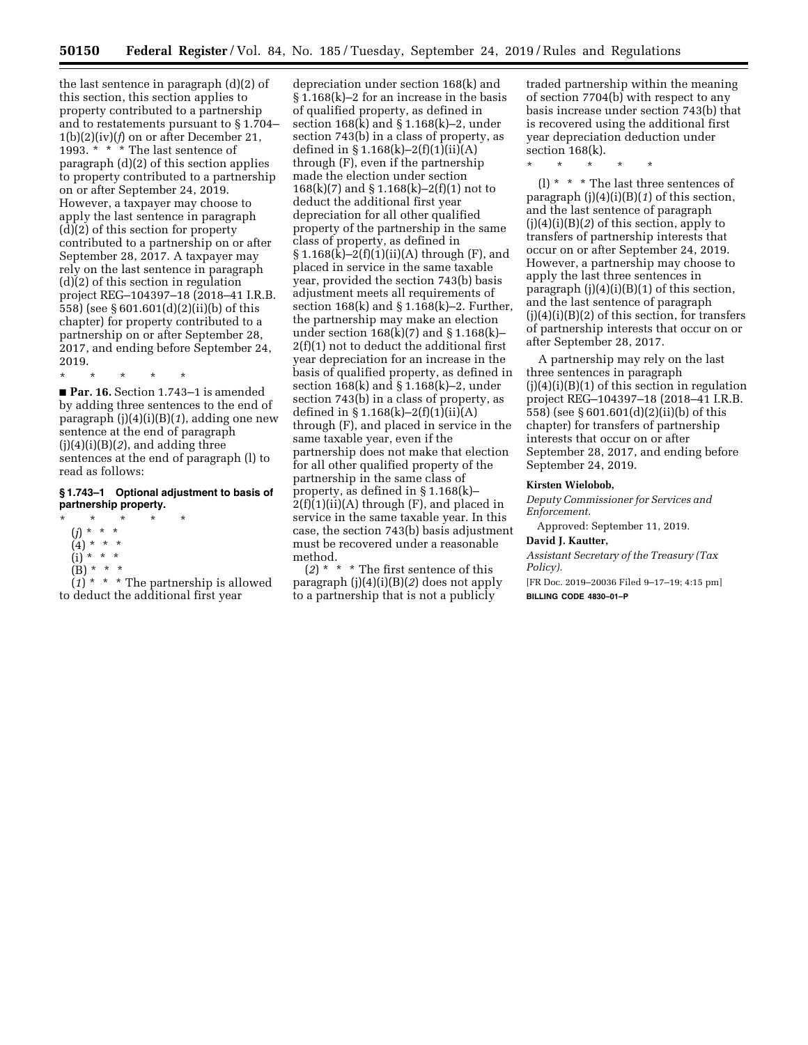the last sentence in paragraph (d)(2) of this section, this section applies to property contributed to a partnership and to restatements pursuant to § 1.704–1(b)(2)(iv)(*f*) on or after December 21, 1993. * * * The last sentence of paragraph (d)(2) of this section applies to property contributed to a partnership on or after September 24, 2019. However, a taxpayer may choose to apply the last sentence in paragraph (d)(2) of this section for property contributed to a partnership on or after September 28, 2017. A taxpayer may rely on the last sentence in paragraph (d)(2) of this section in regulation project REG–104397–18 (2018–41 I.R.B. 558) (see § 601.601(d)(2)(ii)(b) of this chapter) for property contributed to a partnership on or after September 28, 2017, and ending before September 24, 2019.

\* \* \* \* \*

■ **Par. 16.** Section 1.743–1 is amended by adding three sentences to the end of paragraph (j)(4)(i)(B)(*1*), adding one new sentence at the end of paragraph (j)(4)(i)(B)(*2*), and adding three sentences at the end of paragraph (l) to read as follows:

#### § 1.743–1 Optional adjustment to basis of partnership property.

\* \* \* \* \*

(*j*) * * *

(4) * * *

(i) * * *

(B) * * *

(*1*) * * * The partnership is allowed to deduct the additional first year depreciation under section 168(k) and § 1.168(k)–2 for an increase in the basis of qualified property, as defined in section 168(k) and § 1.168(k)–2, under section 743(b) in a class of property, as defined in § 1.168(k)–2(f)(1)(ii)(A) through (F), even if the partnership made the election under section 168(k)(7) and § 1.168(k)–2(f)(1) not to deduct the additional first year depreciation for all other qualified property of the partnership in the same class of property, as defined in § 1.168(k)–2(f)(1)(ii)(A) through (F), and placed in service in the same taxable year, provided the section 743(b) basis adjustment meets all requirements of section 168(k) and § 1.168(k)–2. Further, the partnership may make an election under section 168(k)(7) and § 1.168(k)–2(f)(1) not to deduct the additional first year depreciation for an increase in the basis of qualified property, as defined in section 168(k) and § 1.168(k)–2, under section 743(b) in a class of property, as defined in § 1.168(k)–2(f)(1)(ii)(A) through (F), and placed in service in the same taxable year, even if the partnership does not make that election for all other qualified property of the partnership in the same class of property, as defined in § 1.168(k)–2(f)(1)(ii)(A) through (F), and placed in service in the same taxable year. In this case, the section 743(b) basis adjustment must be recovered under a reasonable method.

(*2*) * * * The first sentence of this paragraph (j)(4)(i)(B)(*2*) does not apply to a partnership that is not a publicly traded partnership within the meaning of section 7704(b) with respect to any basis increase under section 743(b) that is recovered using the additional first year depreciation deduction under section 168(k).

\* \* \* \* \*

(l) * * * The last three sentences of paragraph (j)(4)(i)(B)(*1*) of this section, and the last sentence of paragraph (j)(4)(i)(B)(*2*) of this section, apply to transfers of partnership interests that occur on or after September 24, 2019. However, a partnership may choose to apply the last three sentences in paragraph (j)(4)(i)(B)(1) of this section, and the last sentence of paragraph (j)(4)(i)(B)(2) of this section, for transfers of partnership interests that occur on or after September 28, 2017.

A partnership may rely on the last three sentences in paragraph (j)(4)(i)(B)(1) of this section in regulation project REG–104397–18 (2018–41 I.R.B. 558) (see § 601.601(d)(2)(ii)(b) of this chapter) for transfers of partnership interests that occur on or after September 28, 2017, and ending before September 24, 2019.

**Kirsten Wielobob,**

*Deputy Commissioner for Services and Enforcement.*

Approved: September 11, 2019.

**David J. Kautter,**

*Assistant Secretary of the Treasury (Tax Policy).*

[FR Doc. 2019–20036 Filed 9–17–19; 4:15 pm]

**BILLING CODE 4830–01–P**